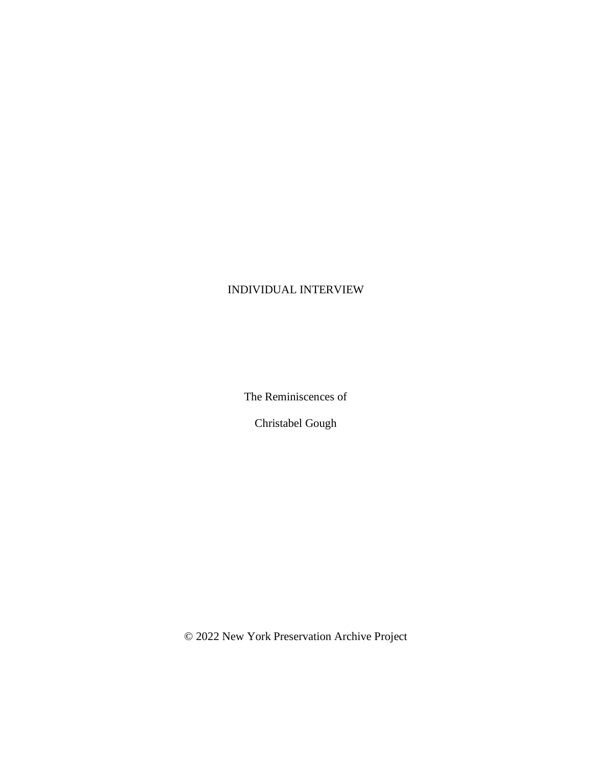INDIVIDUAL INTERVIEW

The Reminiscences of

Christabel Gough

© 2022 New York Preservation Archive Project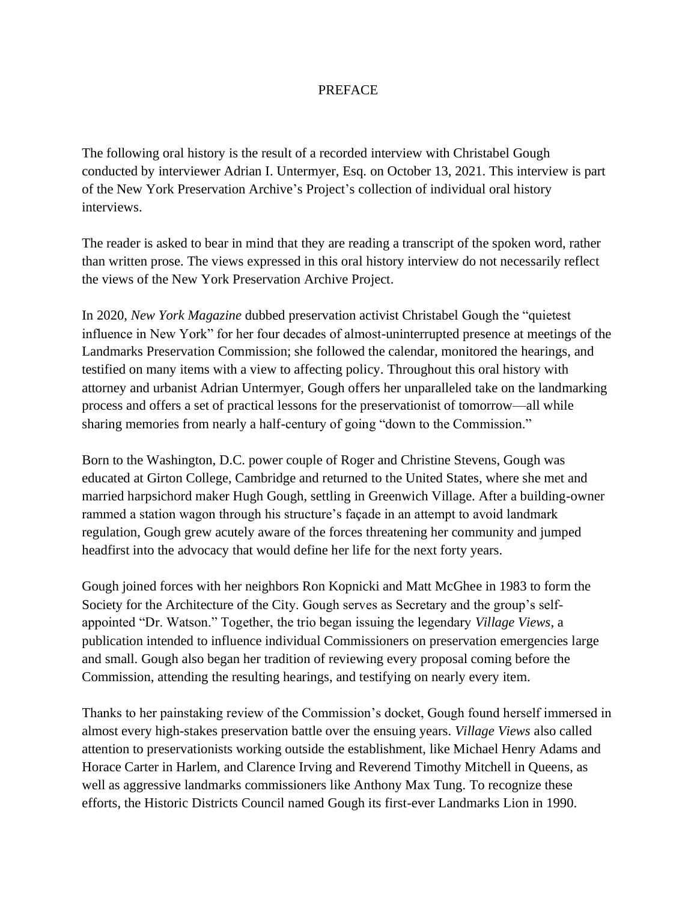# PREFACE

The following oral history is the result of a recorded interview with Christabel Gough conducted by interviewer Adrian I. Untermyer, Esq. on October 13, 2021. This interview is part of the New York Preservation Archive's Project's collection of individual oral history interviews.

The reader is asked to bear in mind that they are reading a transcript of the spoken word, rather than written prose. The views expressed in this oral history interview do not necessarily reflect the views of the New York Preservation Archive Project.

In 2020, *New York Magazine* dubbed preservation activist Christabel Gough the "quietest influence in New York" for her four decades of almost-uninterrupted presence at meetings of the Landmarks Preservation Commission; she followed the calendar, monitored the hearings, and testified on many items with a view to affecting policy. Throughout this oral history with attorney and urbanist Adrian Untermyer, Gough offers her unparalleled take on the landmarking process and offers a set of practical lessons for the preservationist of tomorrow—all while sharing memories from nearly a half-century of going "down to the Commission."

Born to the Washington, D.C. power couple of Roger and Christine Stevens, Gough was educated at Girton College, Cambridge and returned to the United States, where she met and married harpsichord maker Hugh Gough, settling in Greenwich Village. After a building-owner rammed a station wagon through his structure's façade in an attempt to avoid landmark regulation, Gough grew acutely aware of the forces threatening her community and jumped headfirst into the advocacy that would define her life for the next forty years.

Gough joined forces with her neighbors Ron Kopnicki and Matt McGhee in 1983 to form the Society for the Architecture of the City. Gough serves as Secretary and the group's self-appointed "Dr. Watson." Together, the trio began issuing the legendary *Village Views*, a publication intended to influence individual Commissioners on preservation emergencies large and small. Gough also began her tradition of reviewing every proposal coming before the Commission, attending the resulting hearings, and testifying on nearly every item.

Thanks to her painstaking review of the Commission's docket, Gough found herself immersed in almost every high-stakes preservation battle over the ensuing years. *Village Views* also called attention to preservationists working outside the establishment, like Michael Henry Adams and Horace Carter in Harlem, and Clarence Irving and Reverend Timothy Mitchell in Queens, as well as aggressive landmarks commissioners like Anthony Max Tung. To recognize these efforts, the Historic Districts Council named Gough its first-ever Landmarks Lion in 1990.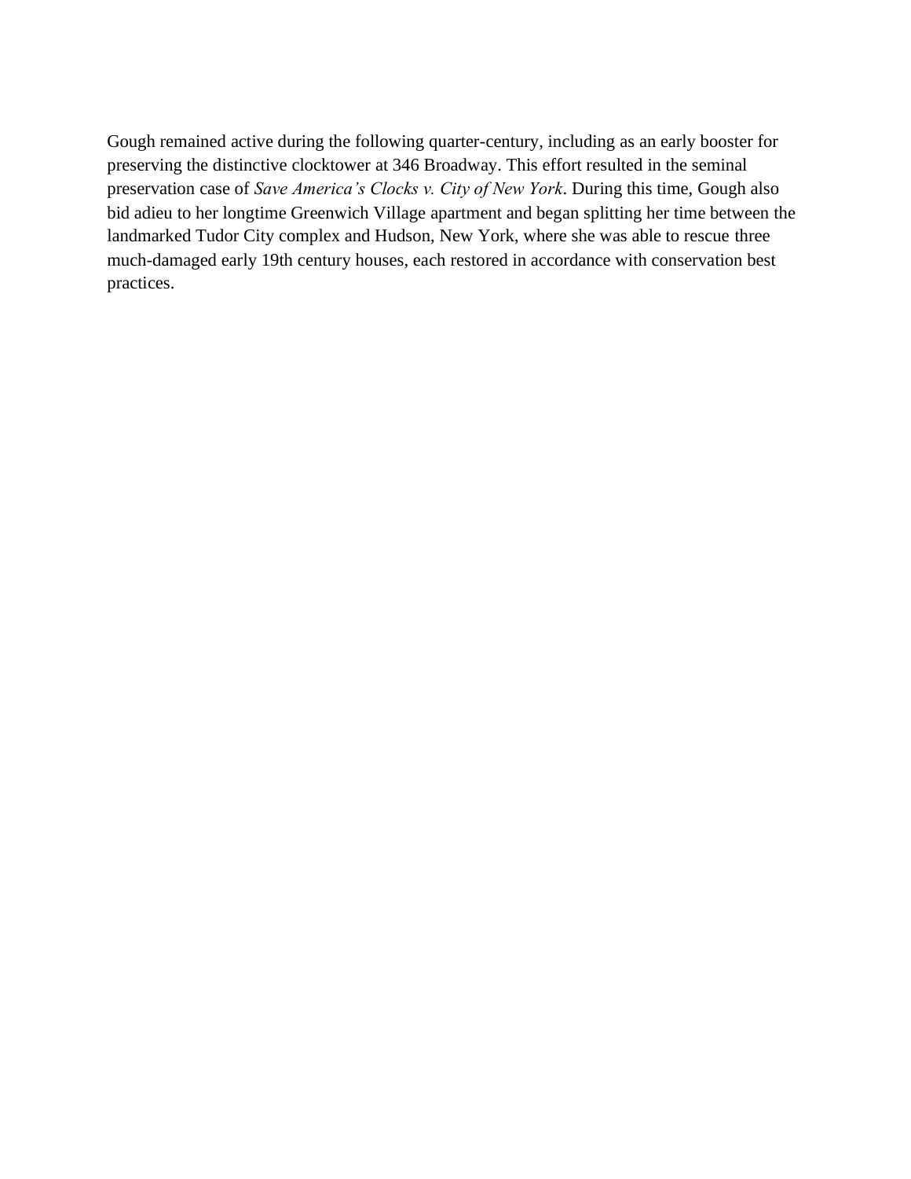Gough remained active during the following quarter-century, including as an early booster for preserving the distinctive clocktower at 346 Broadway. This effort resulted in the seminal preservation case of *Save America's Clocks v. City of New York*. During this time, Gough also bid adieu to her longtime Greenwich Village apartment and began splitting her time between the landmarked Tudor City complex and Hudson, New York, where she was able to rescue three much-damaged early 19th century houses, each restored in accordance with conservation best practices.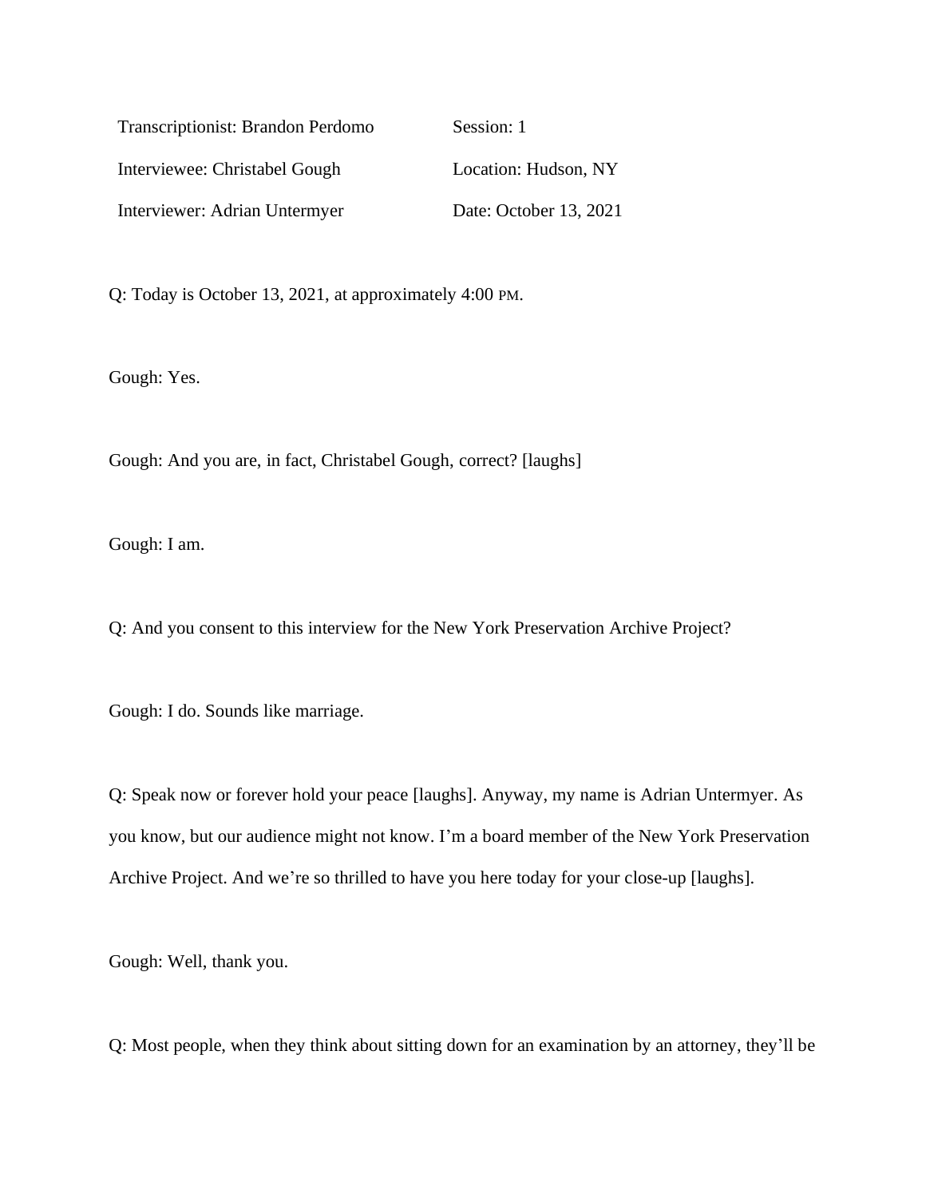| | |
|---|---|
| Transcriptionist: Brandon Perdomo | Session: 1 |
| Interviewee: Christabel Gough | Location: Hudson, NY |
| Interviewer: Adrian Untermyer | Date: October 13, 2021 |

Q: Today is October 13, 2021, at approximately 4:00 PM.

Gough: Yes.

Gough: And you are, in fact, Christabel Gough, correct? [laughs]

Gough: I am.

Q: And you consent to this interview for the New York Preservation Archive Project?

Gough: I do. Sounds like marriage.

Q: Speak now or forever hold your peace [laughs]. Anyway, my name is Adrian Untermyer. As you know, but our audience might not know. I'm a board member of the New York Preservation Archive Project. And we're so thrilled to have you here today for your close-up [laughs].

Gough: Well, thank you.

Q: Most people, when they think about sitting down for an examination by an attorney, they'll be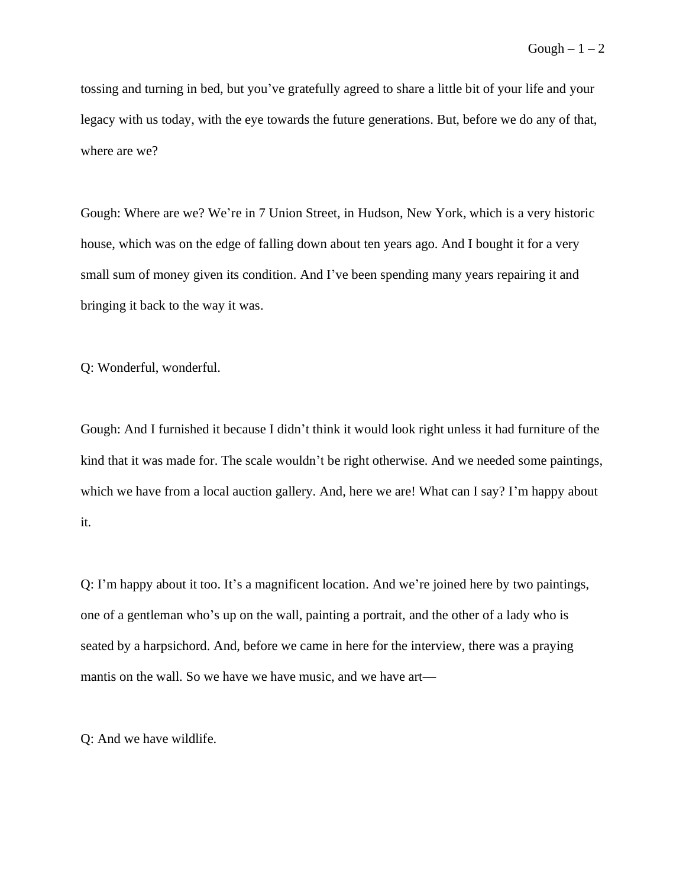tossing and turning in bed, but you've gratefully agreed to share a little bit of your life and your legacy with us today, with the eye towards the future generations. But, before we do any of that, where are we?

Gough: Where are we? We're in 7 Union Street, in Hudson, New York, which is a very historic house, which was on the edge of falling down about ten years ago. And I bought it for a very small sum of money given its condition. And I've been spending many years repairing it and bringing it back to the way it was.

Q: Wonderful, wonderful.

Gough: And I furnished it because I didn't think it would look right unless it had furniture of the kind that it was made for. The scale wouldn't be right otherwise. And we needed some paintings, which we have from a local auction gallery. And, here we are! What can I say? I'm happy about it.

Q: I'm happy about it too. It's a magnificent location. And we're joined here by two paintings, one of a gentleman who's up on the wall, painting a portrait, and the other of a lady who is seated by a harpsichord. And, before we came in here for the interview, there was a praying mantis on the wall. So we have we have music, and we have art—

Q: And we have wildlife.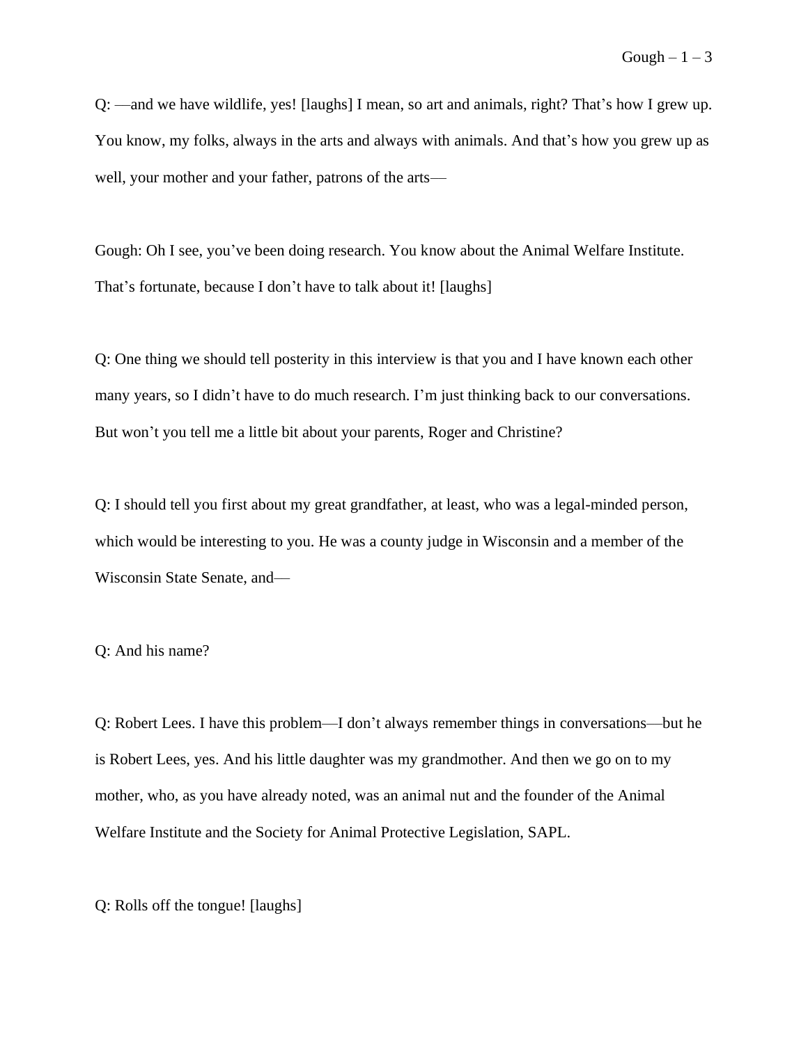Q: —and we have wildlife, yes! [laughs] I mean, so art and animals, right? That's how I grew up. You know, my folks, always in the arts and always with animals. And that's how you grew up as well, your mother and your father, patrons of the arts—

Gough: Oh I see, you've been doing research. You know about the Animal Welfare Institute. That's fortunate, because I don't have to talk about it! [laughs]

Q: One thing we should tell posterity in this interview is that you and I have known each other many years, so I didn't have to do much research. I'm just thinking back to our conversations. But won't you tell me a little bit about your parents, Roger and Christine?

Q: I should tell you first about my great grandfather, at least, who was a legal-minded person, which would be interesting to you. He was a county judge in Wisconsin and a member of the Wisconsin State Senate, and—

Q: And his name?

Q: Robert Lees. I have this problem—I don't always remember things in conversations—but he is Robert Lees, yes. And his little daughter was my grandmother. And then we go on to my mother, who, as you have already noted, was an animal nut and the founder of the Animal Welfare Institute and the Society for Animal Protective Legislation, SAPL.

Q: Rolls off the tongue! [laughs]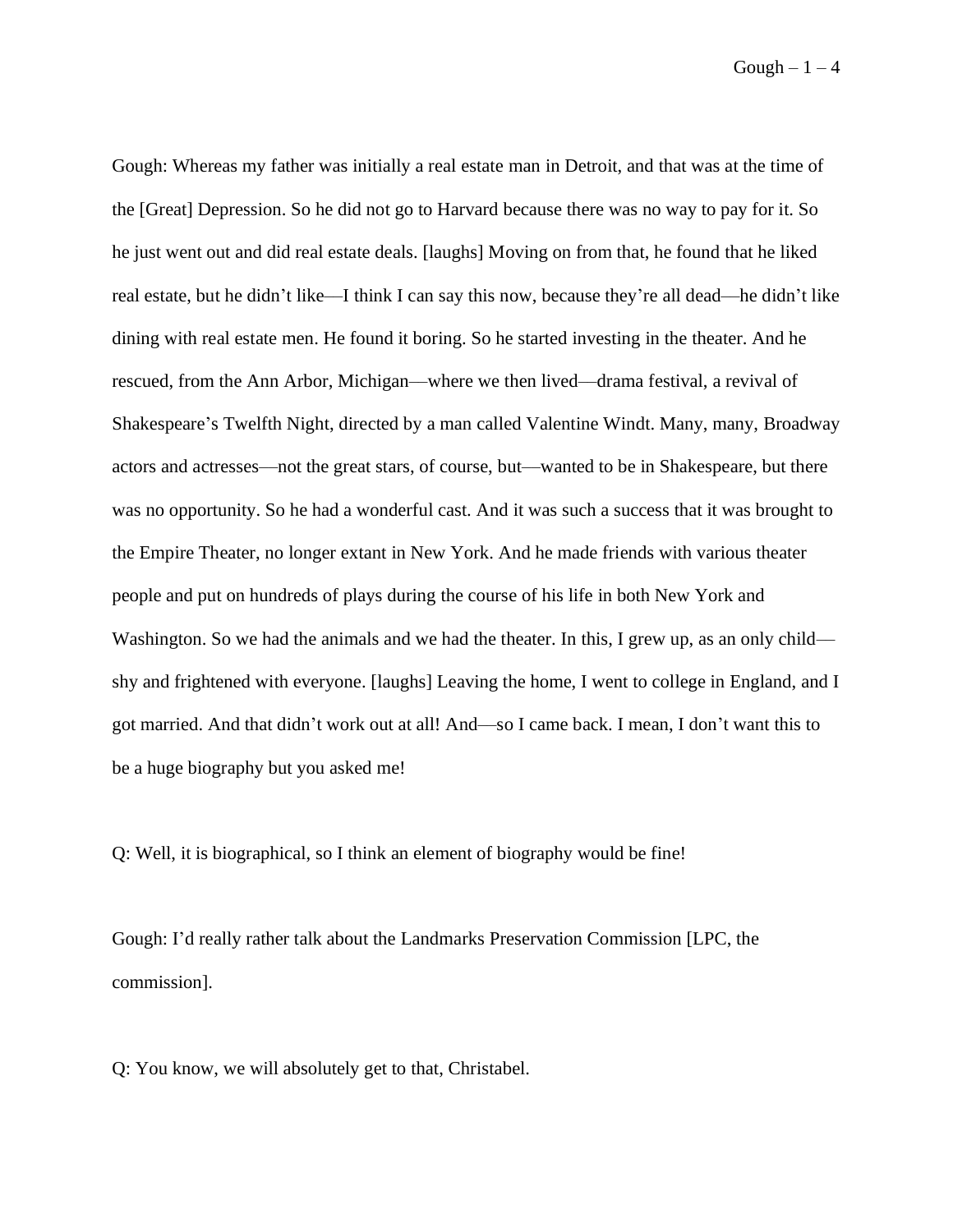Gough: Whereas my father was initially a real estate man in Detroit, and that was at the time of the [Great] Depression. So he did not go to Harvard because there was no way to pay for it. So he just went out and did real estate deals. [laughs] Moving on from that, he found that he liked real estate, but he didn't like—I think I can say this now, because they're all dead—he didn't like dining with real estate men. He found it boring. So he started investing in the theater. And he rescued, from the Ann Arbor, Michigan—where we then lived—drama festival, a revival of Shakespeare's Twelfth Night, directed by a man called Valentine Windt. Many, many, Broadway actors and actresses—not the great stars, of course, but—wanted to be in Shakespeare, but there was no opportunity. So he had a wonderful cast. And it was such a success that it was brought to the Empire Theater, no longer extant in New York. And he made friends with various theater people and put on hundreds of plays during the course of his life in both New York and Washington. So we had the animals and we had the theater. In this, I grew up, as an only child—shy and frightened with everyone. [laughs] Leaving the home, I went to college in England, and I got married. And that didn't work out at all! And—so I came back. I mean, I don't want this to be a huge biography but you asked me!

Q: Well, it is biographical, so I think an element of biography would be fine!

Gough: I'd really rather talk about the Landmarks Preservation Commission [LPC, the commission].

Q: You know, we will absolutely get to that, Christabel.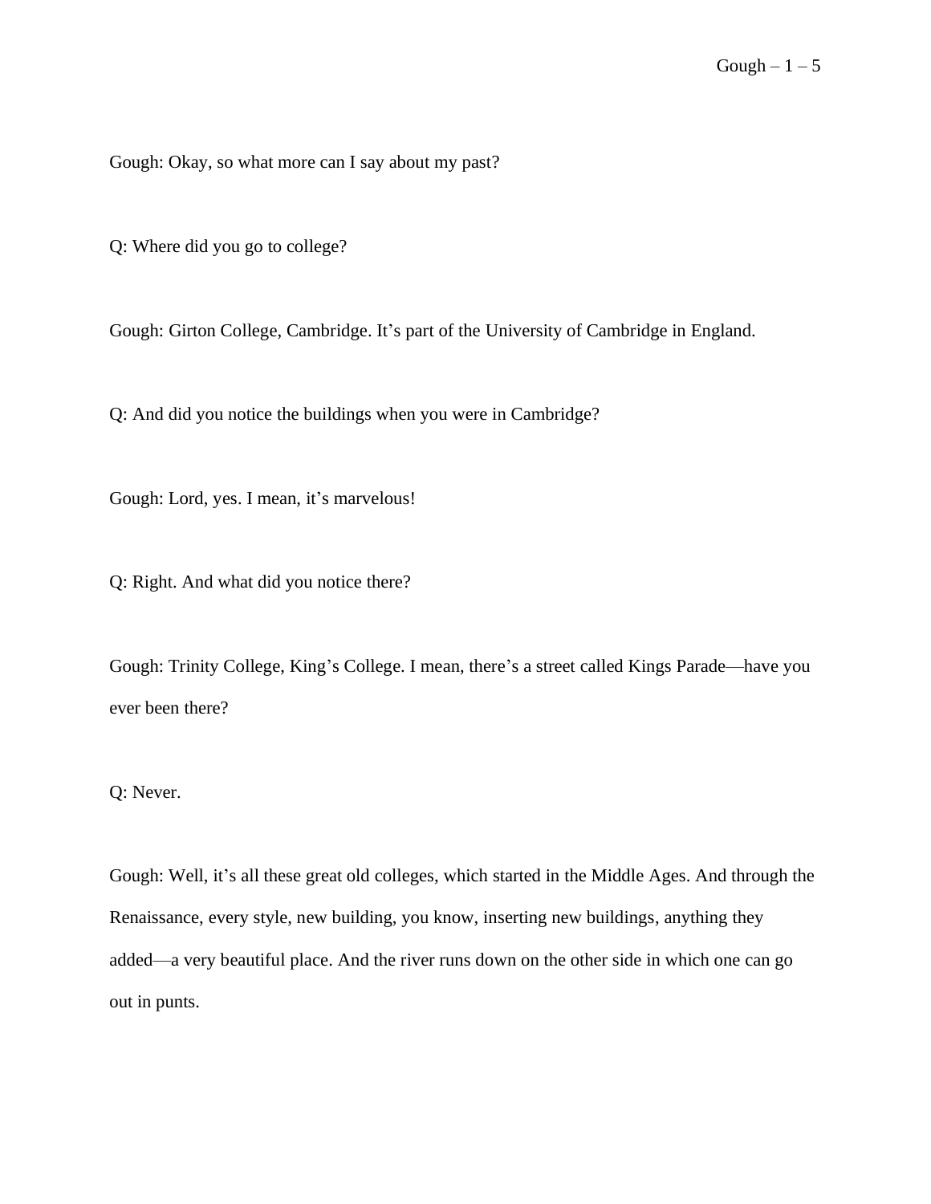Gough: Okay, so what more can I say about my past?

Q: Where did you go to college?

Gough: Girton College, Cambridge. It's part of the University of Cambridge in England.

Q: And did you notice the buildings when you were in Cambridge?

Gough: Lord, yes. I mean, it's marvelous!

Q: Right. And what did you notice there?

Gough: Trinity College, King's College. I mean, there's a street called Kings Parade—have you ever been there?

Q: Never.

Gough: Well, it's all these great old colleges, which started in the Middle Ages. And through the Renaissance, every style, new building, you know, inserting new buildings, anything they added—a very beautiful place. And the river runs down on the other side in which one can go out in punts.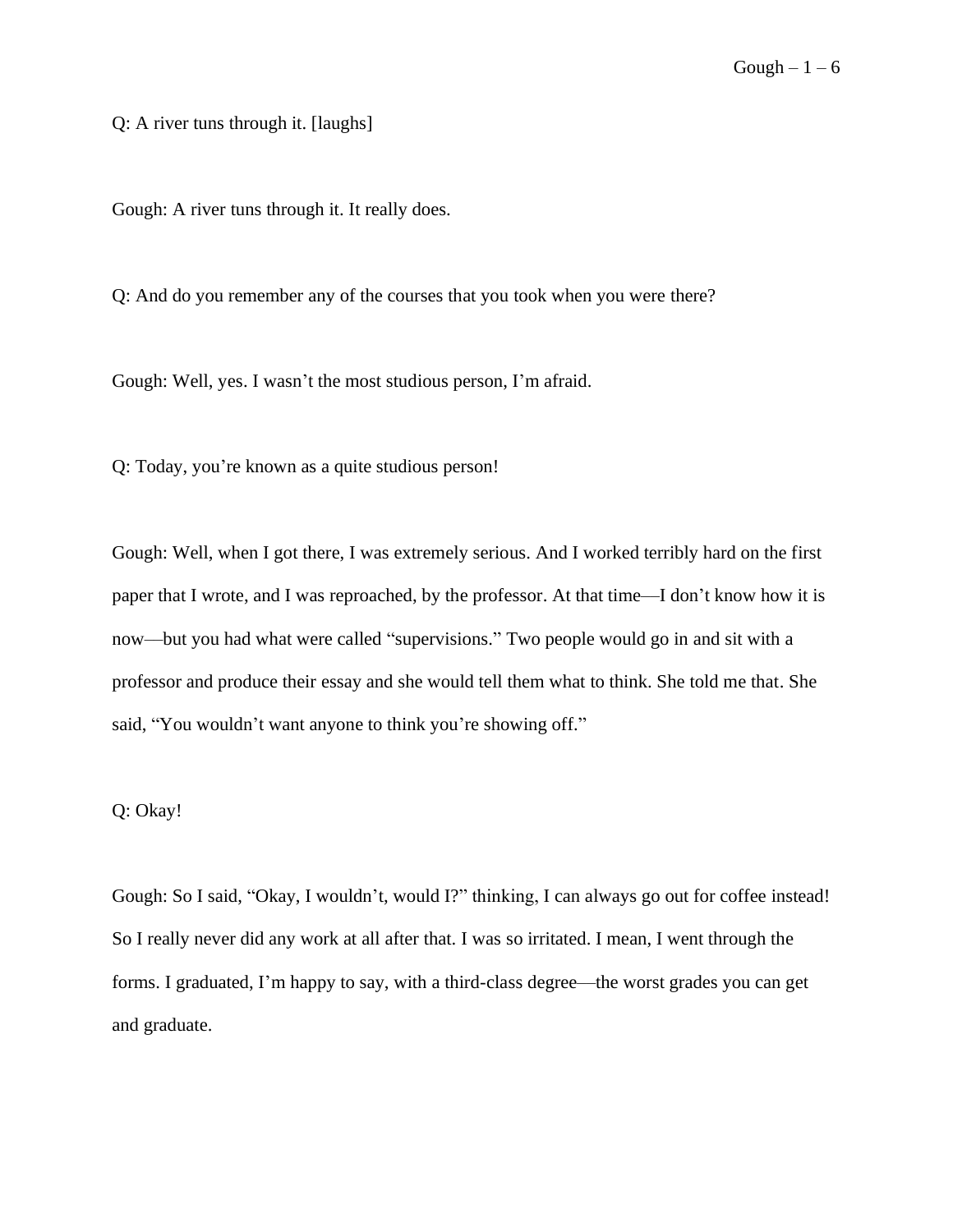Q: A river tuns through it. [laughs]

Gough: A river tuns through it. It really does.

Q: And do you remember any of the courses that you took when you were there?

Gough: Well, yes. I wasn't the most studious person, I'm afraid.

Q: Today, you're known as a quite studious person!

Gough: Well, when I got there, I was extremely serious. And I worked terribly hard on the first paper that I wrote, and I was reproached, by the professor. At that time—I don't know how it is now—but you had what were called "supervisions." Two people would go in and sit with a professor and produce their essay and she would tell them what to think. She told me that. She said, "You wouldn't want anyone to think you're showing off."

Q: Okay!

Gough: So I said, "Okay, I wouldn't, would I?" thinking, I can always go out for coffee instead! So I really never did any work at all after that. I was so irritated. I mean, I went through the forms. I graduated, I'm happy to say, with a third-class degree—the worst grades you can get and graduate.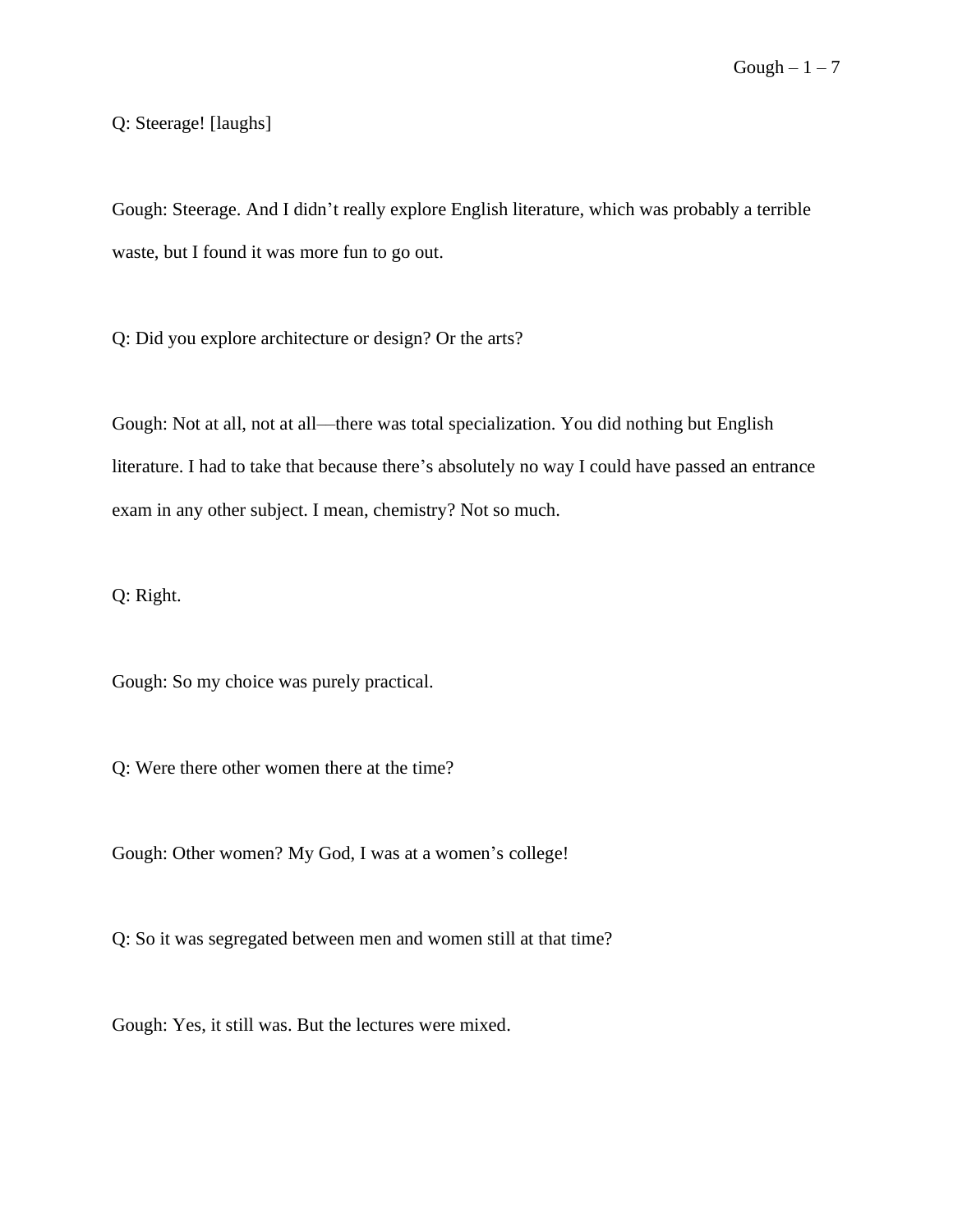Q: Steerage! [laughs]

Gough: Steerage. And I didn't really explore English literature, which was probably a terrible waste, but I found it was more fun to go out.

Q: Did you explore architecture or design? Or the arts?

Gough: Not at all, not at all—there was total specialization. You did nothing but English literature. I had to take that because there's absolutely no way I could have passed an entrance exam in any other subject. I mean, chemistry? Not so much.

Q: Right.

Gough: So my choice was purely practical.

Q: Were there other women there at the time?

Gough: Other women? My God, I was at a women's college!

Q: So it was segregated between men and women still at that time?

Gough: Yes, it still was. But the lectures were mixed.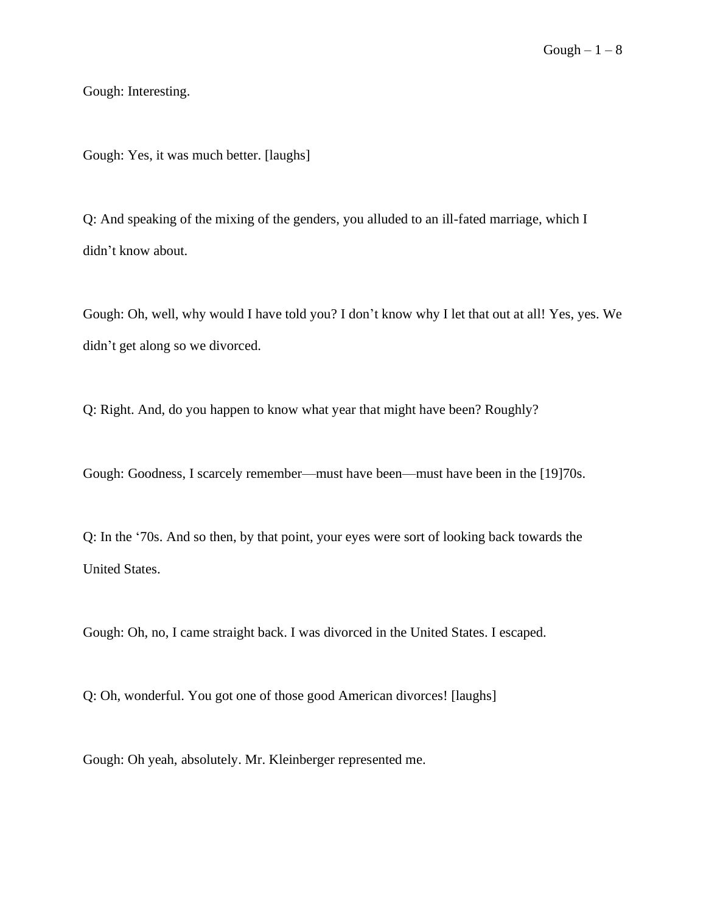Gough: Interesting.

Gough: Yes, it was much better. [laughs]

Q: And speaking of the mixing of the genders, you alluded to an ill-fated marriage, which I didn't know about.

Gough: Oh, well, why would I have told you? I don't know why I let that out at all! Yes, yes. We didn't get along so we divorced.

Q: Right. And, do you happen to know what year that might have been? Roughly?

Gough: Goodness, I scarcely remember—must have been—must have been in the [19]70s.

Q: In the '70s. And so then, by that point, your eyes were sort of looking back towards the United States.

Gough: Oh, no, I came straight back. I was divorced in the United States. I escaped.

Q: Oh, wonderful. You got one of those good American divorces! [laughs]

Gough: Oh yeah, absolutely. Mr. Kleinberger represented me.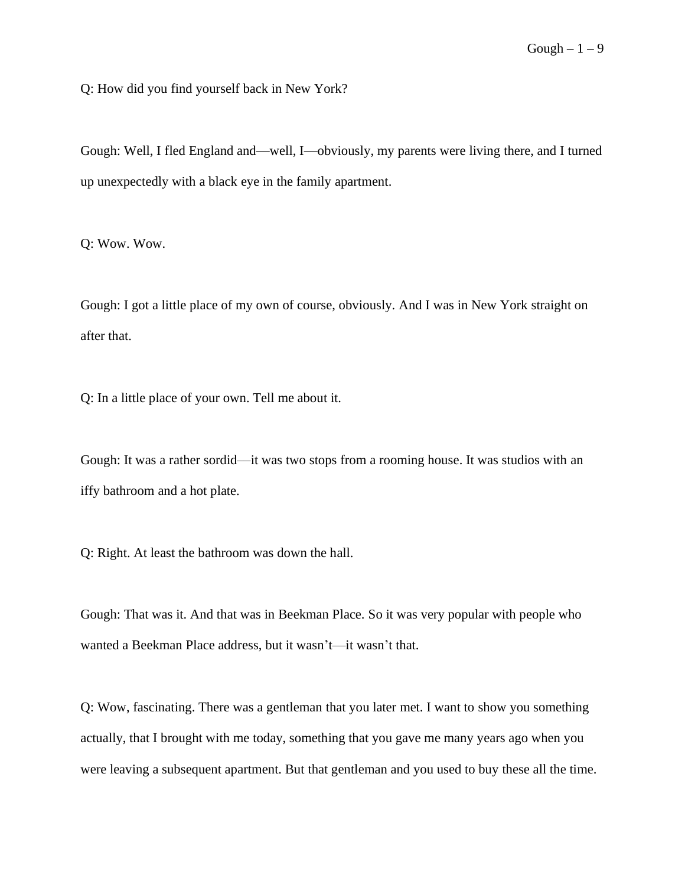Q: How did you find yourself back in New York?

Gough: Well, I fled England and—well, I—obviously, my parents were living there, and I turned up unexpectedly with a black eye in the family apartment.

Q: Wow. Wow.

Gough: I got a little place of my own of course, obviously. And I was in New York straight on after that.

Q: In a little place of your own. Tell me about it.

Gough: It was a rather sordid—it was two stops from a rooming house. It was studios with an iffy bathroom and a hot plate.

Q: Right. At least the bathroom was down the hall.

Gough: That was it. And that was in Beekman Place. So it was very popular with people who wanted a Beekman Place address, but it wasn't—it wasn't that.

Q: Wow, fascinating. There was a gentleman that you later met. I want to show you something actually, that I brought with me today, something that you gave me many years ago when you were leaving a subsequent apartment. But that gentleman and you used to buy these all the time.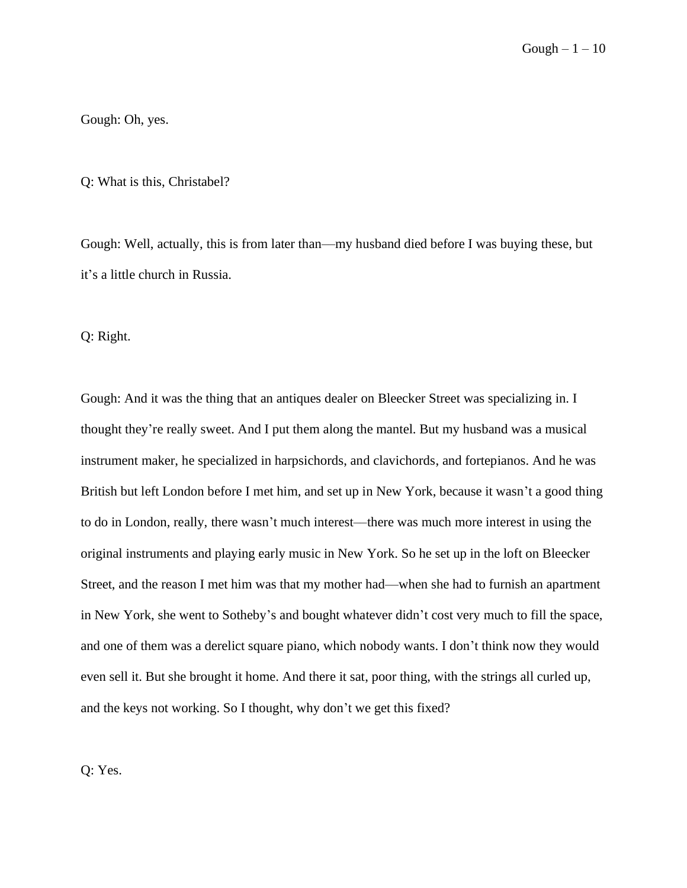Gough: Oh, yes.

Q: What is this, Christabel?

Gough: Well, actually, this is from later than—my husband died before I was buying these, but it's a little church in Russia.

Q: Right.

Gough: And it was the thing that an antiques dealer on Bleecker Street was specializing in. I thought they're really sweet. And I put them along the mantel. But my husband was a musical instrument maker, he specialized in harpsichords, and clavichords, and fortepianos. And he was British but left London before I met him, and set up in New York, because it wasn't a good thing to do in London, really, there wasn't much interest—there was much more interest in using the original instruments and playing early music in New York. So he set up in the loft on Bleecker Street, and the reason I met him was that my mother had—when she had to furnish an apartment in New York, she went to Sotheby's and bought whatever didn't cost very much to fill the space, and one of them was a derelict square piano, which nobody wants. I don't think now they would even sell it. But she brought it home. And there it sat, poor thing, with the strings all curled up, and the keys not working. So I thought, why don't we get this fixed?

Q: Yes.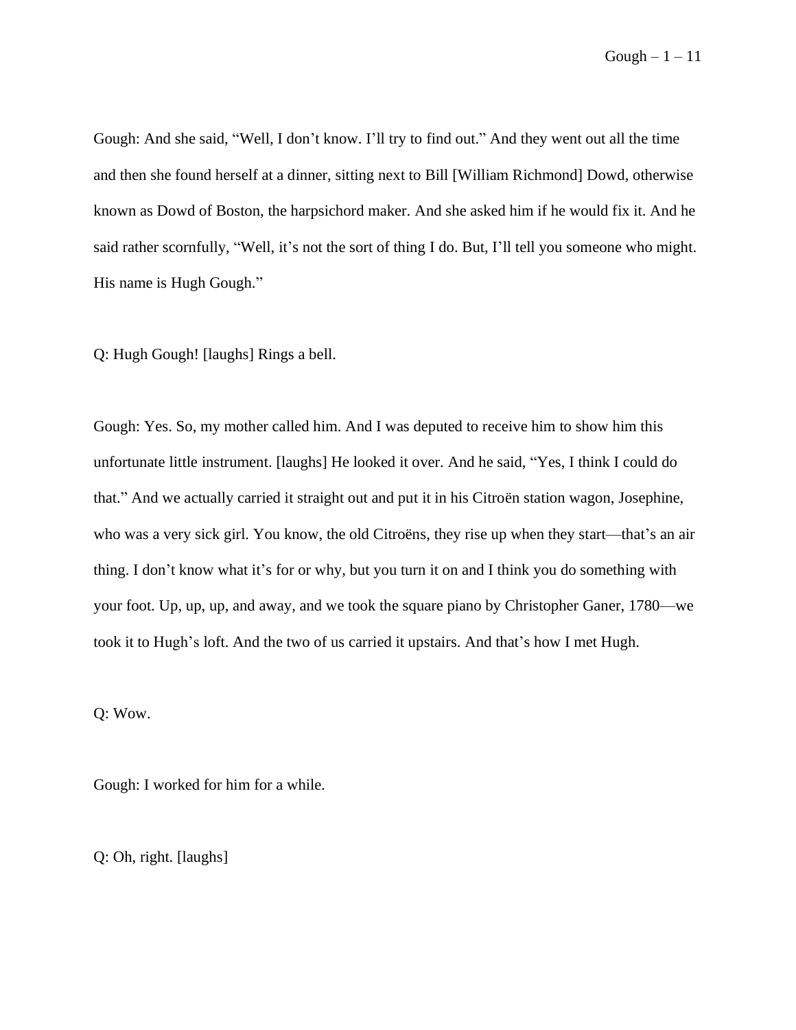Gough: And she said, "Well, I don't know. I'll try to find out." And they went out all the time and then she found herself at a dinner, sitting next to Bill [William Richmond] Dowd, otherwise known as Dowd of Boston, the harpsichord maker. And she asked him if he would fix it. And he said rather scornfully, "Well, it's not the sort of thing I do. But, I'll tell you someone who might. His name is Hugh Gough."

Q: Hugh Gough! [laughs] Rings a bell.

Gough: Yes. So, my mother called him. And I was deputed to receive him to show him this unfortunate little instrument. [laughs] He looked it over. And he said, "Yes, I think I could do that." And we actually carried it straight out and put it in his Citroën station wagon, Josephine, who was a very sick girl. You know, the old Citroëns, they rise up when they start—that's an air thing. I don't know what it's for or why, but you turn it on and I think you do something with your foot. Up, up, up, and away, and we took the square piano by Christopher Ganer, 1780—we took it to Hugh's loft. And the two of us carried it upstairs. And that's how I met Hugh.

Q: Wow.

Gough: I worked for him for a while.

Q: Oh, right. [laughs]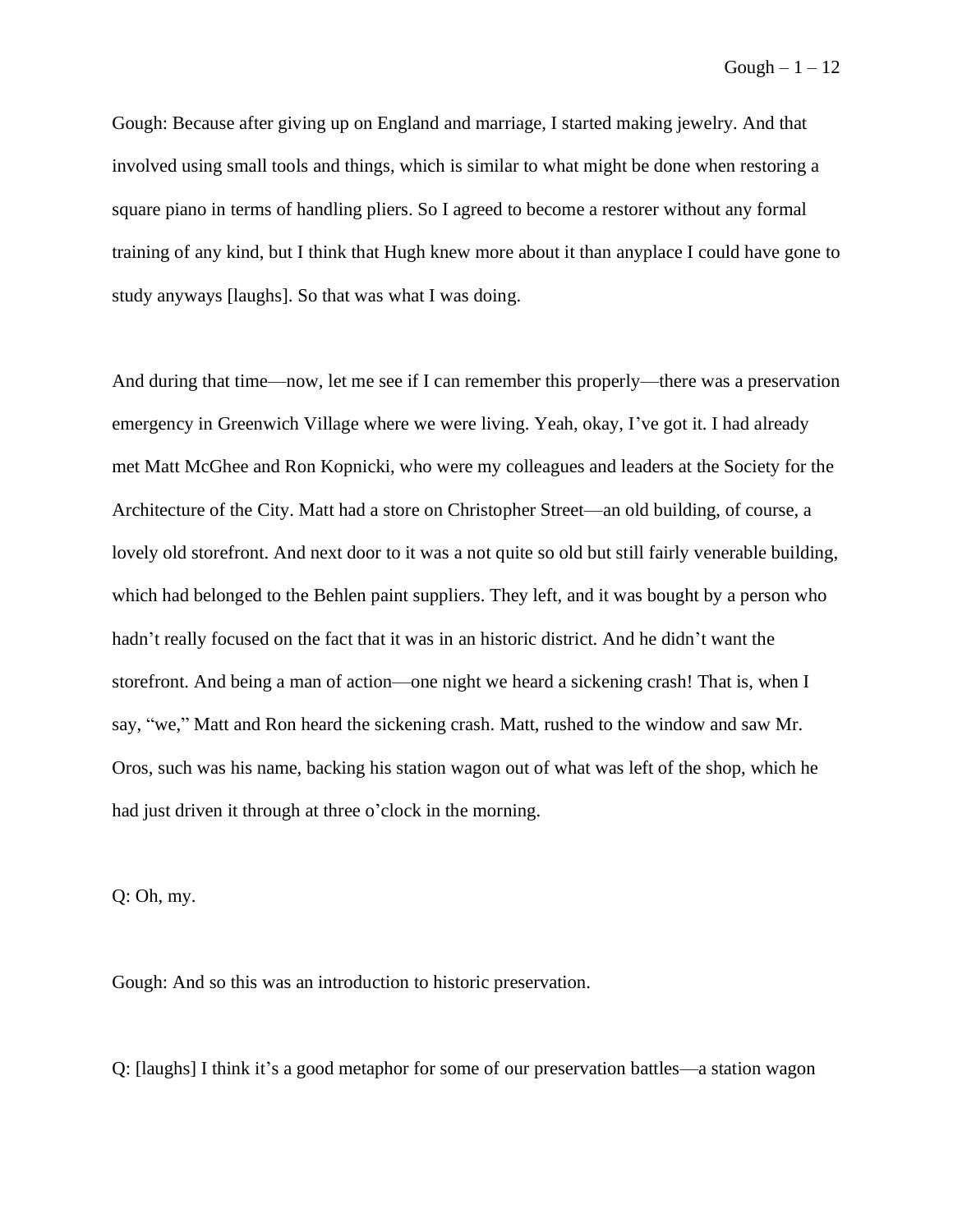Gough: Because after giving up on England and marriage, I started making jewelry. And that involved using small tools and things, which is similar to what might be done when restoring a square piano in terms of handling pliers. So I agreed to become a restorer without any formal training of any kind, but I think that Hugh knew more about it than anyplace I could have gone to study anyways [laughs]. So that was what I was doing.

And during that time—now, let me see if I can remember this properly—there was a preservation emergency in Greenwich Village where we were living. Yeah, okay, I've got it. I had already met Matt McGhee and Ron Kopnicki, who were my colleagues and leaders at the Society for the Architecture of the City. Matt had a store on Christopher Street—an old building, of course, a lovely old storefront. And next door to it was a not quite so old but still fairly venerable building, which had belonged to the Behlen paint suppliers. They left, and it was bought by a person who hadn't really focused on the fact that it was in an historic district. And he didn't want the storefront. And being a man of action—one night we heard a sickening crash! That is, when I say, "we," Matt and Ron heard the sickening crash. Matt, rushed to the window and saw Mr. Oros, such was his name, backing his station wagon out of what was left of the shop, which he had just driven it through at three o'clock in the morning.

Q: Oh, my.

Gough: And so this was an introduction to historic preservation.

Q: [laughs] I think it's a good metaphor for some of our preservation battles—a station wagon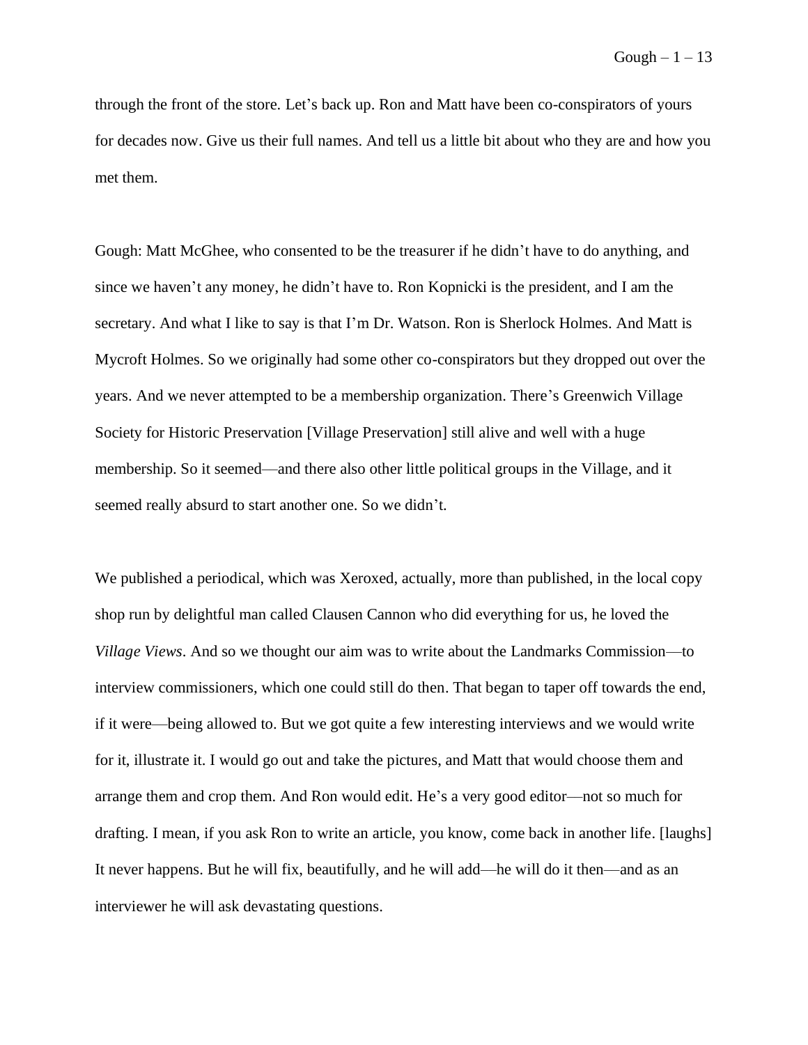through the front of the store. Let's back up. Ron and Matt have been co-conspirators of yours for decades now. Give us their full names. And tell us a little bit about who they are and how you met them.

Gough: Matt McGhee, who consented to be the treasurer if he didn't have to do anything, and since we haven't any money, he didn't have to. Ron Kopnicki is the president, and I am the secretary. And what I like to say is that I'm Dr. Watson. Ron is Sherlock Holmes. And Matt is Mycroft Holmes. So we originally had some other co-conspirators but they dropped out over the years. And we never attempted to be a membership organization. There's Greenwich Village Society for Historic Preservation [Village Preservation] still alive and well with a huge membership. So it seemed—and there also other little political groups in the Village, and it seemed really absurd to start another one. So we didn't.

We published a periodical, which was Xeroxed, actually, more than published, in the local copy shop run by delightful man called Clausen Cannon who did everything for us, he loved the *Village Views*. And so we thought our aim was to write about the Landmarks Commission—to interview commissioners, which one could still do then. That began to taper off towards the end, if it were—being allowed to. But we got quite a few interesting interviews and we would write for it, illustrate it. I would go out and take the pictures, and Matt that would choose them and arrange them and crop them. And Ron would edit. He's a very good editor—not so much for drafting. I mean, if you ask Ron to write an article, you know, come back in another life. [laughs] It never happens. But he will fix, beautifully, and he will add—he will do it then—and as an interviewer he will ask devastating questions.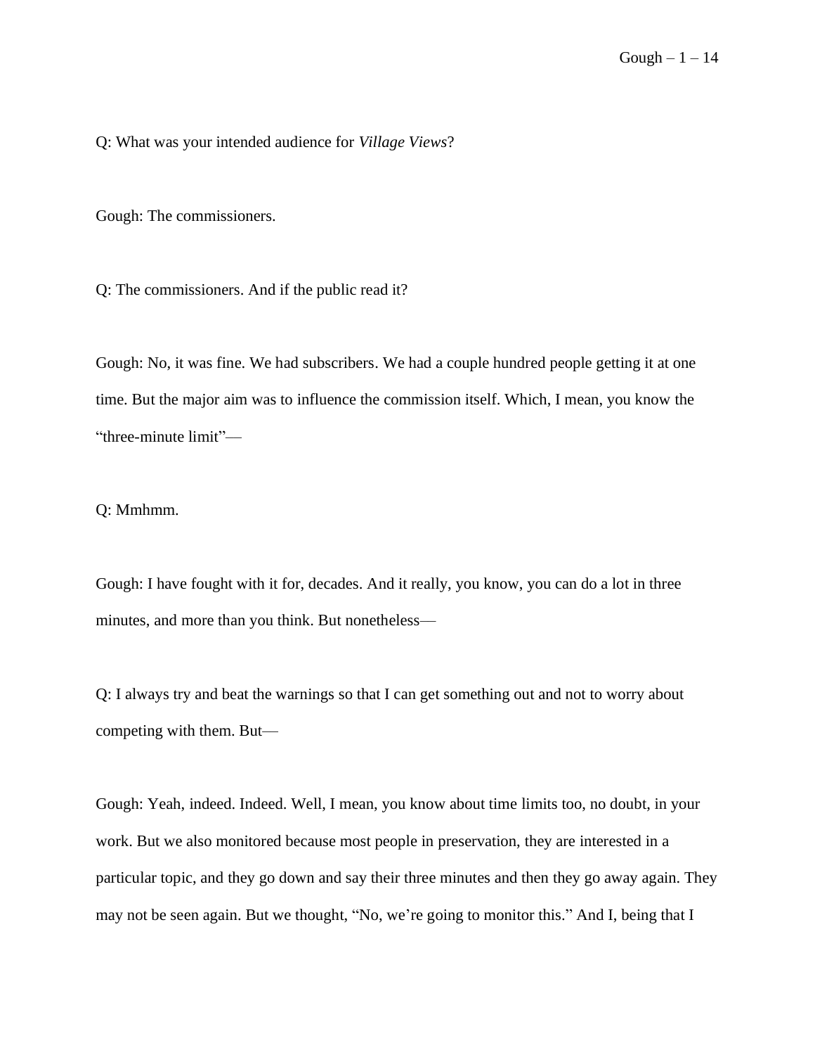Q: What was your intended audience for *Village Views*?

Gough: The commissioners.

Q: The commissioners. And if the public read it?

Gough: No, it was fine. We had subscribers. We had a couple hundred people getting it at one time. But the major aim was to influence the commission itself. Which, I mean, you know the "three-minute limit"—

Q: Mmhmm.

Gough: I have fought with it for, decades. And it really, you know, you can do a lot in three minutes, and more than you think. But nonetheless—

Q: I always try and beat the warnings so that I can get something out and not to worry about competing with them. But—

Gough: Yeah, indeed. Indeed. Well, I mean, you know about time limits too, no doubt, in your work. But we also monitored because most people in preservation, they are interested in a particular topic, and they go down and say their three minutes and then they go away again. They may not be seen again. But we thought, "No, we're going to monitor this." And I, being that I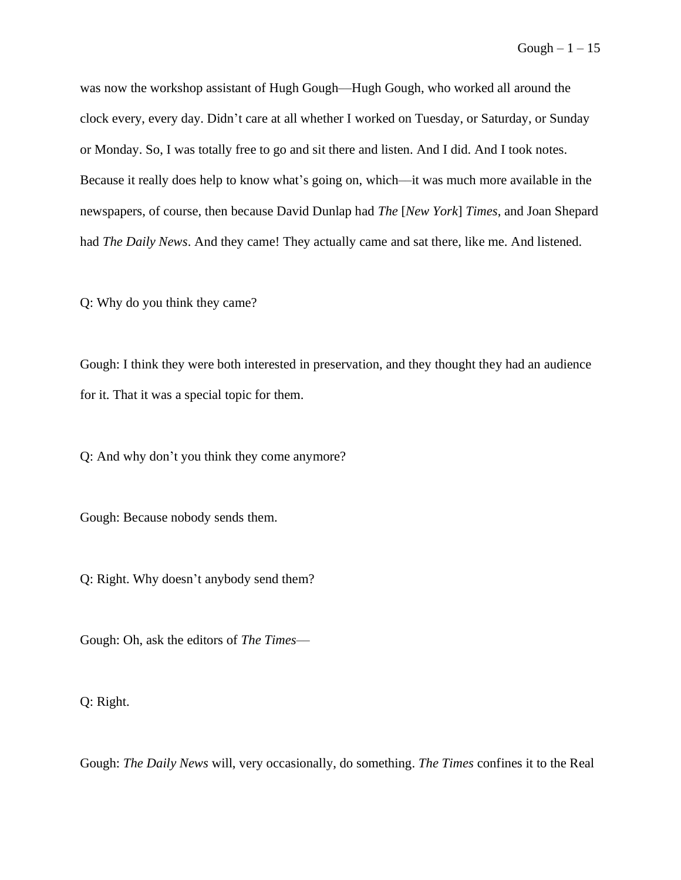was now the workshop assistant of Hugh Gough—Hugh Gough, who worked all around the clock every, every day. Didn't care at all whether I worked on Tuesday, or Saturday, or Sunday or Monday. So, I was totally free to go and sit there and listen. And I did. And I took notes. Because it really does help to know what's going on, which—it was much more available in the newspapers, of course, then because David Dunlap had *The* [*New York*] *Times*, and Joan Shepard had *The Daily News*. And they came! They actually came and sat there, like me. And listened.

Q: Why do you think they came?

Gough: I think they were both interested in preservation, and they thought they had an audience for it. That it was a special topic for them.

Q: And why don't you think they come anymore?

Gough: Because nobody sends them.

Q: Right. Why doesn't anybody send them?

Gough: Oh, ask the editors of *The Times*—

Q: Right.

Gough: *The Daily News* will, very occasionally, do something. *The Times* confines it to the Real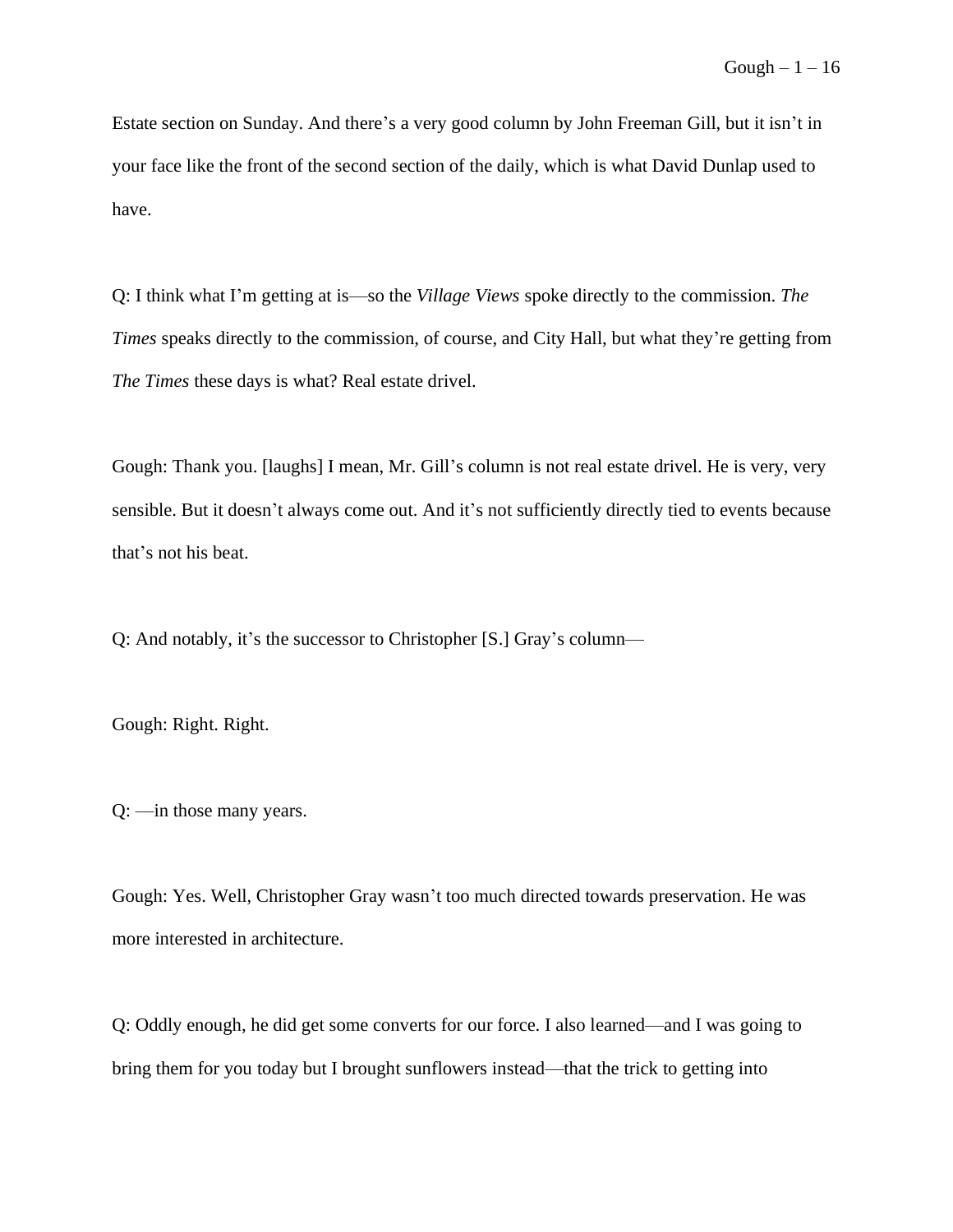Estate section on Sunday. And there's a very good column by John Freeman Gill, but it isn't in your face like the front of the second section of the daily, which is what David Dunlap used to have.

Q: I think what I'm getting at is—so the *Village Views* spoke directly to the commission. *The Times* speaks directly to the commission, of course, and City Hall, but what they're getting from *The Times* these days is what? Real estate drivel.

Gough: Thank you. [laughs] I mean, Mr. Gill's column is not real estate drivel. He is very, very sensible. But it doesn't always come out. And it's not sufficiently directly tied to events because that's not his beat.

Q: And notably, it's the successor to Christopher [S.] Gray's column—

Gough: Right. Right.

Q: —in those many years.

Gough: Yes. Well, Christopher Gray wasn't too much directed towards preservation. He was more interested in architecture.

Q: Oddly enough, he did get some converts for our force. I also learned—and I was going to bring them for you today but I brought sunflowers instead—that the trick to getting into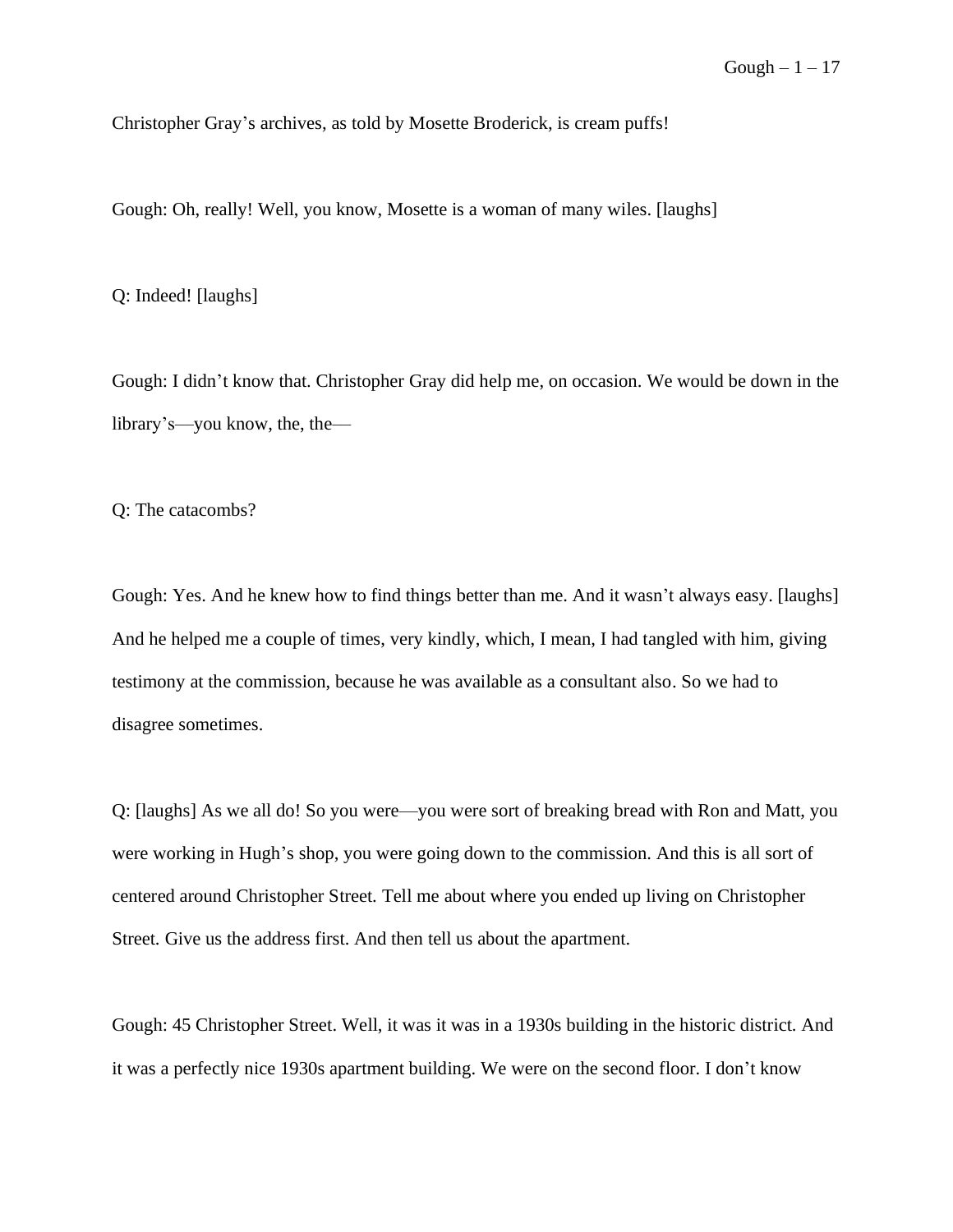Christopher Gray's archives, as told by Mosette Broderick, is cream puffs!

Gough: Oh, really! Well, you know, Mosette is a woman of many wiles. [laughs]

Q: Indeed! [laughs]

Gough: I didn't know that. Christopher Gray did help me, on occasion. We would be down in the library's—you know, the, the—

Q: The catacombs?

Gough: Yes. And he knew how to find things better than me. And it wasn't always easy. [laughs] And he helped me a couple of times, very kindly, which, I mean, I had tangled with him, giving testimony at the commission, because he was available as a consultant also. So we had to disagree sometimes.

Q: [laughs] As we all do! So you were—you were sort of breaking bread with Ron and Matt, you were working in Hugh's shop, you were going down to the commission. And this is all sort of centered around Christopher Street. Tell me about where you ended up living on Christopher Street. Give us the address first. And then tell us about the apartment.

Gough: 45 Christopher Street. Well, it was it was in a 1930s building in the historic district. And it was a perfectly nice 1930s apartment building. We were on the second floor. I don't know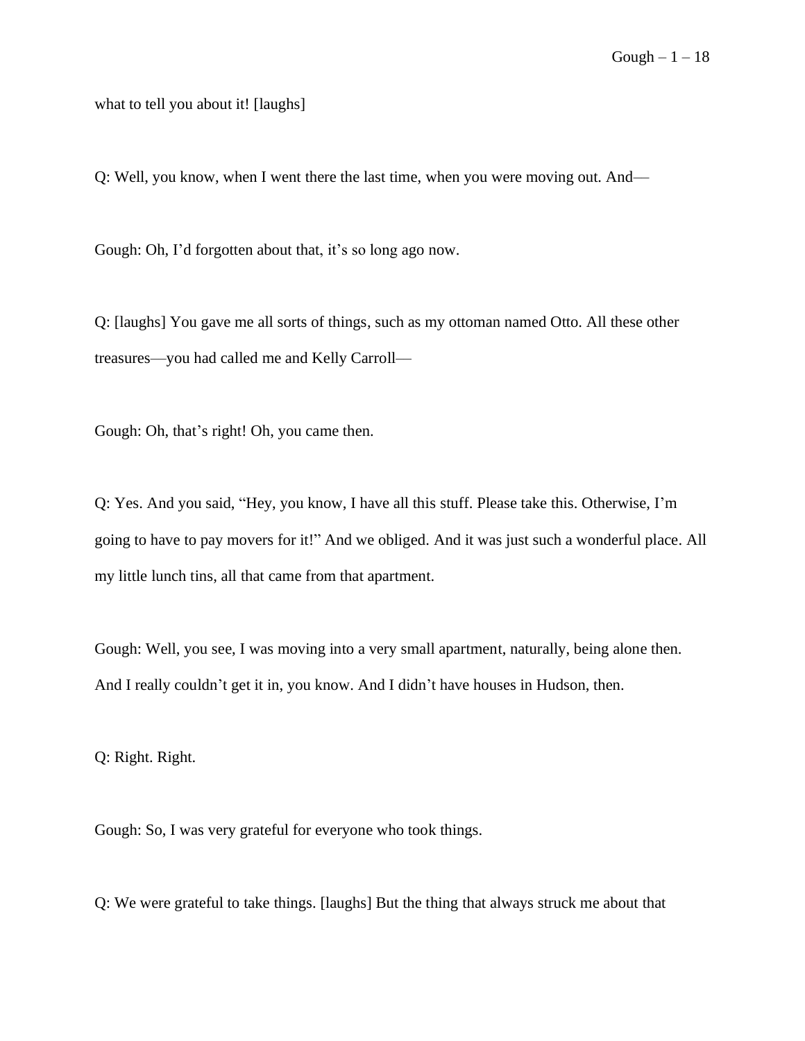what to tell you about it! [laughs]

Q: Well, you know, when I went there the last time, when you were moving out. And—

Gough: Oh, I'd forgotten about that, it's so long ago now.

Q: [laughs] You gave me all sorts of things, such as my ottoman named Otto. All these other treasures—you had called me and Kelly Carroll—

Gough: Oh, that's right! Oh, you came then.

Q: Yes. And you said, "Hey, you know, I have all this stuff. Please take this. Otherwise, I'm going to have to pay movers for it!" And we obliged. And it was just such a wonderful place. All my little lunch tins, all that came from that apartment.

Gough: Well, you see, I was moving into a very small apartment, naturally, being alone then. And I really couldn't get it in, you know. And I didn't have houses in Hudson, then.

Q: Right. Right.

Gough: So, I was very grateful for everyone who took things.

Q: We were grateful to take things. [laughs] But the thing that always struck me about that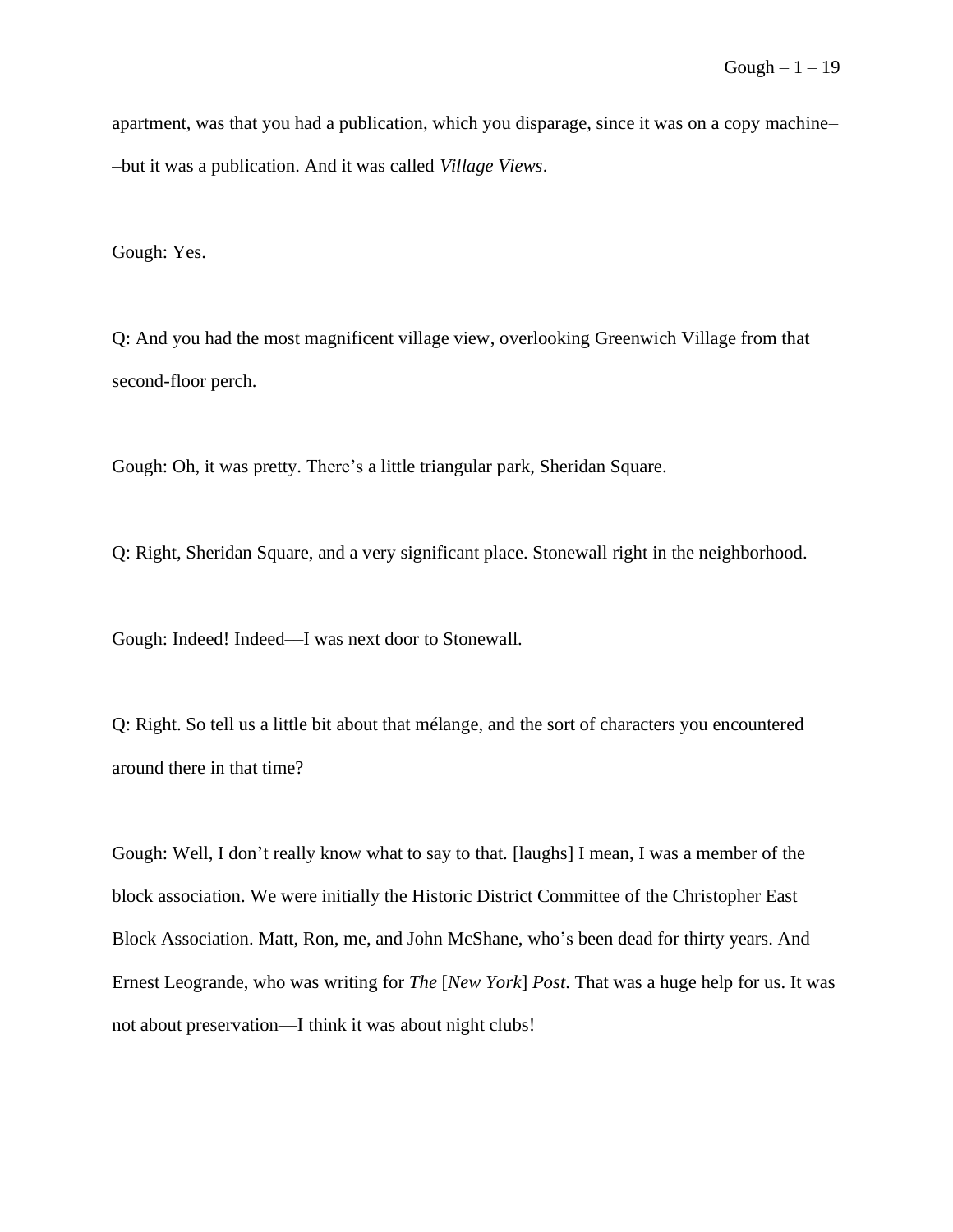apartment, was that you had a publication, which you disparage, since it was on a copy machine––but it was a publication. And it was called *Village Views*.

Gough: Yes.

Q: And you had the most magnificent village view, overlooking Greenwich Village from that second-floor perch.

Gough: Oh, it was pretty. There's a little triangular park, Sheridan Square.

Q: Right, Sheridan Square, and a very significant place. Stonewall right in the neighborhood.

Gough: Indeed! Indeed—I was next door to Stonewall.

Q: Right. So tell us a little bit about that mélange, and the sort of characters you encountered around there in that time?

Gough: Well, I don't really know what to say to that. [laughs] I mean, I was a member of the block association. We were initially the Historic District Committee of the Christopher East Block Association. Matt, Ron, me, and John McShane, who's been dead for thirty years. And Ernest Leogrande, who was writing for *The* [*New York*] *Post*. That was a huge help for us. It was not about preservation—I think it was about night clubs!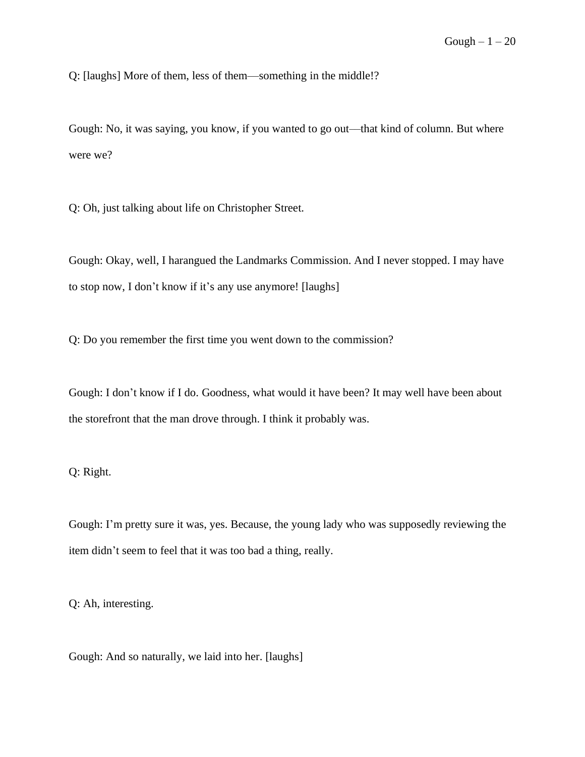Q: [laughs] More of them, less of them—something in the middle!?

Gough: No, it was saying, you know, if you wanted to go out—that kind of column. But where were we?

Q: Oh, just talking about life on Christopher Street.

Gough: Okay, well, I harangued the Landmarks Commission. And I never stopped. I may have to stop now, I don't know if it's any use anymore! [laughs]

Q: Do you remember the first time you went down to the commission?

Gough: I don't know if I do. Goodness, what would it have been? It may well have been about the storefront that the man drove through. I think it probably was.

Q: Right.

Gough: I'm pretty sure it was, yes. Because, the young lady who was supposedly reviewing the item didn't seem to feel that it was too bad a thing, really.

Q: Ah, interesting.

Gough: And so naturally, we laid into her. [laughs]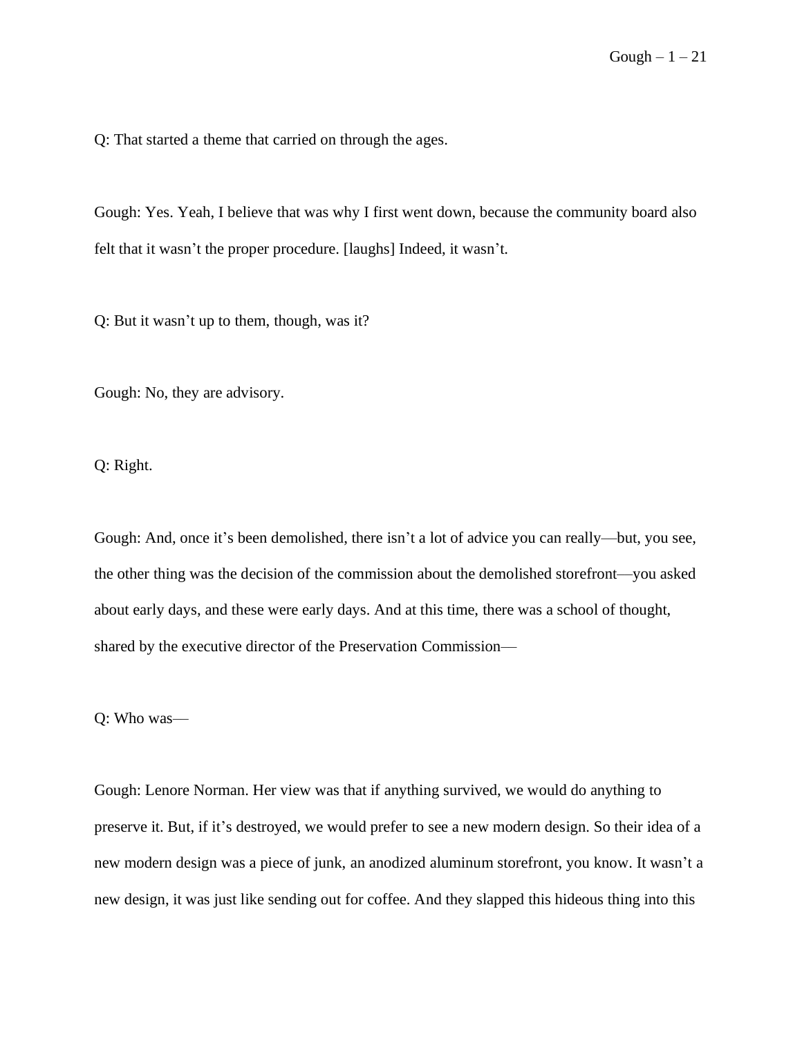Q: That started a theme that carried on through the ages.

Gough: Yes. Yeah, I believe that was why I first went down, because the community board also felt that it wasn't the proper procedure. [laughs] Indeed, it wasn't.

Q: But it wasn't up to them, though, was it?

Gough: No, they are advisory.

Q: Right.

Gough: And, once it's been demolished, there isn't a lot of advice you can really—but, you see, the other thing was the decision of the commission about the demolished storefront—you asked about early days, and these were early days. And at this time, there was a school of thought, shared by the executive director of the Preservation Commission—

Q: Who was—

Gough: Lenore Norman. Her view was that if anything survived, we would do anything to preserve it. But, if it's destroyed, we would prefer to see a new modern design. So their idea of a new modern design was a piece of junk, an anodized aluminum storefront, you know. It wasn't a new design, it was just like sending out for coffee. And they slapped this hideous thing into this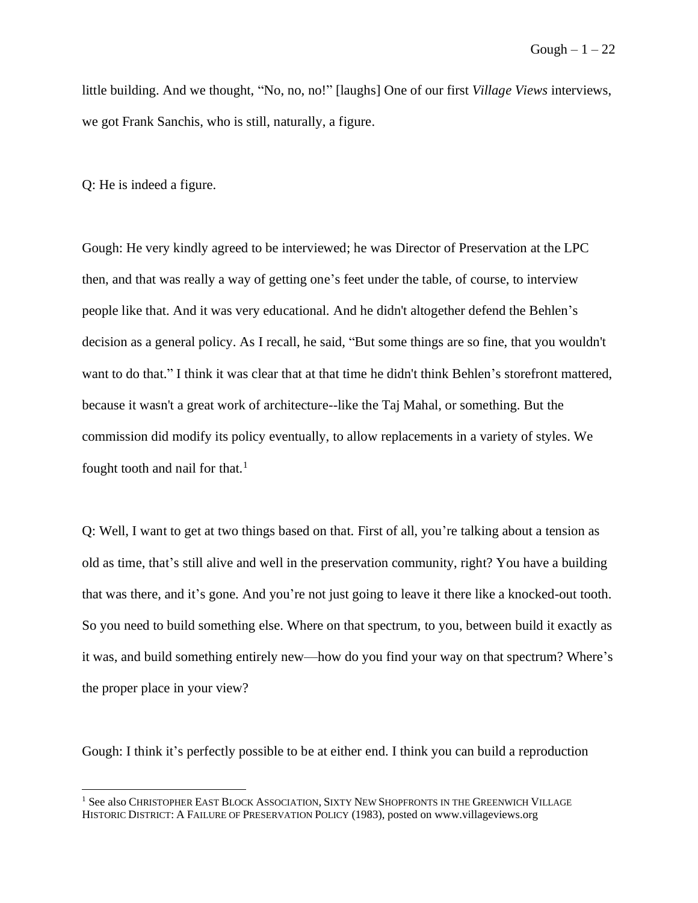little building. And we thought, "No, no, no!" [laughs] One of our first *Village Views* interviews, we got Frank Sanchis, who is still, naturally, a figure.

Q: He is indeed a figure.

Gough: He very kindly agreed to be interviewed; he was Director of Preservation at the LPC then, and that was really a way of getting one's feet under the table, of course, to interview people like that. And it was very educational. And he didn't altogether defend the Behlen's decision as a general policy. As I recall, he said, "But some things are so fine, that you wouldn't want to do that." I think it was clear that at that time he didn't think Behlen's storefront mattered, because it wasn't a great work of architecture--like the Taj Mahal, or something. But the commission did modify its policy eventually, to allow replacements in a variety of styles. We fought tooth and nail for that.[1]

Q: Well, I want to get at two things based on that. First of all, you're talking about a tension as old as time, that's still alive and well in the preservation community, right? You have a building that was there, and it's gone. And you're not just going to leave it there like a knocked-out tooth. So you need to build something else. Where on that spectrum, to you, between build it exactly as it was, and build something entirely new—how do you find your way on that spectrum? Where's the proper place in your view?

Gough: I think it's perfectly possible to be at either end. I think you can build a reproduction

---

[1] See also CHRISTOPHER EAST BLOCK ASSOCIATION, SIXTY NEW SHOPFRONTS IN THE GREENWICH VILLAGE HISTORIC DISTRICT: A FAILURE OF PRESERVATION POLICY (1983), posted on www.villageviews.org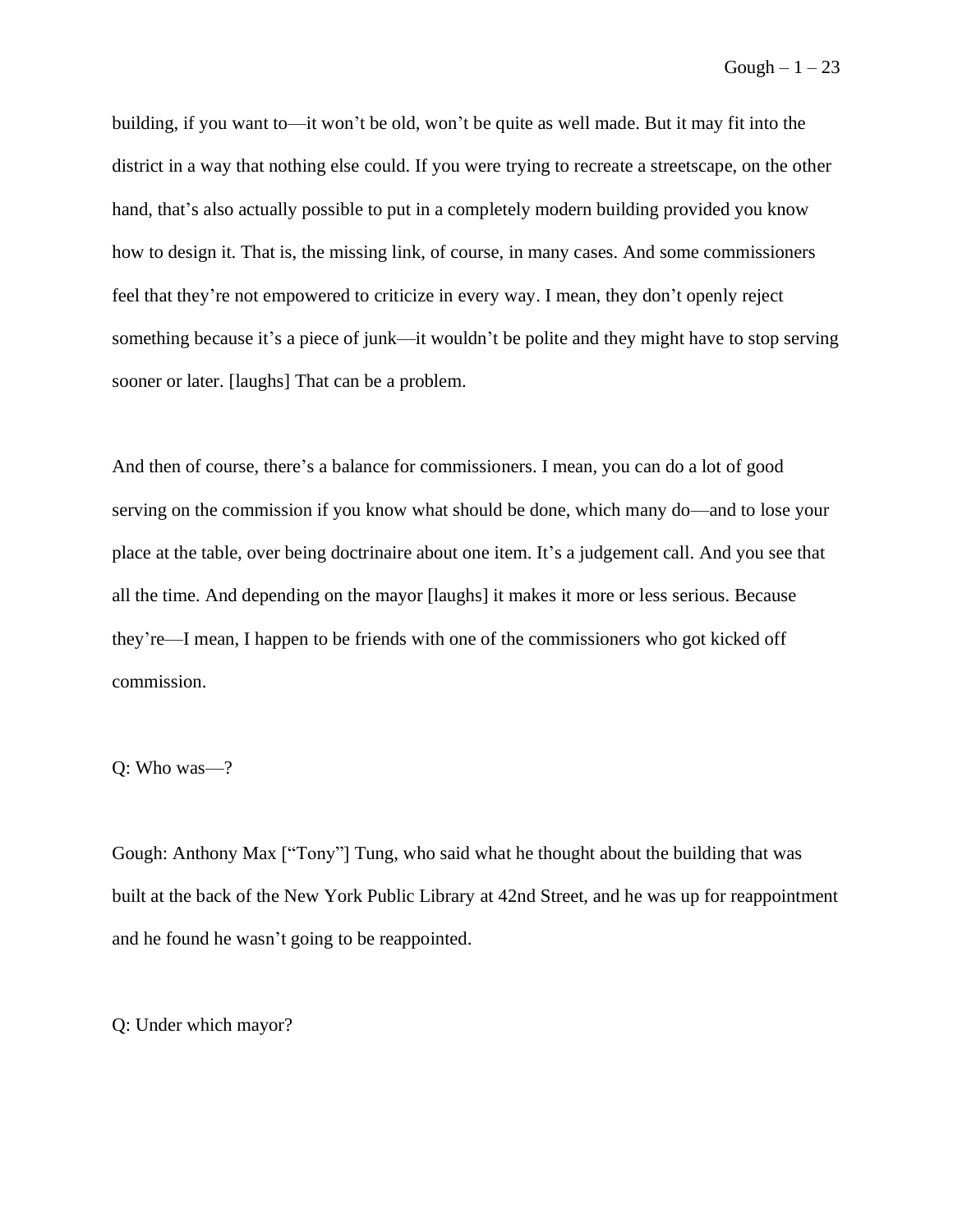building, if you want to—it won't be old, won't be quite as well made. But it may fit into the district in a way that nothing else could. If you were trying to recreate a streetscape, on the other hand, that's also actually possible to put in a completely modern building provided you know how to design it. That is, the missing link, of course, in many cases. And some commissioners feel that they're not empowered to criticize in every way. I mean, they don't openly reject something because it's a piece of junk—it wouldn't be polite and they might have to stop serving sooner or later. [laughs] That can be a problem.

And then of course, there's a balance for commissioners. I mean, you can do a lot of good serving on the commission if you know what should be done, which many do—and to lose your place at the table, over being doctrinaire about one item. It's a judgement call. And you see that all the time. And depending on the mayor [laughs] it makes it more or less serious. Because they're—I mean, I happen to be friends with one of the commissioners who got kicked off commission.

Q: Who was—?

Gough: Anthony Max ["Tony"] Tung, who said what he thought about the building that was built at the back of the New York Public Library at 42nd Street, and he was up for reappointment and he found he wasn't going to be reappointed.

Q: Under which mayor?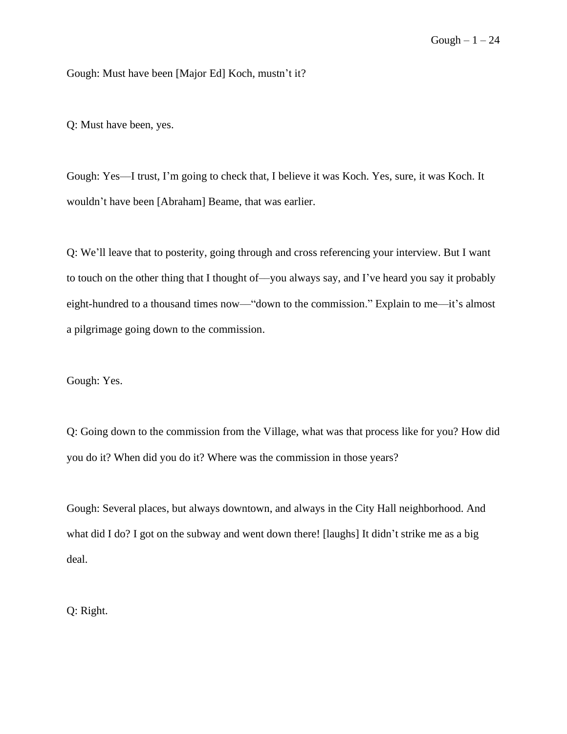Gough: Must have been [Major Ed] Koch, mustn't it?

Q: Must have been, yes.

Gough: Yes—I trust, I'm going to check that, I believe it was Koch. Yes, sure, it was Koch. It wouldn't have been [Abraham] Beame, that was earlier.

Q: We'll leave that to posterity, going through and cross referencing your interview. But I want to touch on the other thing that I thought of—you always say, and I've heard you say it probably eight-hundred to a thousand times now—"down to the commission." Explain to me—it's almost a pilgrimage going down to the commission.

Gough: Yes.

Q: Going down to the commission from the Village, what was that process like for you? How did you do it? When did you do it? Where was the commission in those years?

Gough: Several places, but always downtown, and always in the City Hall neighborhood. And what did I do? I got on the subway and went down there! [laughs] It didn't strike me as a big deal.

Q: Right.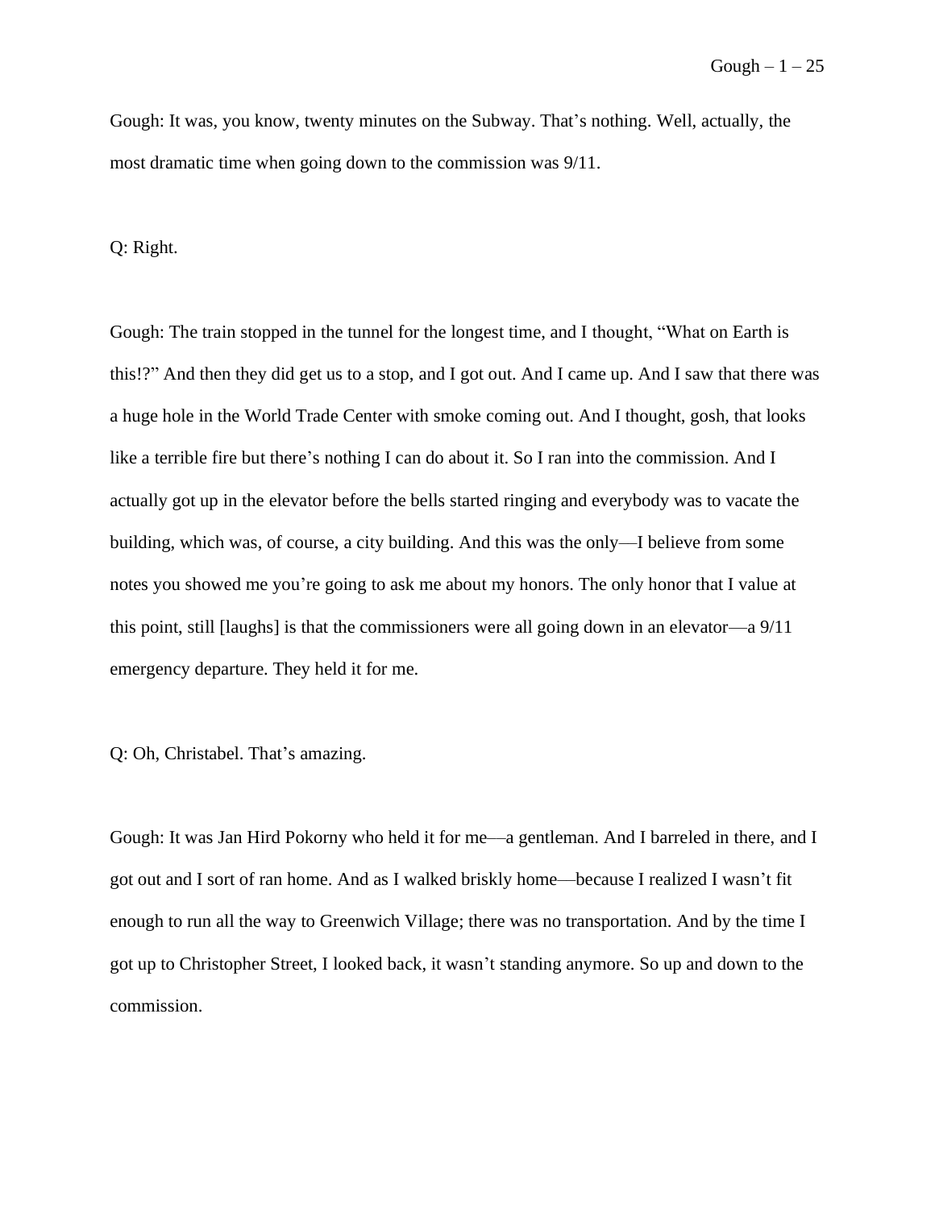Gough: It was, you know, twenty minutes on the Subway. That's nothing. Well, actually, the most dramatic time when going down to the commission was 9/11.

Q: Right.

Gough: The train stopped in the tunnel for the longest time, and I thought, "What on Earth is this!?" And then they did get us to a stop, and I got out. And I came up. And I saw that there was a huge hole in the World Trade Center with smoke coming out. And I thought, gosh, that looks like a terrible fire but there's nothing I can do about it. So I ran into the commission. And I actually got up in the elevator before the bells started ringing and everybody was to vacate the building, which was, of course, a city building. And this was the only—I believe from some notes you showed me you're going to ask me about my honors. The only honor that I value at this point, still [laughs] is that the commissioners were all going down in an elevator—a 9/11 emergency departure. They held it for me.

Q: Oh, Christabel. That's amazing.

Gough: It was Jan Hird Pokorny who held it for me—a gentleman. And I barreled in there, and I got out and I sort of ran home. And as I walked briskly home—because I realized I wasn't fit enough to run all the way to Greenwich Village; there was no transportation. And by the time I got up to Christopher Street, I looked back, it wasn't standing anymore. So up and down to the commission.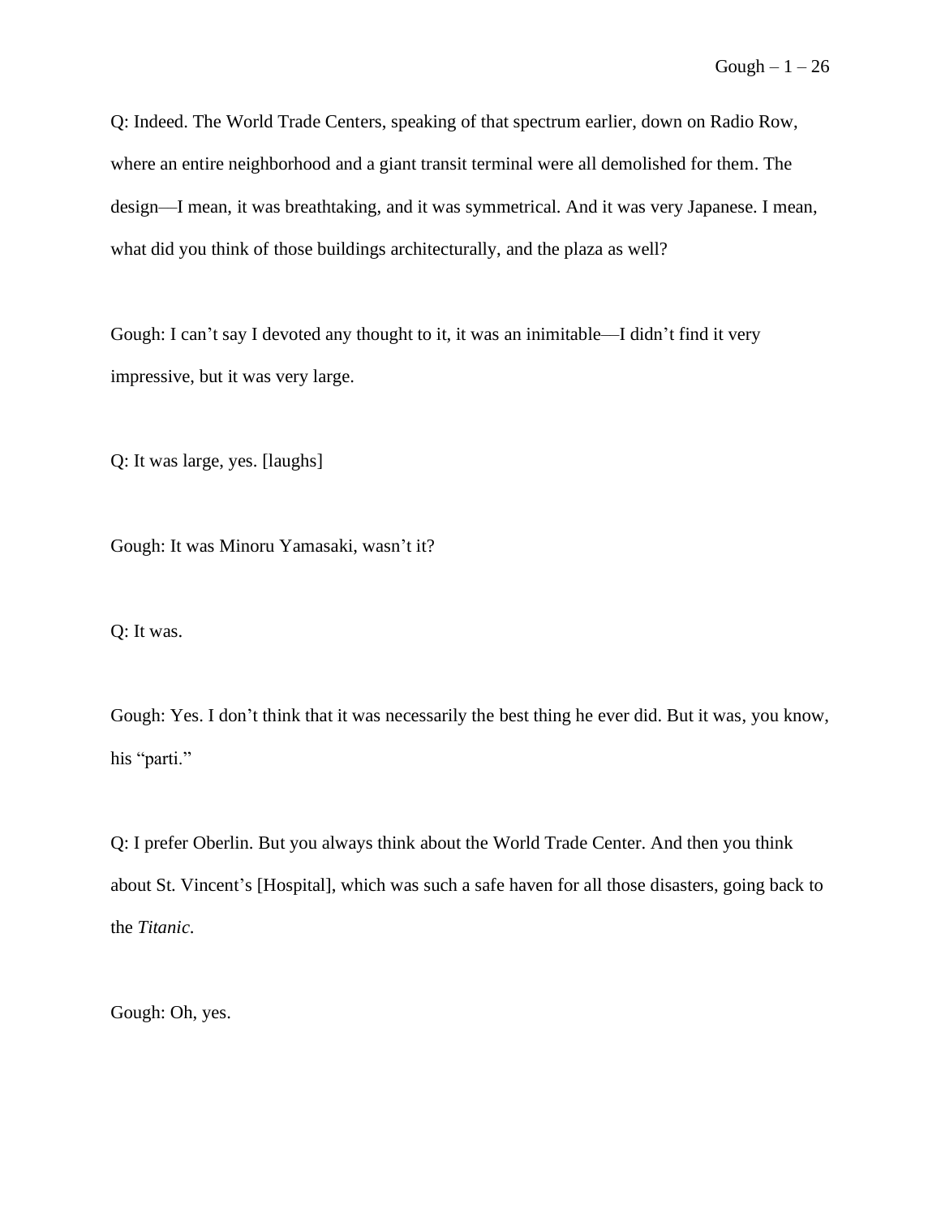Q: Indeed. The World Trade Centers, speaking of that spectrum earlier, down on Radio Row, where an entire neighborhood and a giant transit terminal were all demolished for them. The design—I mean, it was breathtaking, and it was symmetrical. And it was very Japanese. I mean, what did you think of those buildings architecturally, and the plaza as well?

Gough: I can't say I devoted any thought to it, it was an inimitable—I didn't find it very impressive, but it was very large.

Q: It was large, yes. [laughs]

Gough: It was Minoru Yamasaki, wasn't it?

Q: It was.

Gough: Yes. I don't think that it was necessarily the best thing he ever did. But it was, you know, his "parti."

Q: I prefer Oberlin. But you always think about the World Trade Center. And then you think about St. Vincent's [Hospital], which was such a safe haven for all those disasters, going back to the *Titanic*.

Gough: Oh, yes.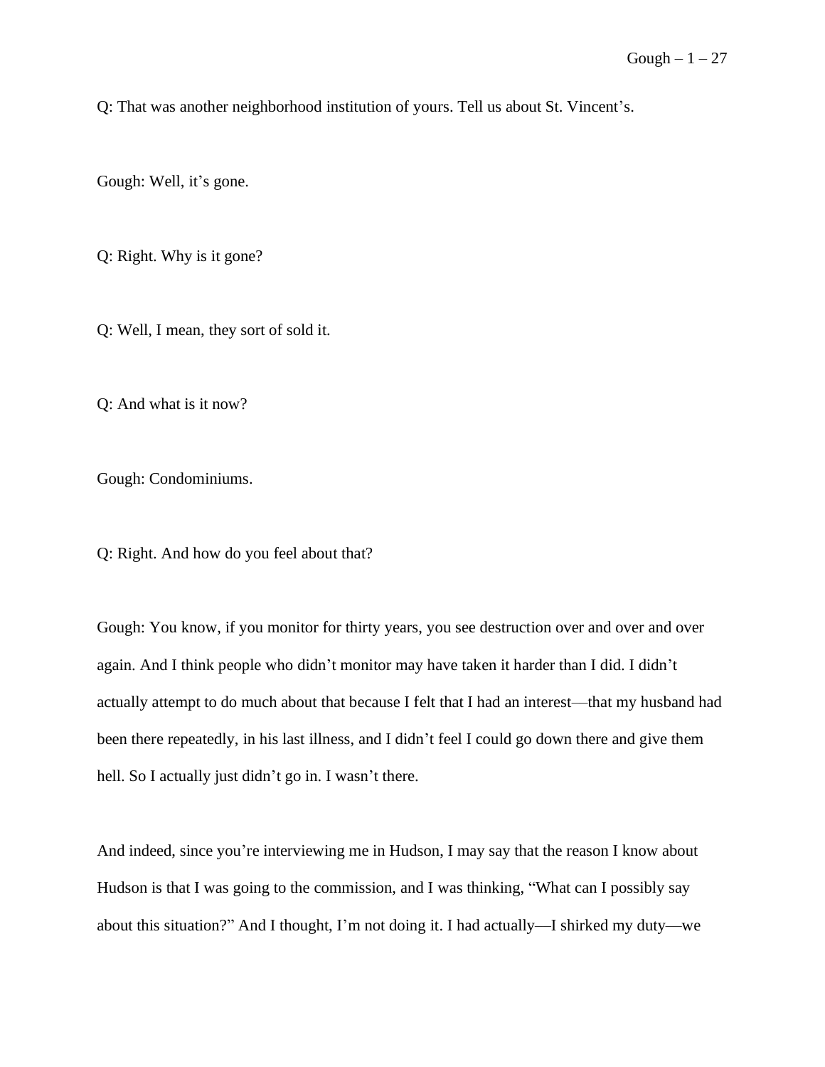Q: That was another neighborhood institution of yours. Tell us about St. Vincent's.

Gough: Well, it's gone.

Q: Right. Why is it gone?

Q: Well, I mean, they sort of sold it.

Q: And what is it now?

Gough: Condominiums.

Q: Right. And how do you feel about that?

Gough: You know, if you monitor for thirty years, you see destruction over and over and over again. And I think people who didn't monitor may have taken it harder than I did. I didn't actually attempt to do much about that because I felt that I had an interest—that my husband had been there repeatedly, in his last illness, and I didn't feel I could go down there and give them hell. So I actually just didn't go in. I wasn't there.

And indeed, since you're interviewing me in Hudson, I may say that the reason I know about Hudson is that I was going to the commission, and I was thinking, "What can I possibly say about this situation?" And I thought, I'm not doing it. I had actually—I shirked my duty—we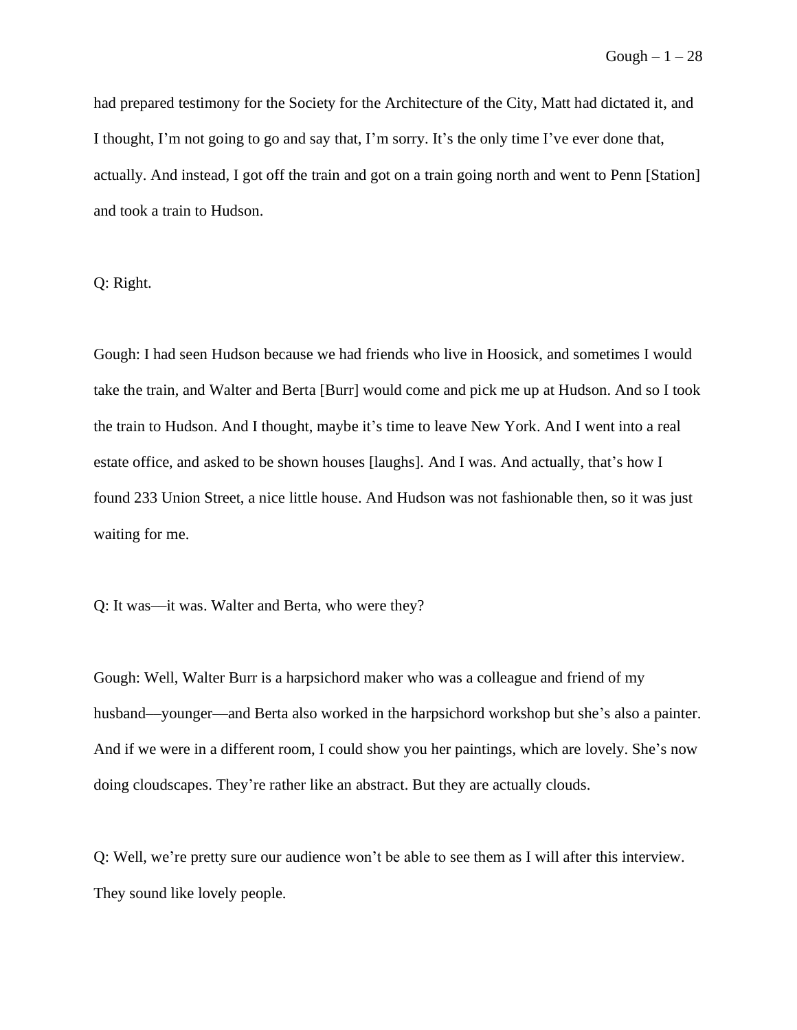had prepared testimony for the Society for the Architecture of the City, Matt had dictated it, and I thought, I'm not going to go and say that, I'm sorry. It's the only time I've ever done that, actually. And instead, I got off the train and got on a train going north and went to Penn [Station] and took a train to Hudson.

Q: Right.

Gough: I had seen Hudson because we had friends who live in Hoosick, and sometimes I would take the train, and Walter and Berta [Burr] would come and pick me up at Hudson. And so I took the train to Hudson. And I thought, maybe it's time to leave New York. And I went into a real estate office, and asked to be shown houses [laughs]. And I was. And actually, that's how I found 233 Union Street, a nice little house. And Hudson was not fashionable then, so it was just waiting for me.

Q: It was—it was. Walter and Berta, who were they?

Gough: Well, Walter Burr is a harpsichord maker who was a colleague and friend of my husband—younger—and Berta also worked in the harpsichord workshop but she's also a painter. And if we were in a different room, I could show you her paintings, which are lovely. She's now doing cloudscapes. They're rather like an abstract. But they are actually clouds.

Q: Well, we're pretty sure our audience won't be able to see them as I will after this interview. They sound like lovely people.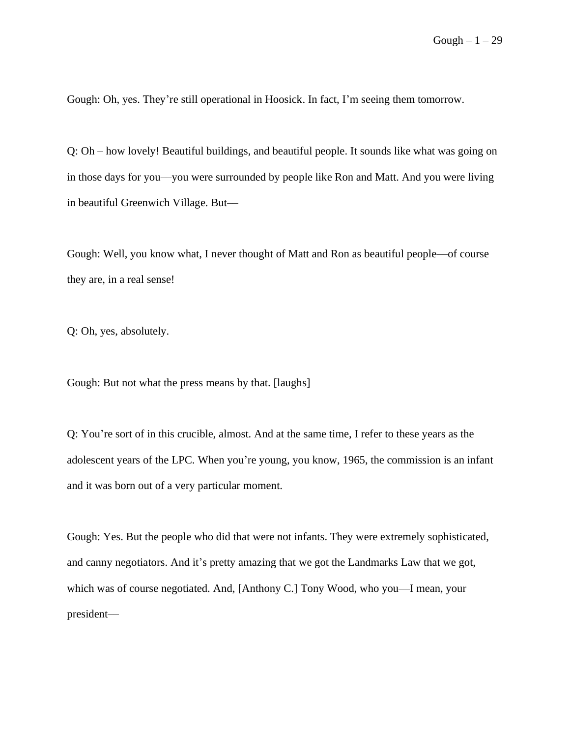Gough: Oh, yes. They're still operational in Hoosick. In fact, I'm seeing them tomorrow.

Q: Oh – how lovely! Beautiful buildings, and beautiful people. It sounds like what was going on in those days for you—you were surrounded by people like Ron and Matt. And you were living in beautiful Greenwich Village. But—

Gough: Well, you know what, I never thought of Matt and Ron as beautiful people—of course they are, in a real sense!

Q: Oh, yes, absolutely.

Gough: But not what the press means by that. [laughs]

Q: You're sort of in this crucible, almost. And at the same time, I refer to these years as the adolescent years of the LPC. When you're young, you know, 1965, the commission is an infant and it was born out of a very particular moment.

Gough: Yes. But the people who did that were not infants. They were extremely sophisticated, and canny negotiators. And it's pretty amazing that we got the Landmarks Law that we got, which was of course negotiated. And, [Anthony C.] Tony Wood, who you—I mean, your president—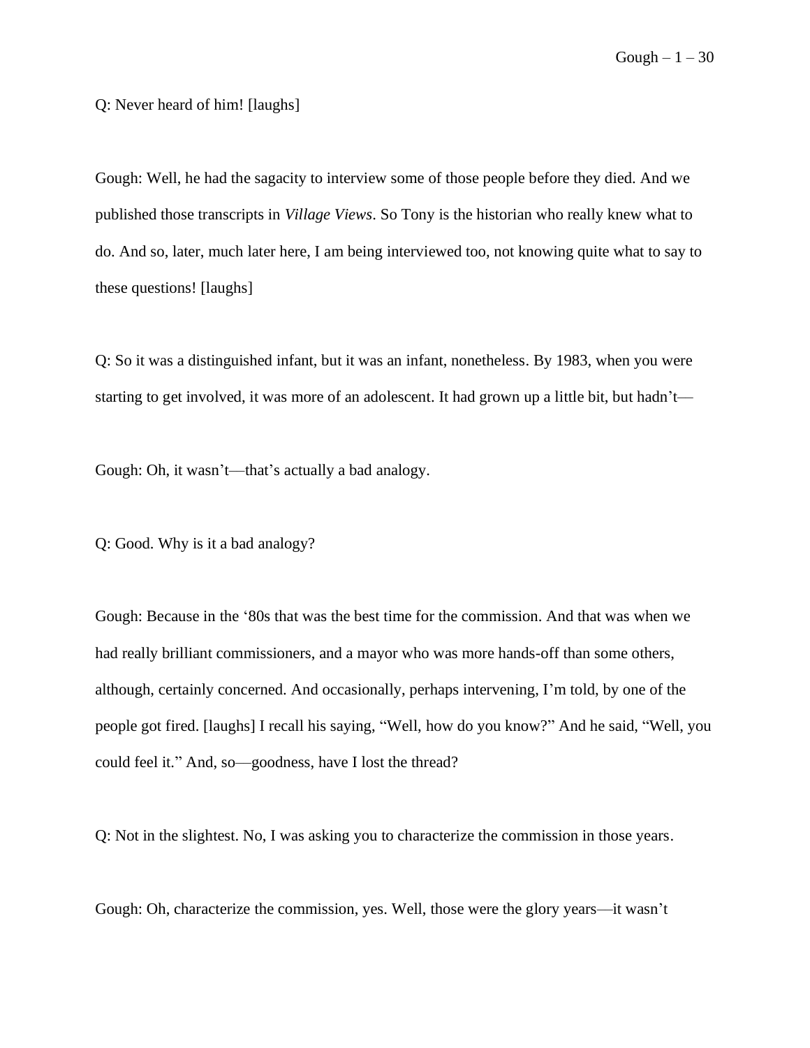Q: Never heard of him! [laughs]

Gough: Well, he had the sagacity to interview some of those people before they died. And we published those transcripts in *Village Views*. So Tony is the historian who really knew what to do. And so, later, much later here, I am being interviewed too, not knowing quite what to say to these questions! [laughs]

Q: So it was a distinguished infant, but it was an infant, nonetheless. By 1983, when you were starting to get involved, it was more of an adolescent. It had grown up a little bit, but hadn't—

Gough: Oh, it wasn't—that's actually a bad analogy.

Q: Good. Why is it a bad analogy?

Gough: Because in the '80s that was the best time for the commission. And that was when we had really brilliant commissioners, and a mayor who was more hands-off than some others, although, certainly concerned. And occasionally, perhaps intervening, I'm told, by one of the people got fired. [laughs] I recall his saying, "Well, how do you know?" And he said, "Well, you could feel it." And, so—goodness, have I lost the thread?

Q: Not in the slightest. No, I was asking you to characterize the commission in those years.

Gough: Oh, characterize the commission, yes. Well, those were the glory years—it wasn't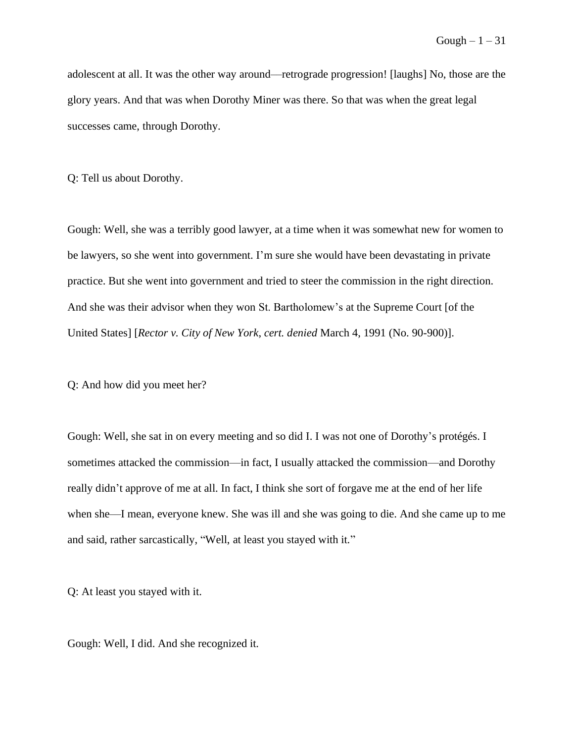adolescent at all. It was the other way around—retrograde progression! [laughs] No, those are the glory years. And that was when Dorothy Miner was there. So that was when the great legal successes came, through Dorothy.

Q: Tell us about Dorothy.

Gough: Well, she was a terribly good lawyer, at a time when it was somewhat new for women to be lawyers, so she went into government. I'm sure she would have been devastating in private practice. But she went into government and tried to steer the commission in the right direction. And she was their advisor when they won St. Bartholomew's at the Supreme Court [of the United States] [*Rector v. City of New York*, *cert. denied* March 4, 1991 (No. 90-900)].

Q: And how did you meet her?

Gough: Well, she sat in on every meeting and so did I. I was not one of Dorothy's protégés. I sometimes attacked the commission—in fact, I usually attacked the commission—and Dorothy really didn't approve of me at all. In fact, I think she sort of forgave me at the end of her life when she—I mean, everyone knew. She was ill and she was going to die. And she came up to me and said, rather sarcastically, "Well, at least you stayed with it."

Q: At least you stayed with it.

Gough: Well, I did. And she recognized it.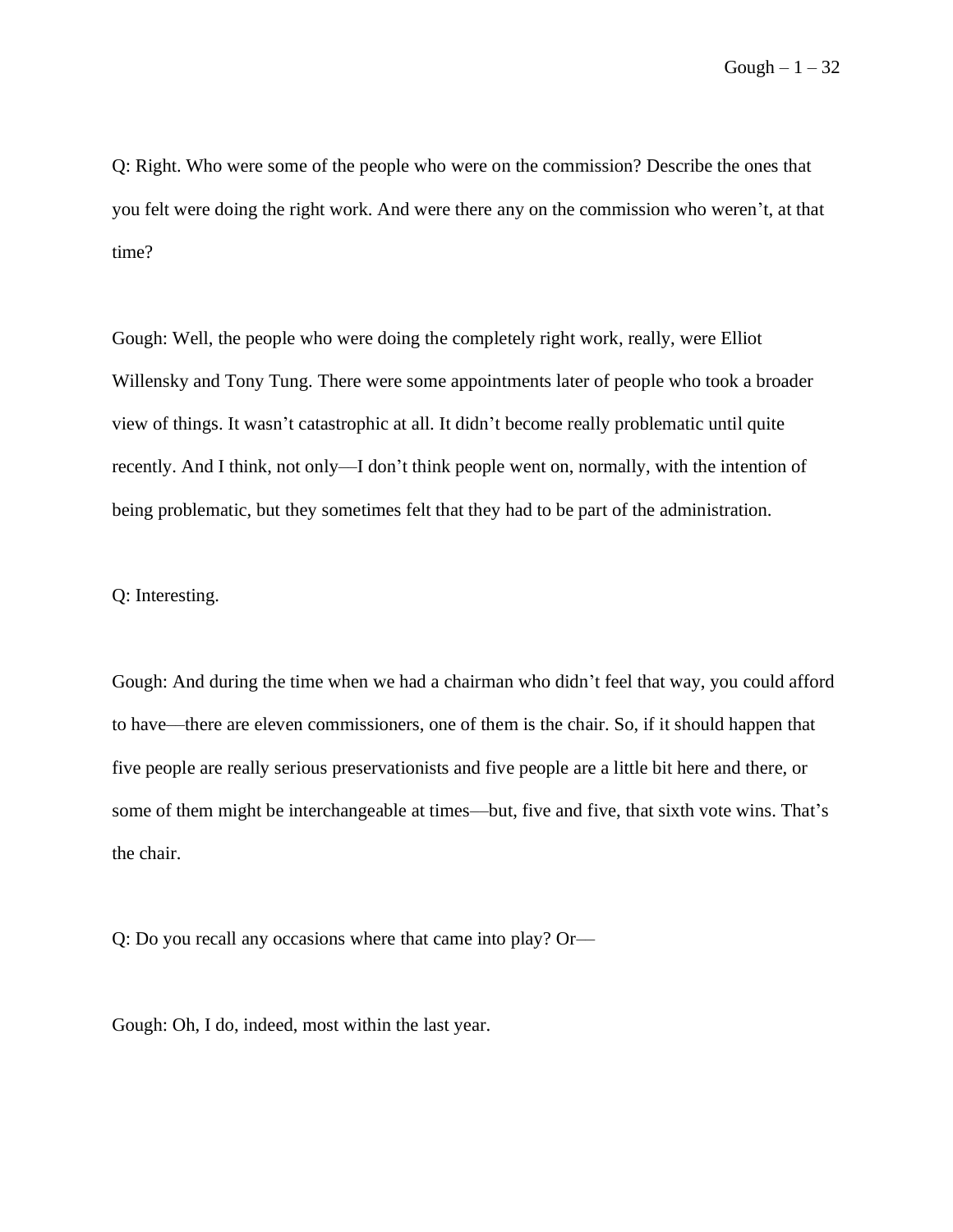Q: Right. Who were some of the people who were on the commission? Describe the ones that you felt were doing the right work. And were there any on the commission who weren't, at that time?

Gough: Well, the people who were doing the completely right work, really, were Elliot Willensky and Tony Tung. There were some appointments later of people who took a broader view of things. It wasn't catastrophic at all. It didn't become really problematic until quite recently. And I think, not only—I don't think people went on, normally, with the intention of being problematic, but they sometimes felt that they had to be part of the administration.

Q: Interesting.

Gough: And during the time when we had a chairman who didn't feel that way, you could afford to have—there are eleven commissioners, one of them is the chair. So, if it should happen that five people are really serious preservationists and five people are a little bit here and there, or some of them might be interchangeable at times—but, five and five, that sixth vote wins. That's the chair.

Q: Do you recall any occasions where that came into play? Or—

Gough: Oh, I do, indeed, most within the last year.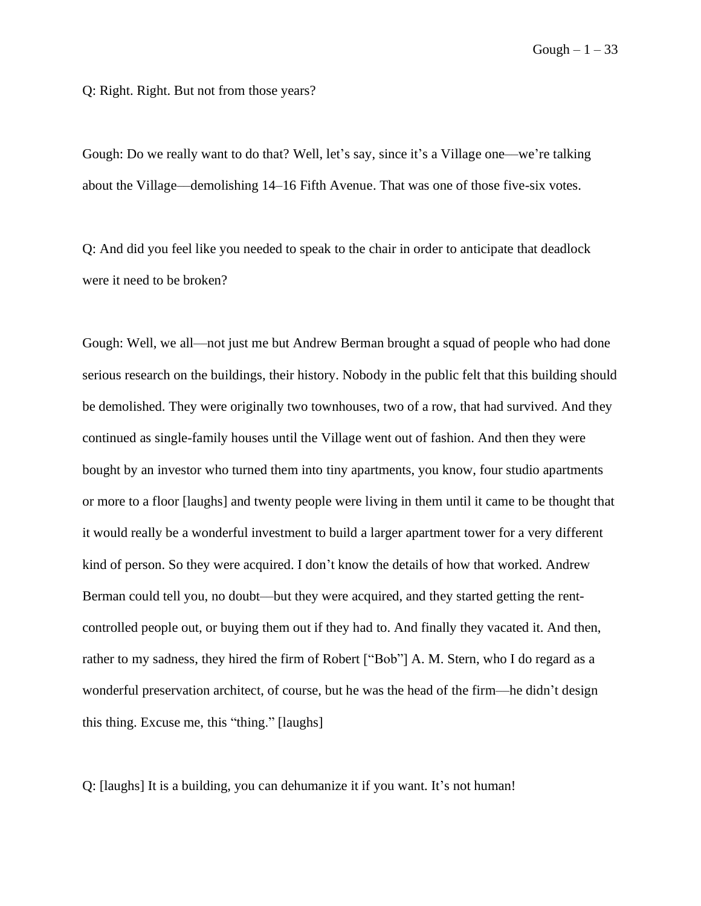Q: Right. Right. But not from those years?

Gough: Do we really want to do that? Well, let's say, since it's a Village one—we're talking about the Village—demolishing 14–16 Fifth Avenue. That was one of those five-six votes.

Q: And did you feel like you needed to speak to the chair in order to anticipate that deadlock were it need to be broken?

Gough: Well, we all—not just me but Andrew Berman brought a squad of people who had done serious research on the buildings, their history. Nobody in the public felt that this building should be demolished. They were originally two townhouses, two of a row, that had survived. And they continued as single-family houses until the Village went out of fashion. And then they were bought by an investor who turned them into tiny apartments, you know, four studio apartments or more to a floor [laughs] and twenty people were living in them until it came to be thought that it would really be a wonderful investment to build a larger apartment tower for a very different kind of person. So they were acquired. I don't know the details of how that worked. Andrew Berman could tell you, no doubt—but they were acquired, and they started getting the rent-controlled people out, or buying them out if they had to. And finally they vacated it. And then, rather to my sadness, they hired the firm of Robert ["Bob"] A. M. Stern, who I do regard as a wonderful preservation architect, of course, but he was the head of the firm—he didn't design this thing. Excuse me, this "thing." [laughs]

Q: [laughs] It is a building, you can dehumanize it if you want. It's not human!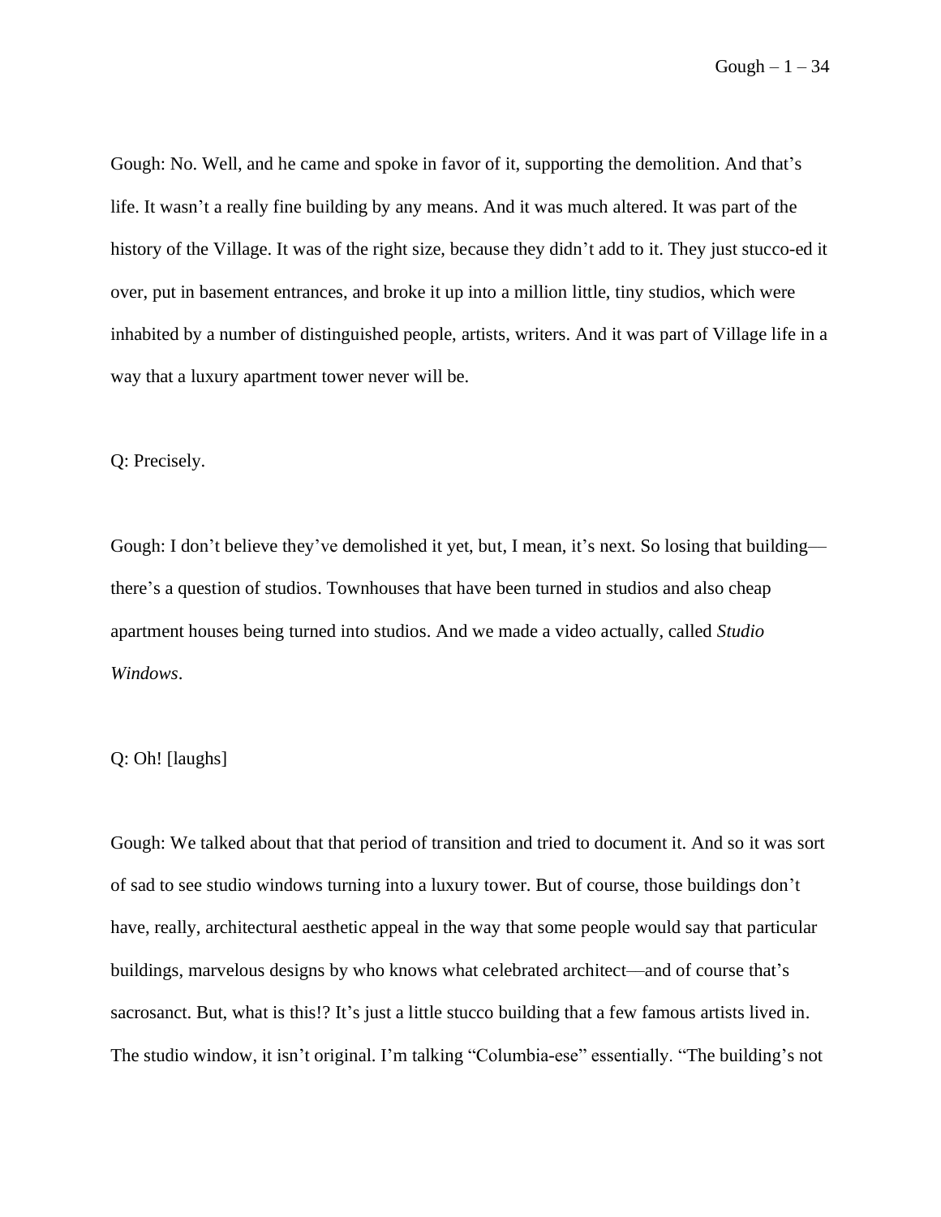Gough: No. Well, and he came and spoke in favor of it, supporting the demolition. And that's life. It wasn't a really fine building by any means. And it was much altered. It was part of the history of the Village. It was of the right size, because they didn't add to it. They just stucco-ed it over, put in basement entrances, and broke it up into a million little, tiny studios, which were inhabited by a number of distinguished people, artists, writers. And it was part of Village life in a way that a luxury apartment tower never will be.

Q: Precisely.

Gough: I don't believe they've demolished it yet, but, I mean, it's next. So losing that building—there's a question of studios. Townhouses that have been turned in studios and also cheap apartment houses being turned into studios. And we made a video actually, called *Studio Windows*.

Q: Oh! [laughs]

Gough: We talked about that that period of transition and tried to document it. And so it was sort of sad to see studio windows turning into a luxury tower. But of course, those buildings don't have, really, architectural aesthetic appeal in the way that some people would say that particular buildings, marvelous designs by who knows what celebrated architect—and of course that's sacrosanct. But, what is this!? It's just a little stucco building that a few famous artists lived in. The studio window, it isn't original. I'm talking "Columbia-ese" essentially. "The building's not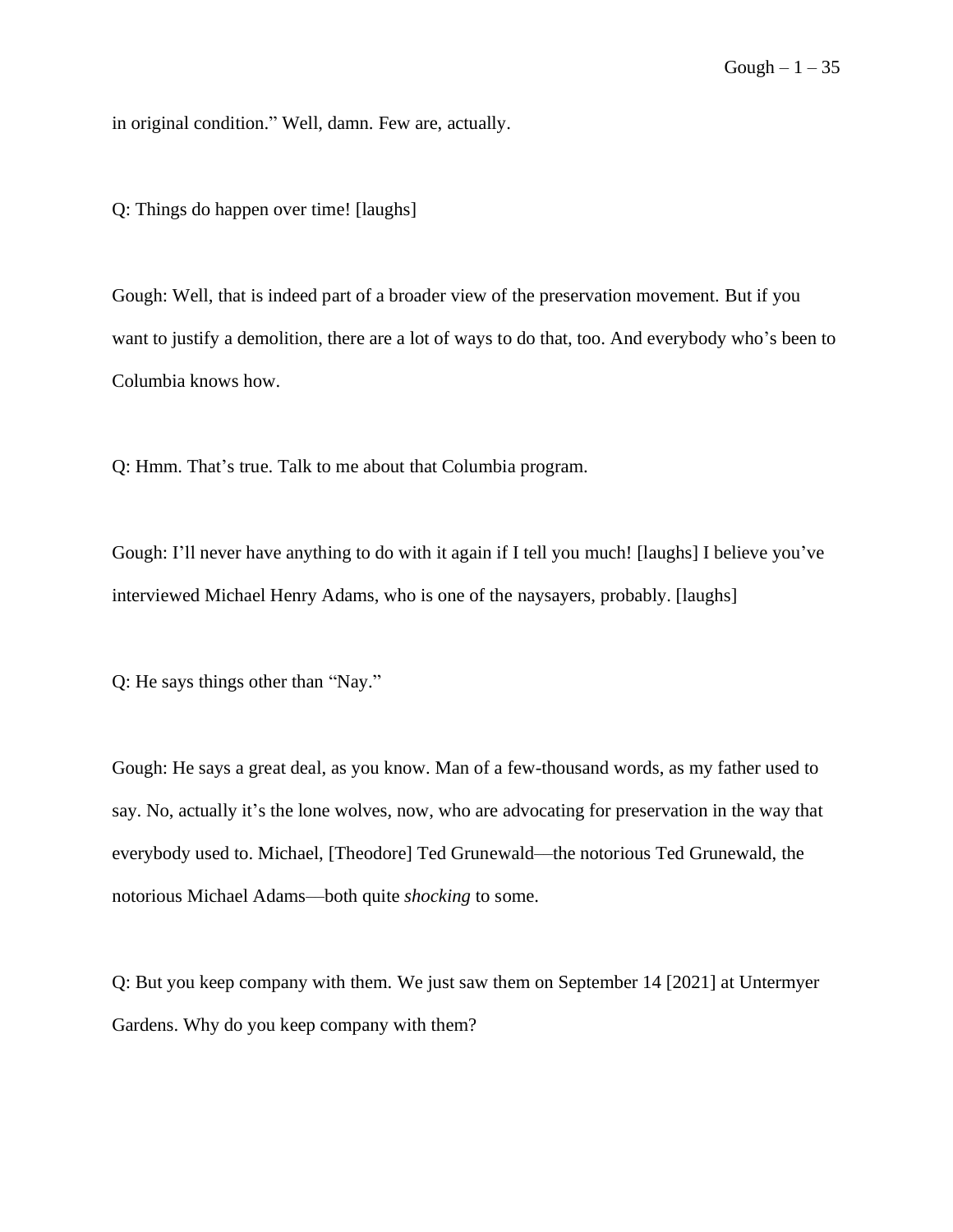in original condition." Well, damn. Few are, actually.

Q: Things do happen over time! [laughs]

Gough: Well, that is indeed part of a broader view of the preservation movement. But if you want to justify a demolition, there are a lot of ways to do that, too. And everybody who's been to Columbia knows how.

Q: Hmm. That's true. Talk to me about that Columbia program.

Gough: I'll never have anything to do with it again if I tell you much! [laughs] I believe you've interviewed Michael Henry Adams, who is one of the naysayers, probably. [laughs]

Q: He says things other than "Nay."

Gough: He says a great deal, as you know. Man of a few-thousand words, as my father used to say. No, actually it's the lone wolves, now, who are advocating for preservation in the way that everybody used to. Michael, [Theodore] Ted Grunewald—the notorious Ted Grunewald, the notorious Michael Adams—both quite *shocking* to some.

Q: But you keep company with them. We just saw them on September 14 [2021] at Untermyer Gardens. Why do you keep company with them?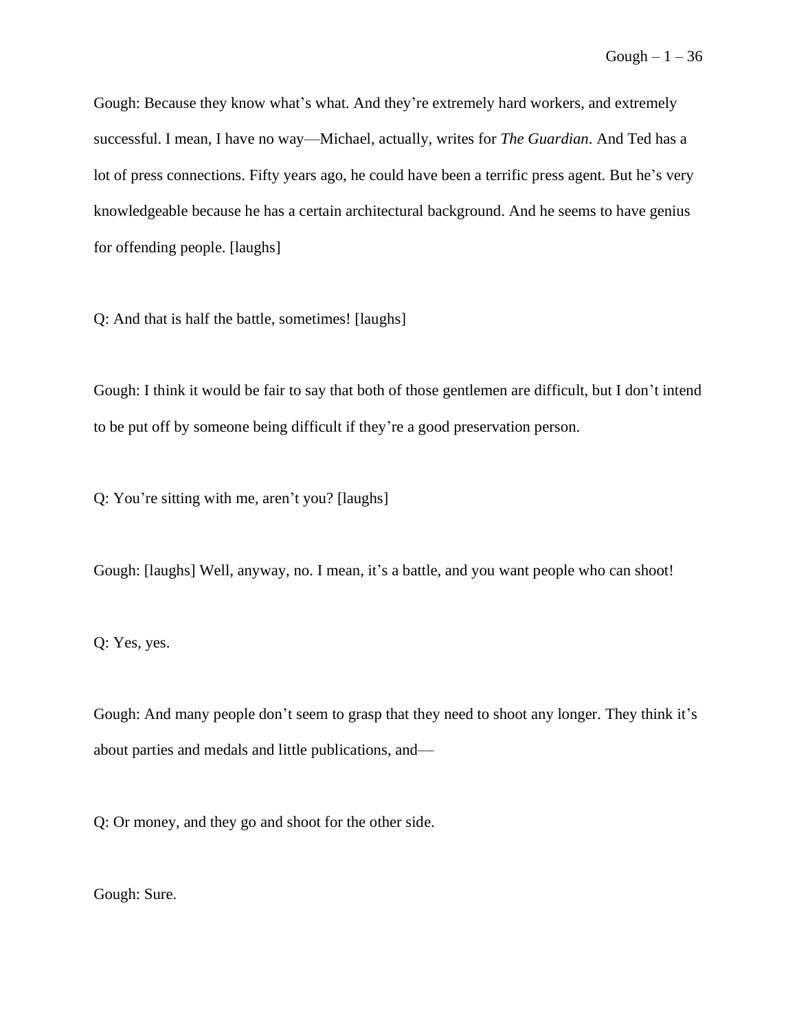Gough: Because they know what's what. And they're extremely hard workers, and extremely successful. I mean, I have no way—Michael, actually, writes for *The Guardian*. And Ted has a lot of press connections. Fifty years ago, he could have been a terrific press agent. But he's very knowledgeable because he has a certain architectural background. And he seems to have genius for offending people. [laughs]

Q: And that is half the battle, sometimes! [laughs]

Gough: I think it would be fair to say that both of those gentlemen are difficult, but I don't intend to be put off by someone being difficult if they're a good preservation person.

Q: You're sitting with me, aren't you? [laughs]

Gough: [laughs] Well, anyway, no. I mean, it's a battle, and you want people who can shoot!

Q: Yes, yes.

Gough: And many people don't seem to grasp that they need to shoot any longer. They think it's about parties and medals and little publications, and—

Q: Or money, and they go and shoot for the other side.

Gough: Sure.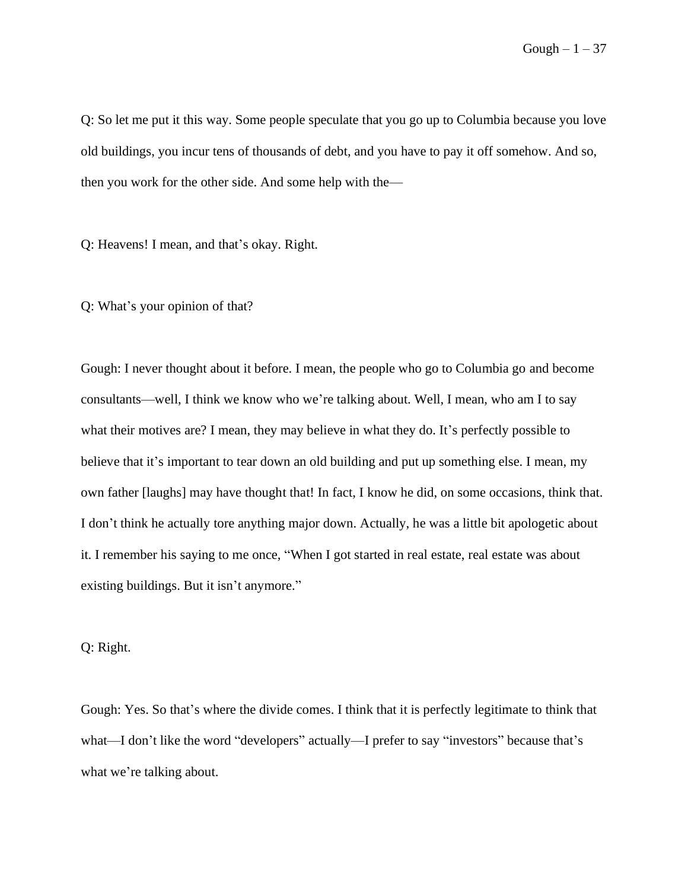Q: So let me put it this way. Some people speculate that you go up to Columbia because you love old buildings, you incur tens of thousands of debt, and you have to pay it off somehow. And so, then you work for the other side. And some help with the—

Q: Heavens! I mean, and that's okay. Right.

Q: What's your opinion of that?

Gough: I never thought about it before. I mean, the people who go to Columbia go and become consultants—well, I think we know who we're talking about. Well, I mean, who am I to say what their motives are? I mean, they may believe in what they do. It's perfectly possible to believe that it's important to tear down an old building and put up something else. I mean, my own father [laughs] may have thought that! In fact, I know he did, on some occasions, think that. I don't think he actually tore anything major down. Actually, he was a little bit apologetic about it. I remember his saying to me once, "When I got started in real estate, real estate was about existing buildings. But it isn't anymore."

Q: Right.

Gough: Yes. So that's where the divide comes. I think that it is perfectly legitimate to think that what—I don't like the word "developers" actually—I prefer to say "investors" because that's what we're talking about.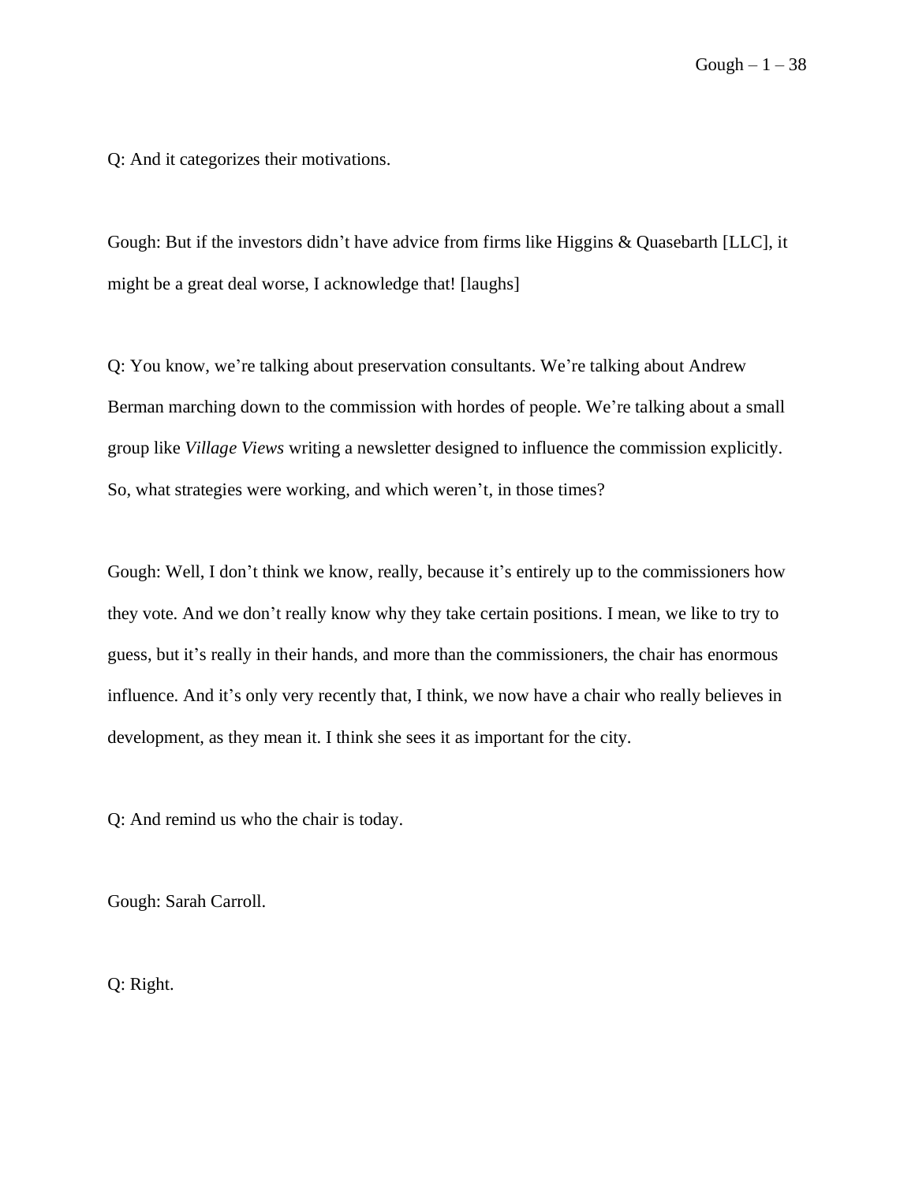Q: And it categorizes their motivations.

Gough: But if the investors didn't have advice from firms like Higgins & Quasebarth [LLC], it might be a great deal worse, I acknowledge that! [laughs]

Q: You know, we're talking about preservation consultants. We're talking about Andrew Berman marching down to the commission with hordes of people. We're talking about a small group like *Village Views* writing a newsletter designed to influence the commission explicitly. So, what strategies were working, and which weren't, in those times?

Gough: Well, I don't think we know, really, because it's entirely up to the commissioners how they vote. And we don't really know why they take certain positions. I mean, we like to try to guess, but it's really in their hands, and more than the commissioners, the chair has enormous influence. And it's only very recently that, I think, we now have a chair who really believes in development, as they mean it. I think she sees it as important for the city.

Q: And remind us who the chair is today.

Gough: Sarah Carroll.

Q: Right.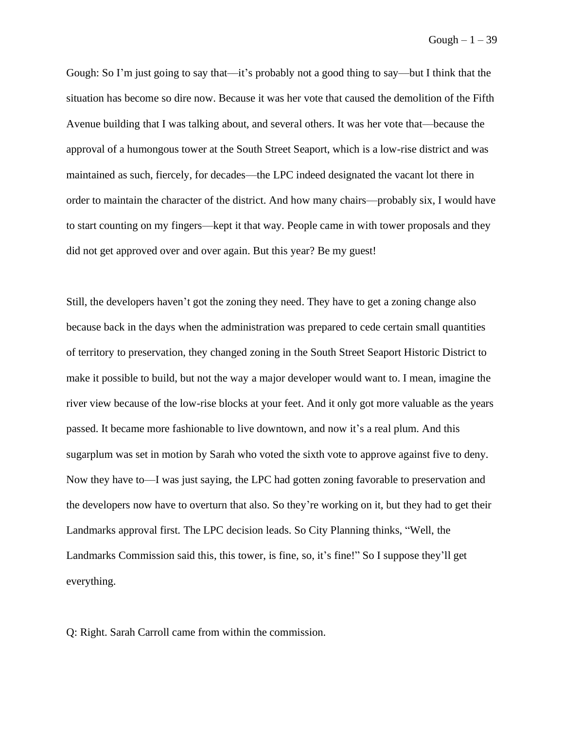Gough: So I'm just going to say that—it's probably not a good thing to say—but I think that the situation has become so dire now. Because it was her vote that caused the demolition of the Fifth Avenue building that I was talking about, and several others. It was her vote that—because the approval of a humongous tower at the South Street Seaport, which is a low-rise district and was maintained as such, fiercely, for decades—the LPC indeed designated the vacant lot there in order to maintain the character of the district. And how many chairs—probably six, I would have to start counting on my fingers—kept it that way. People came in with tower proposals and they did not get approved over and over again. But this year? Be my guest!

Still, the developers haven't got the zoning they need. They have to get a zoning change also because back in the days when the administration was prepared to cede certain small quantities of territory to preservation, they changed zoning in the South Street Seaport Historic District to make it possible to build, but not the way a major developer would want to. I mean, imagine the river view because of the low-rise blocks at your feet. And it only got more valuable as the years passed. It became more fashionable to live downtown, and now it's a real plum. And this sugarplum was set in motion by Sarah who voted the sixth vote to approve against five to deny. Now they have to—I was just saying, the LPC had gotten zoning favorable to preservation and the developers now have to overturn that also. So they're working on it, but they had to get their Landmarks approval first. The LPC decision leads. So City Planning thinks, "Well, the Landmarks Commission said this, this tower, is fine, so, it's fine!" So I suppose they'll get everything.

Q: Right. Sarah Carroll came from within the commission.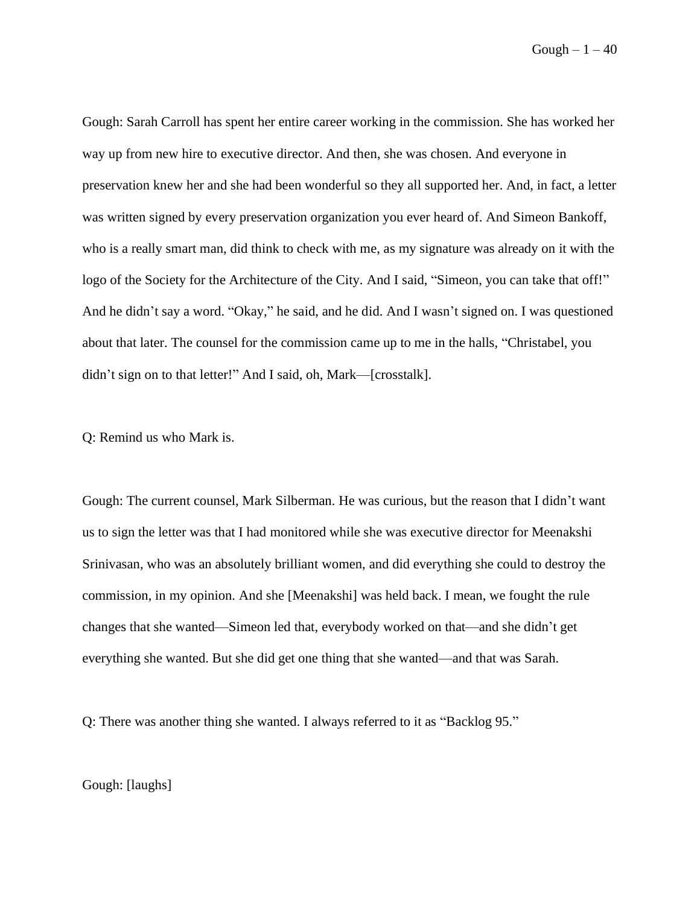Gough: Sarah Carroll has spent her entire career working in the commission. She has worked her way up from new hire to executive director. And then, she was chosen. And everyone in preservation knew her and she had been wonderful so they all supported her. And, in fact, a letter was written signed by every preservation organization you ever heard of. And Simeon Bankoff, who is a really smart man, did think to check with me, as my signature was already on it with the logo of the Society for the Architecture of the City. And I said, "Simeon, you can take that off!" And he didn't say a word. "Okay," he said, and he did. And I wasn't signed on. I was questioned about that later. The counsel for the commission came up to me in the halls, "Christabel, you didn't sign on to that letter!" And I said, oh, Mark—[crosstalk].

Q: Remind us who Mark is.

Gough: The current counsel, Mark Silberman. He was curious, but the reason that I didn't want us to sign the letter was that I had monitored while she was executive director for Meenakshi Srinivasan, who was an absolutely brilliant women, and did everything she could to destroy the commission, in my opinion. And she [Meenakshi] was held back. I mean, we fought the rule changes that she wanted—Simeon led that, everybody worked on that—and she didn't get everything she wanted. But she did get one thing that she wanted—and that was Sarah.

Q: There was another thing she wanted. I always referred to it as "Backlog 95."

Gough: [laughs]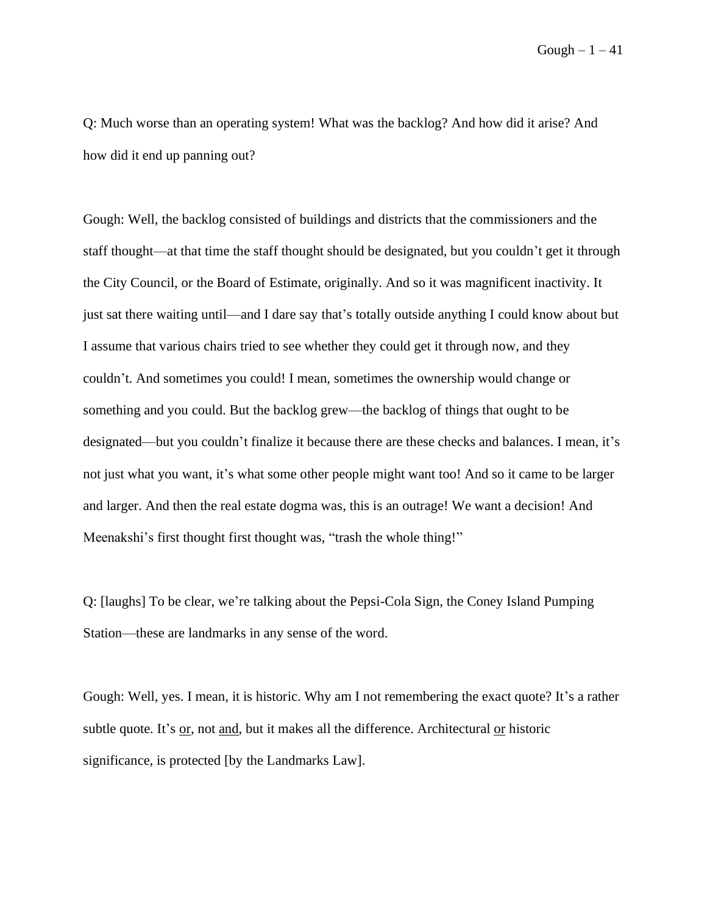Q: Much worse than an operating system! What was the backlog? And how did it arise? And how did it end up panning out?

Gough: Well, the backlog consisted of buildings and districts that the commissioners and the staff thought—at that time the staff thought should be designated, but you couldn't get it through the City Council, or the Board of Estimate, originally. And so it was magnificent inactivity. It just sat there waiting until—and I dare say that's totally outside anything I could know about but I assume that various chairs tried to see whether they could get it through now, and they couldn't. And sometimes you could! I mean, sometimes the ownership would change or something and you could. But the backlog grew—the backlog of things that ought to be designated—but you couldn't finalize it because there are these checks and balances. I mean, it's not just what you want, it's what some other people might want too! And so it came to be larger and larger. And then the real estate dogma was, this is an outrage! We want a decision! And Meenakshi's first thought first thought was, "trash the whole thing!"

Q: [laughs] To be clear, we're talking about the Pepsi-Cola Sign, the Coney Island Pumping Station—these are landmarks in any sense of the word.

Gough: Well, yes. I mean, it is historic. Why am I not remembering the exact quote? It's a rather subtle quote. It's <u>or</u>, not <u>and</u>, but it makes all the difference. Architectural <u>or</u> historic significance, is protected [by the Landmarks Law].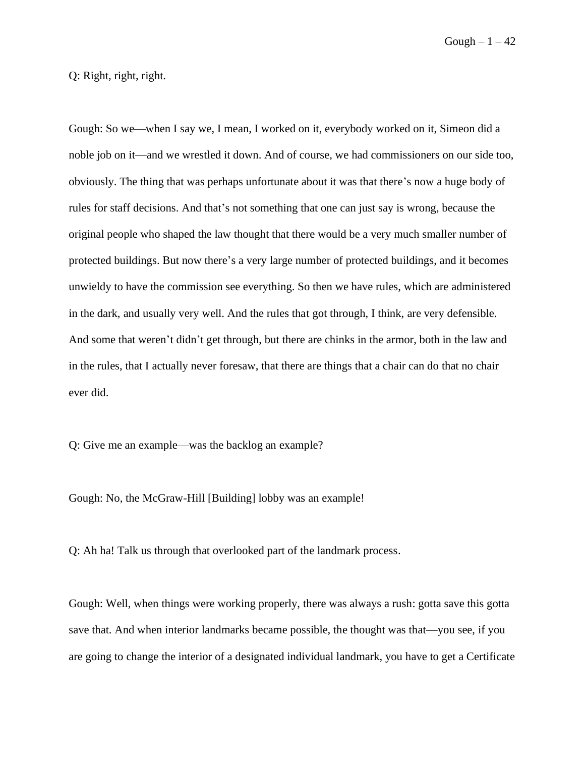Q: Right, right, right.

Gough: So we—when I say we, I mean, I worked on it, everybody worked on it, Simeon did a noble job on it—and we wrestled it down. And of course, we had commissioners on our side too, obviously. The thing that was perhaps unfortunate about it was that there's now a huge body of rules for staff decisions. And that's not something that one can just say is wrong, because the original people who shaped the law thought that there would be a very much smaller number of protected buildings. But now there's a very large number of protected buildings, and it becomes unwieldy to have the commission see everything. So then we have rules, which are administered in the dark, and usually very well. And the rules that got through, I think, are very defensible. And some that weren't didn't get through, but there are chinks in the armor, both in the law and in the rules, that I actually never foresaw, that there are things that a chair can do that no chair ever did.

Q: Give me an example—was the backlog an example?

Gough: No, the McGraw-Hill [Building] lobby was an example!

Q: Ah ha! Talk us through that overlooked part of the landmark process.

Gough: Well, when things were working properly, there was always a rush: gotta save this gotta save that. And when interior landmarks became possible, the thought was that—you see, if you are going to change the interior of a designated individual landmark, you have to get a Certificate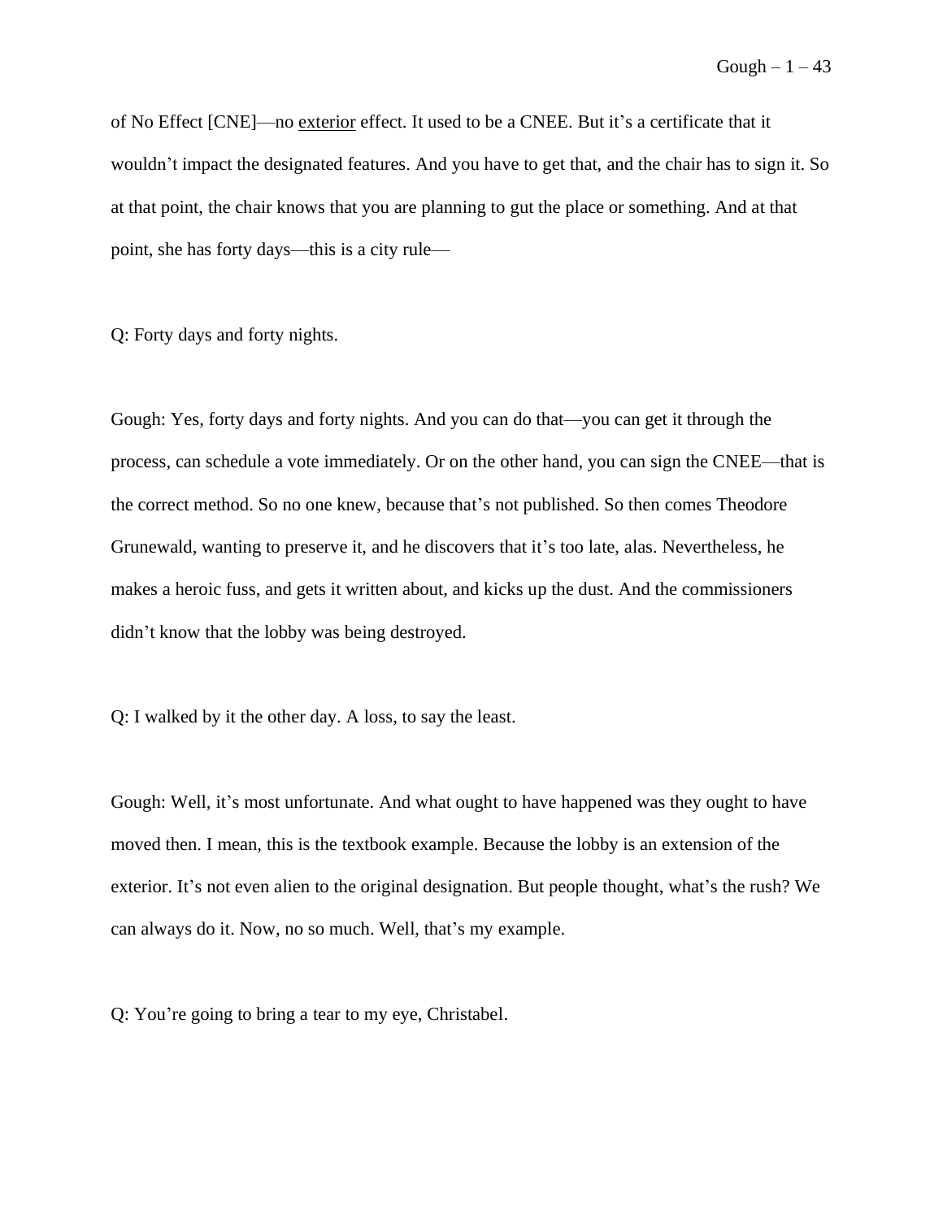of No Effect [CNE]—no <u>exterior</u> effect. It used to be a CNEE. But it's a certificate that it wouldn't impact the designated features. And you have to get that, and the chair has to sign it. So at that point, the chair knows that you are planning to gut the place or something. And at that point, she has forty days—this is a city rule—

Q: Forty days and forty nights.

Gough: Yes, forty days and forty nights. And you can do that—you can get it through the process, can schedule a vote immediately. Or on the other hand, you can sign the CNEE—that is the correct method. So no one knew, because that's not published. So then comes Theodore Grunewald, wanting to preserve it, and he discovers that it's too late, alas. Nevertheless, he makes a heroic fuss, and gets it written about, and kicks up the dust. And the commissioners didn't know that the lobby was being destroyed.

Q: I walked by it the other day. A loss, to say the least.

Gough: Well, it's most unfortunate. And what ought to have happened was they ought to have moved then. I mean, this is the textbook example. Because the lobby is an extension of the exterior. It's not even alien to the original designation. But people thought, what's the rush? We can always do it. Now, no so much. Well, that's my example.

Q: You're going to bring a tear to my eye, Christabel.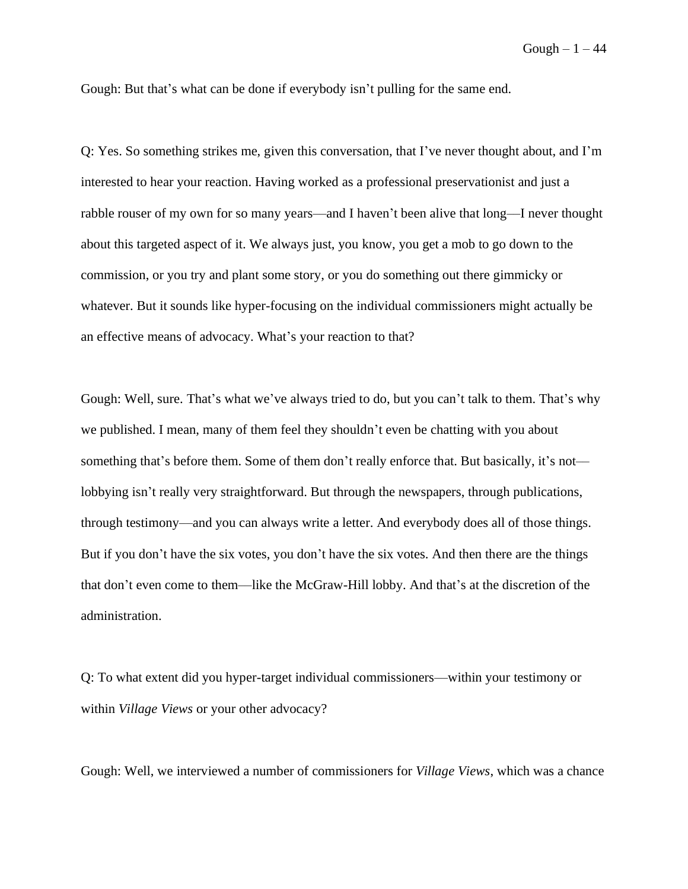Gough: But that's what can be done if everybody isn't pulling for the same end.

Q: Yes. So something strikes me, given this conversation, that I've never thought about, and I'm interested to hear your reaction. Having worked as a professional preservationist and just a rabble rouser of my own for so many years—and I haven't been alive that long—I never thought about this targeted aspect of it. We always just, you know, you get a mob to go down to the commission, or you try and plant some story, or you do something out there gimmicky or whatever. But it sounds like hyper-focusing on the individual commissioners might actually be an effective means of advocacy. What's your reaction to that?

Gough: Well, sure. That's what we've always tried to do, but you can't talk to them. That's why we published. I mean, many of them feel they shouldn't even be chatting with you about something that's before them. Some of them don't really enforce that. But basically, it's not—lobbying isn't really very straightforward. But through the newspapers, through publications, through testimony—and you can always write a letter. And everybody does all of those things. But if you don't have the six votes, you don't have the six votes. And then there are the things that don't even come to them—like the McGraw-Hill lobby. And that's at the discretion of the administration.

Q: To what extent did you hyper-target individual commissioners—within your testimony or within *Village Views* or your other advocacy?

Gough: Well, we interviewed a number of commissioners for *Village Views*, which was a chance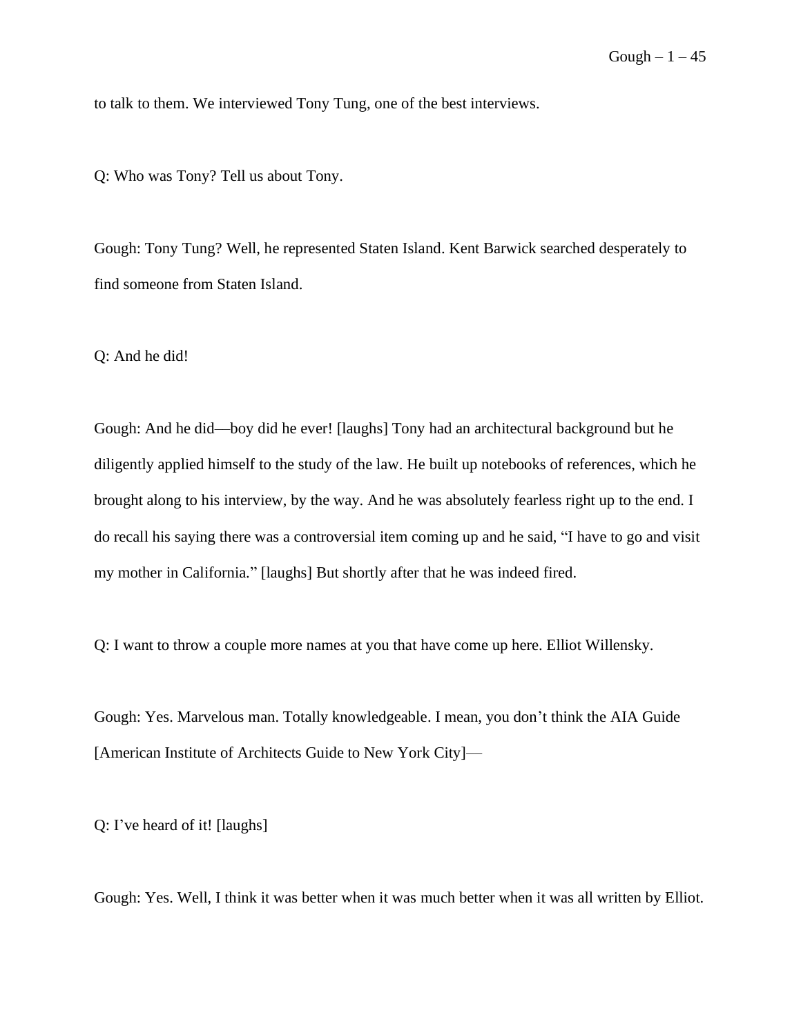to talk to them. We interviewed Tony Tung, one of the best interviews.

Q: Who was Tony? Tell us about Tony.

Gough: Tony Tung? Well, he represented Staten Island. Kent Barwick searched desperately to find someone from Staten Island.

Q: And he did!

Gough: And he did—boy did he ever! [laughs] Tony had an architectural background but he diligently applied himself to the study of the law. He built up notebooks of references, which he brought along to his interview, by the way. And he was absolutely fearless right up to the end. I do recall his saying there was a controversial item coming up and he said, "I have to go and visit my mother in California." [laughs] But shortly after that he was indeed fired.

Q: I want to throw a couple more names at you that have come up here. Elliot Willensky.

Gough: Yes. Marvelous man. Totally knowledgeable. I mean, you don't think the AIA Guide [American Institute of Architects Guide to New York City]—

Q: I've heard of it! [laughs]

Gough: Yes. Well, I think it was better when it was much better when it was all written by Elliot.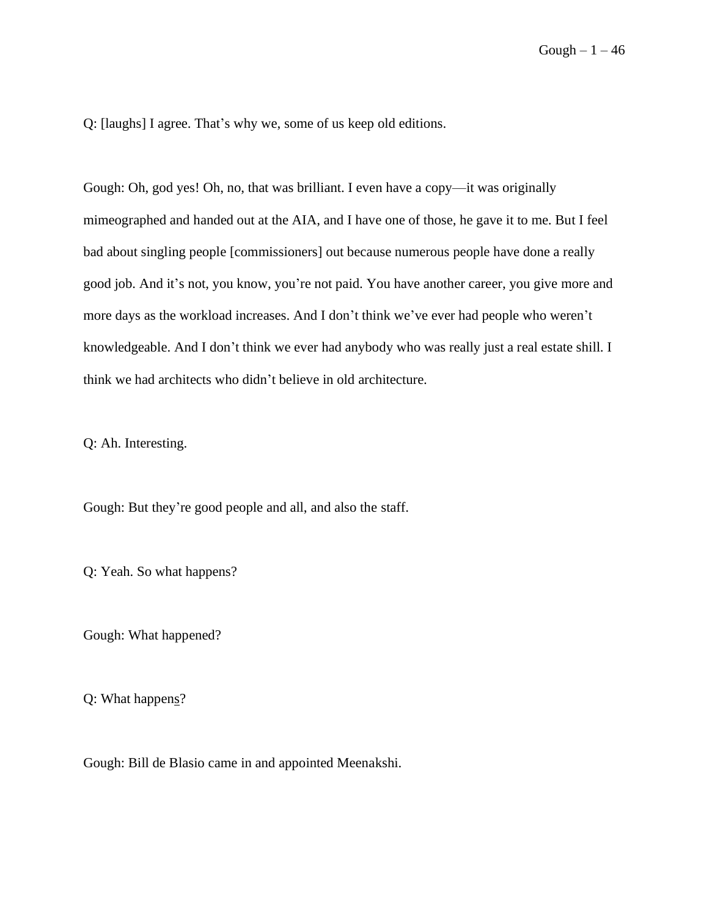Q: [laughs] I agree. That's why we, some of us keep old editions.

Gough: Oh, god yes! Oh, no, that was brilliant. I even have a copy—it was originally mimeographed and handed out at the AIA, and I have one of those, he gave it to me. But I feel bad about singling people [commissioners] out because numerous people have done a really good job. And it's not, you know, you're not paid. You have another career, you give more and more days as the workload increases. And I don't think we've ever had people who weren't knowledgeable. And I don't think we ever had anybody who was really just a real estate shill. I think we had architects who didn't believe in old architecture.

Q: Ah. Interesting.

Gough: But they're good people and all, and also the staff.

Q: Yeah. So what happens?

Gough: What happened?

Q: What happen<u>s</u>?

Gough: Bill de Blasio came in and appointed Meenakshi.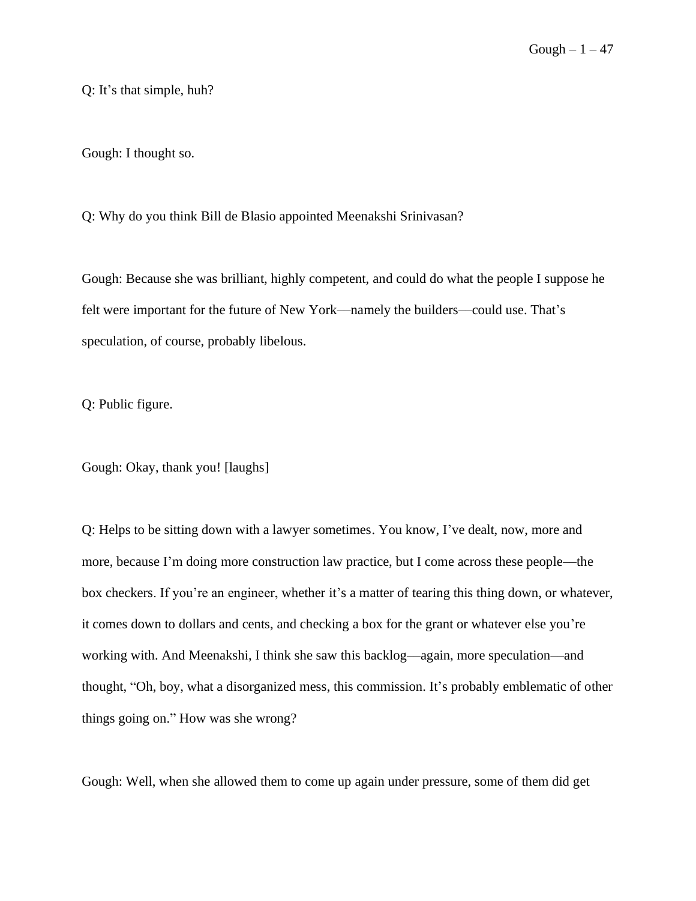Q: It's that simple, huh?

Gough: I thought so.

Q: Why do you think Bill de Blasio appointed Meenakshi Srinivasan?

Gough: Because she was brilliant, highly competent, and could do what the people I suppose he felt were important for the future of New York—namely the builders—could use. That's speculation, of course, probably libelous.

Q: Public figure.

Gough: Okay, thank you! [laughs]

Q: Helps to be sitting down with a lawyer sometimes. You know, I've dealt, now, more and more, because I'm doing more construction law practice, but I come across these people—the box checkers. If you're an engineer, whether it's a matter of tearing this thing down, or whatever, it comes down to dollars and cents, and checking a box for the grant or whatever else you're working with. And Meenakshi, I think she saw this backlog—again, more speculation—and thought, "Oh, boy, what a disorganized mess, this commission. It's probably emblematic of other things going on." How was she wrong?

Gough: Well, when she allowed them to come up again under pressure, some of them did get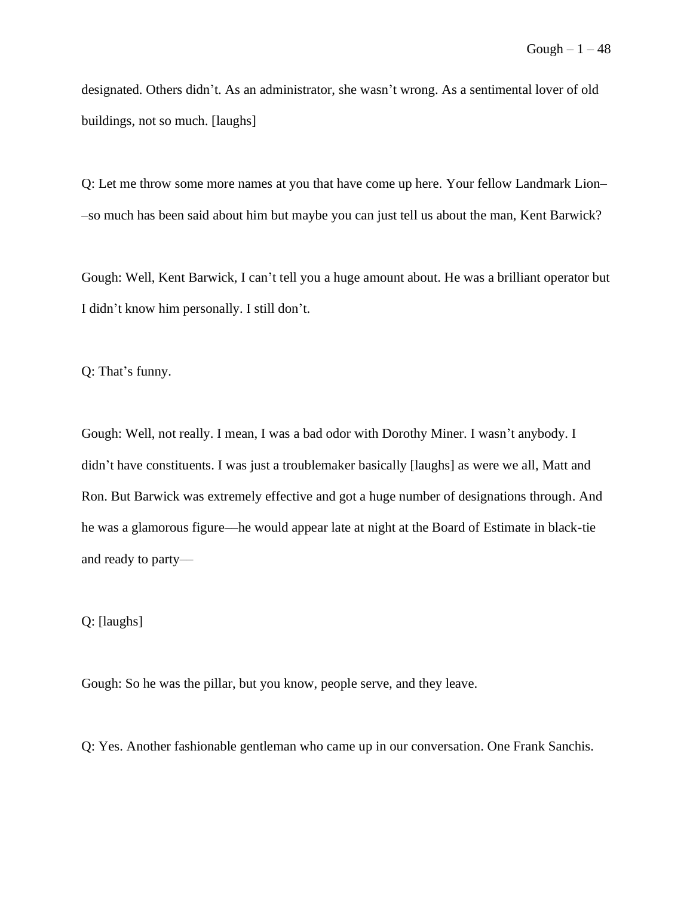designated. Others didn't. As an administrator, she wasn't wrong. As a sentimental lover of old buildings, not so much. [laughs]

Q: Let me throw some more names at you that have come up here. Your fellow Landmark Lion––so much has been said about him but maybe you can just tell us about the man, Kent Barwick?

Gough: Well, Kent Barwick, I can't tell you a huge amount about. He was a brilliant operator but I didn't know him personally. I still don't.

Q: That's funny.

Gough: Well, not really. I mean, I was a bad odor with Dorothy Miner. I wasn't anybody. I didn't have constituents. I was just a troublemaker basically [laughs] as were we all, Matt and Ron. But Barwick was extremely effective and got a huge number of designations through. And he was a glamorous figure—he would appear late at night at the Board of Estimate in black-tie and ready to party—

Q: [laughs]

Gough: So he was the pillar, but you know, people serve, and they leave.

Q: Yes. Another fashionable gentleman who came up in our conversation. One Frank Sanchis.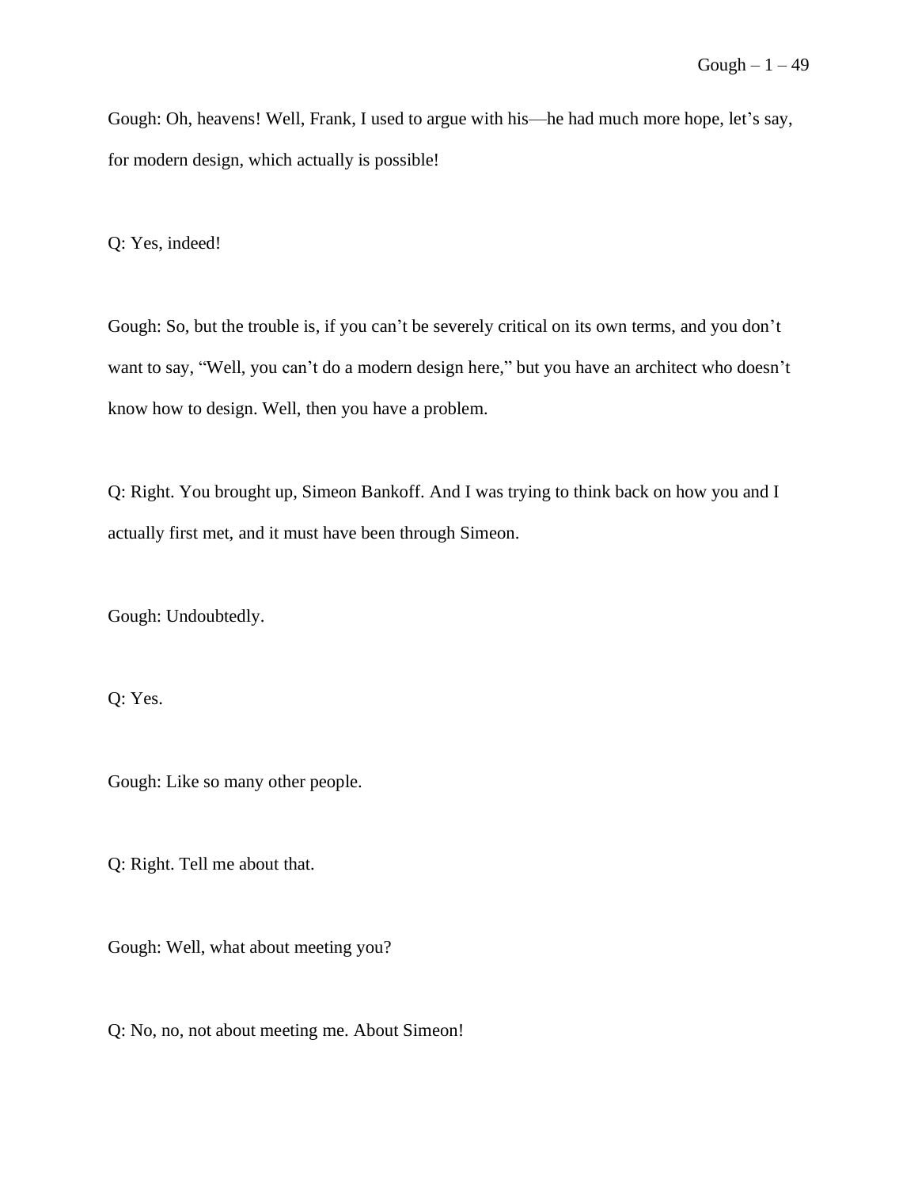Gough: Oh, heavens! Well, Frank, I used to argue with his—he had much more hope, let's say, for modern design, which actually is possible!

Q: Yes, indeed!

Gough: So, but the trouble is, if you can't be severely critical on its own terms, and you don't want to say, "Well, you can't do a modern design here," but you have an architect who doesn't know how to design. Well, then you have a problem.

Q: Right. You brought up, Simeon Bankoff. And I was trying to think back on how you and I actually first met, and it must have been through Simeon.

Gough: Undoubtedly.

Q: Yes.

Gough: Like so many other people.

Q: Right. Tell me about that.

Gough: Well, what about meeting you?

Q: No, no, not about meeting me. About Simeon!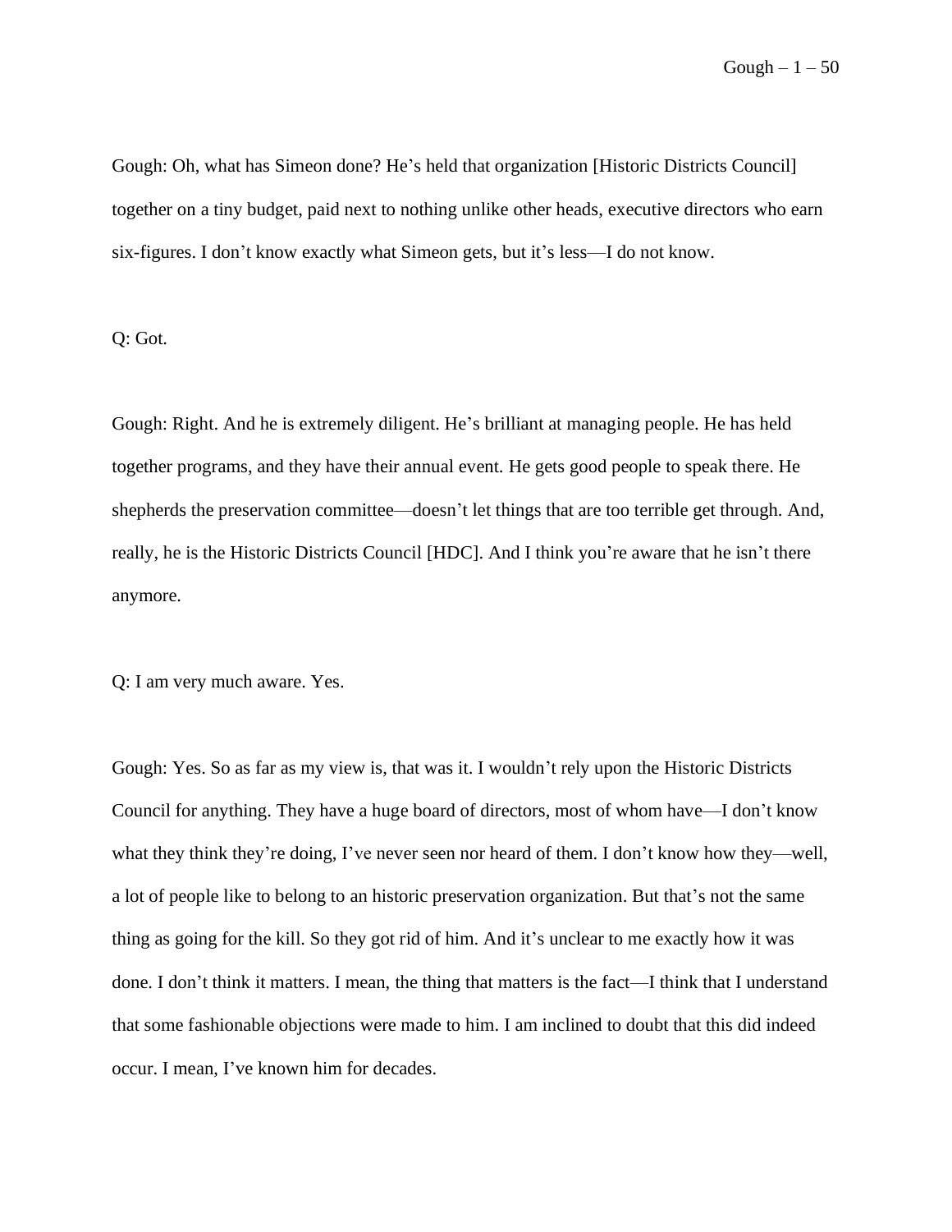Gough: Oh, what has Simeon done? He's held that organization [Historic Districts Council] together on a tiny budget, paid next to nothing unlike other heads, executive directors who earn six-figures. I don't know exactly what Simeon gets, but it's less—I do not know.

Q: Got.

Gough: Right. And he is extremely diligent. He's brilliant at managing people. He has held together programs, and they have their annual event. He gets good people to speak there. He shepherds the preservation committee—doesn't let things that are too terrible get through. And, really, he is the Historic Districts Council [HDC]. And I think you're aware that he isn't there anymore.

Q: I am very much aware. Yes.

Gough: Yes. So as far as my view is, that was it. I wouldn't rely upon the Historic Districts Council for anything. They have a huge board of directors, most of whom have—I don't know what they think they're doing, I've never seen nor heard of them. I don't know how they—well, a lot of people like to belong to an historic preservation organization. But that's not the same thing as going for the kill. So they got rid of him. And it's unclear to me exactly how it was done. I don't think it matters. I mean, the thing that matters is the fact—I think that I understand that some fashionable objections were made to him. I am inclined to doubt that this did indeed occur. I mean, I've known him for decades.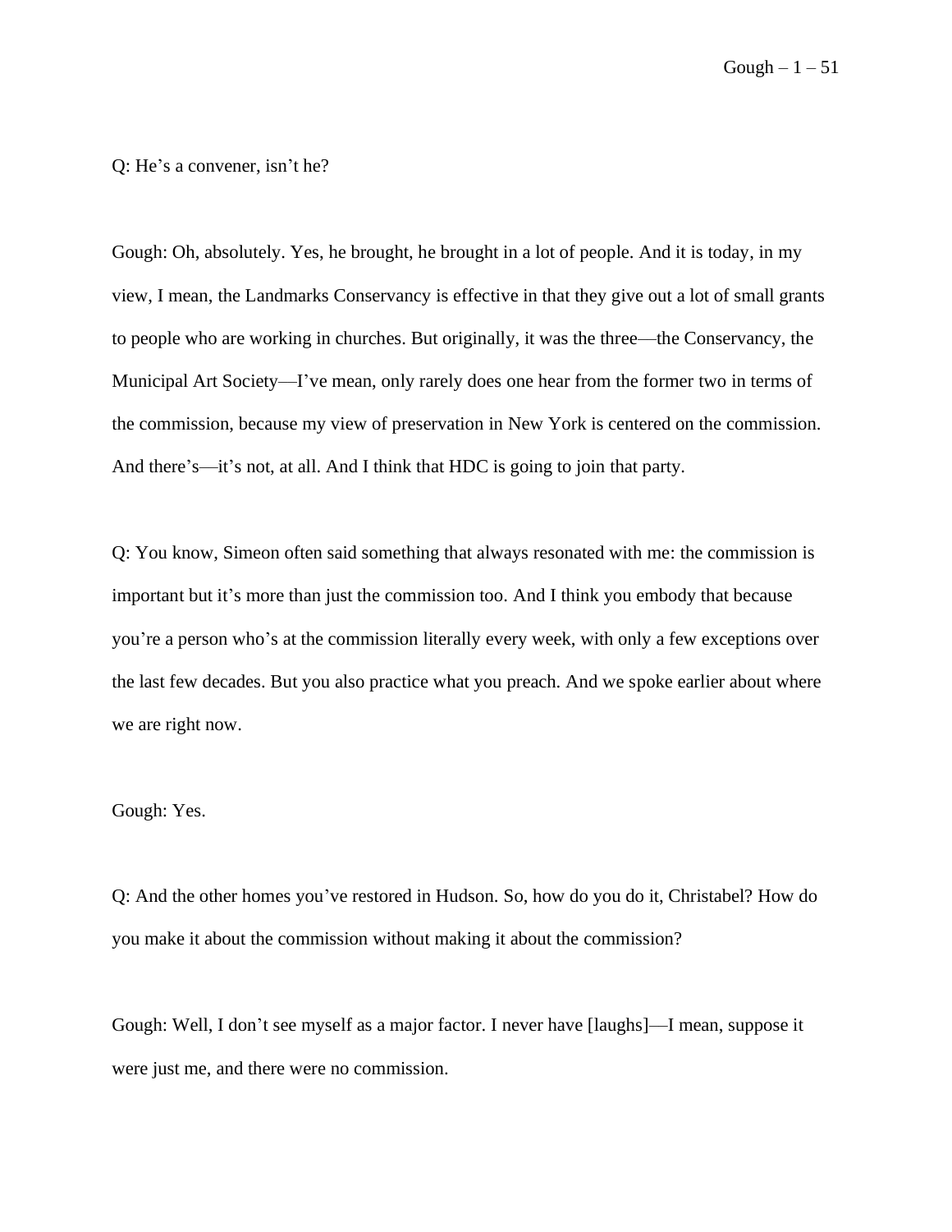Q: He's a convener, isn't he?

Gough: Oh, absolutely. Yes, he brought, he brought in a lot of people. And it is today, in my view, I mean, the Landmarks Conservancy is effective in that they give out a lot of small grants to people who are working in churches. But originally, it was the three—the Conservancy, the Municipal Art Society—I've mean, only rarely does one hear from the former two in terms of the commission, because my view of preservation in New York is centered on the commission. And there's—it's not, at all. And I think that HDC is going to join that party.

Q: You know, Simeon often said something that always resonated with me: the commission is important but it's more than just the commission too. And I think you embody that because you're a person who's at the commission literally every week, with only a few exceptions over the last few decades. But you also practice what you preach. And we spoke earlier about where we are right now.

Gough: Yes.

Q: And the other homes you've restored in Hudson. So, how do you do it, Christabel? How do you make it about the commission without making it about the commission?

Gough: Well, I don't see myself as a major factor. I never have [laughs]—I mean, suppose it were just me, and there were no commission.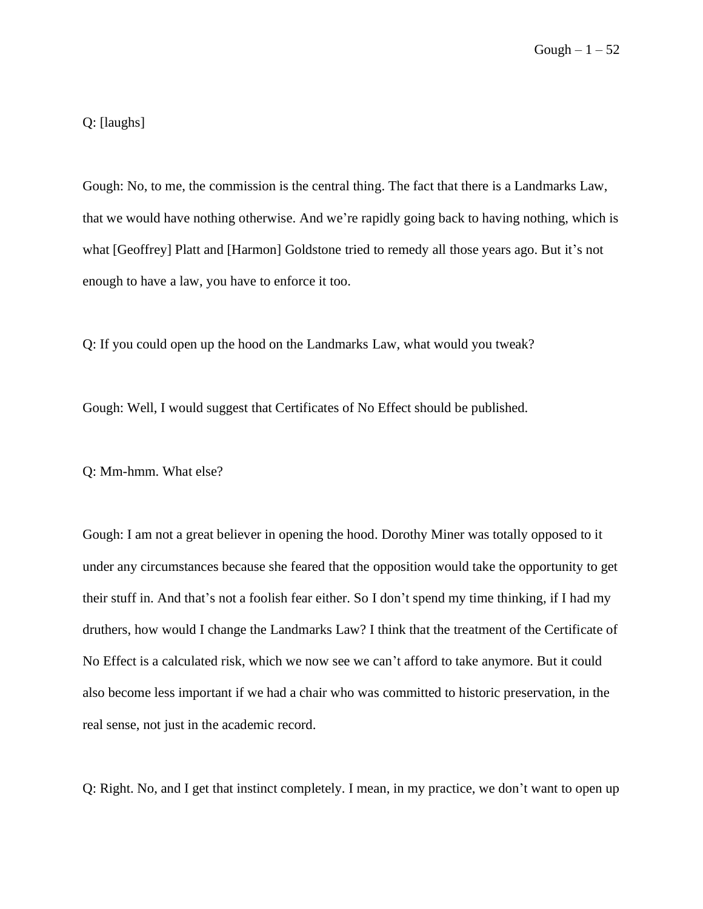Q: [laughs]

Gough: No, to me, the commission is the central thing. The fact that there is a Landmarks Law, that we would have nothing otherwise. And we're rapidly going back to having nothing, which is what [Geoffrey] Platt and [Harmon] Goldstone tried to remedy all those years ago. But it's not enough to have a law, you have to enforce it too.

Q: If you could open up the hood on the Landmarks Law, what would you tweak?

Gough: Well, I would suggest that Certificates of No Effect should be published.

Q: Mm-hmm. What else?

Gough: I am not a great believer in opening the hood. Dorothy Miner was totally opposed to it under any circumstances because she feared that the opposition would take the opportunity to get their stuff in. And that's not a foolish fear either. So I don't spend my time thinking, if I had my druthers, how would I change the Landmarks Law? I think that the treatment of the Certificate of No Effect is a calculated risk, which we now see we can't afford to take anymore. But it could also become less important if we had a chair who was committed to historic preservation, in the real sense, not just in the academic record.

Q: Right. No, and I get that instinct completely. I mean, in my practice, we don't want to open up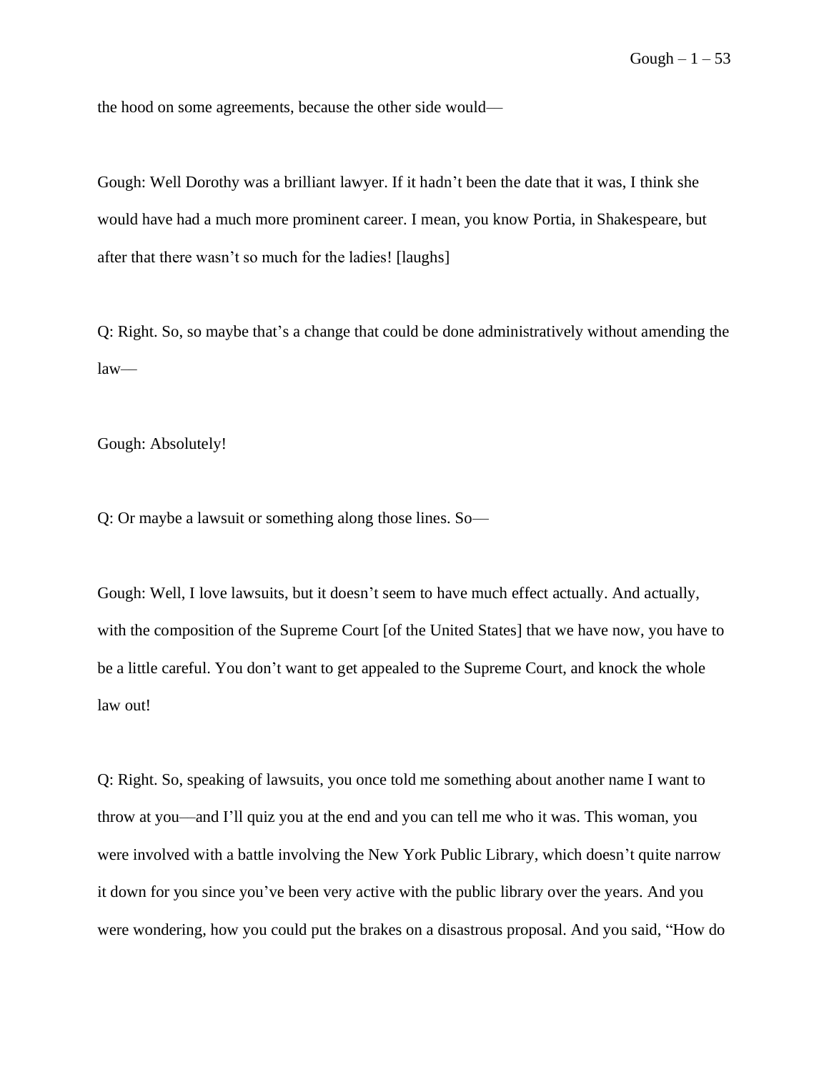the hood on some agreements, because the other side would—

Gough: Well Dorothy was a brilliant lawyer. If it hadn't been the date that it was, I think she would have had a much more prominent career. I mean, you know Portia, in Shakespeare, but after that there wasn't so much for the ladies! [laughs]

Q: Right. So, so maybe that's a change that could be done administratively without amending the law—

Gough: Absolutely!

Q: Or maybe a lawsuit or something along those lines. So—

Gough: Well, I love lawsuits, but it doesn't seem to have much effect actually. And actually, with the composition of the Supreme Court [of the United States] that we have now, you have to be a little careful. You don't want to get appealed to the Supreme Court, and knock the whole law out!

Q: Right. So, speaking of lawsuits, you once told me something about another name I want to throw at you—and I'll quiz you at the end and you can tell me who it was. This woman, you were involved with a battle involving the New York Public Library, which doesn't quite narrow it down for you since you've been very active with the public library over the years. And you were wondering, how you could put the brakes on a disastrous proposal. And you said, "How do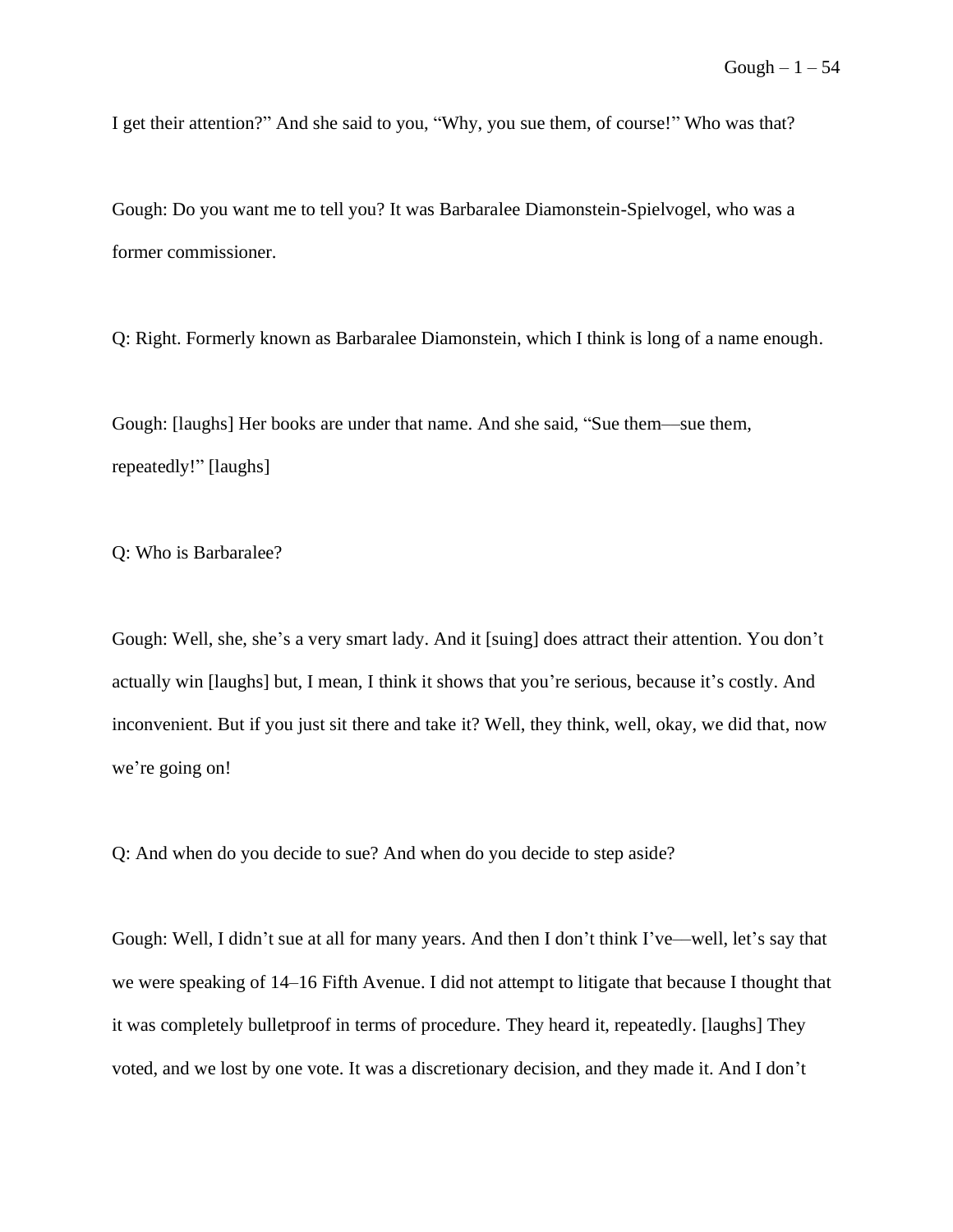I get their attention?" And she said to you, "Why, you sue them, of course!" Who was that?

Gough: Do you want me to tell you? It was Barbaralee Diamonstein-Spielvogel, who was a former commissioner.

Q: Right. Formerly known as Barbaralee Diamonstein, which I think is long of a name enough.

Gough: [laughs] Her books are under that name. And she said, "Sue them—sue them, repeatedly!" [laughs]

Q: Who is Barbaralee?

Gough: Well, she, she's a very smart lady. And it [suing] does attract their attention. You don't actually win [laughs] but, I mean, I think it shows that you're serious, because it's costly. And inconvenient. But if you just sit there and take it? Well, they think, well, okay, we did that, now we're going on!

Q: And when do you decide to sue? And when do you decide to step aside?

Gough: Well, I didn't sue at all for many years. And then I don't think I've—well, let's say that we were speaking of 14–16 Fifth Avenue. I did not attempt to litigate that because I thought that it was completely bulletproof in terms of procedure. They heard it, repeatedly. [laughs] They voted, and we lost by one vote. It was a discretionary decision, and they made it. And I don't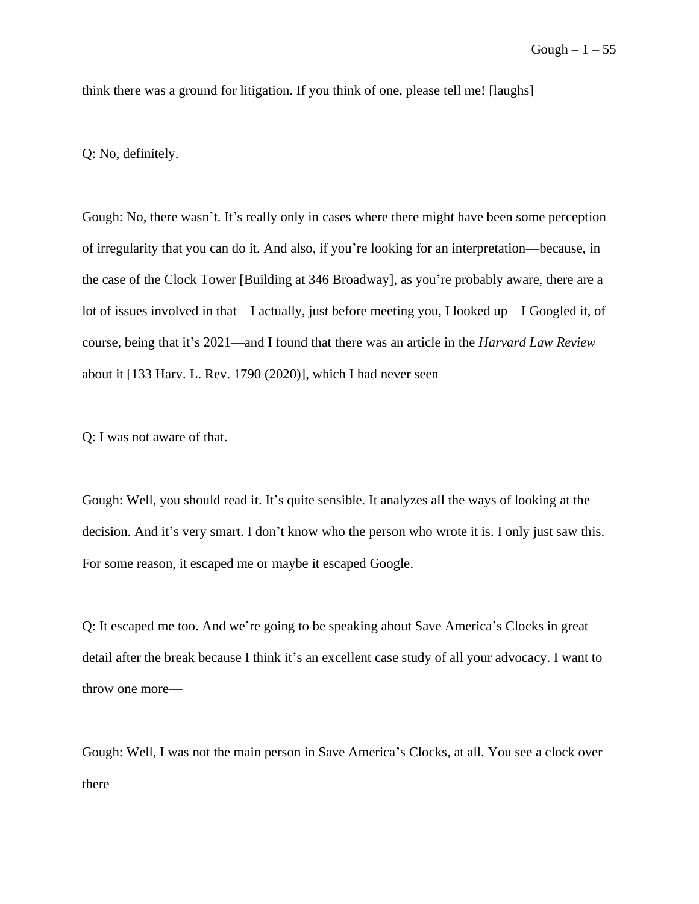think there was a ground for litigation. If you think of one, please tell me! [laughs]

Q: No, definitely.

Gough: No, there wasn't. It's really only in cases where there might have been some perception of irregularity that you can do it. And also, if you're looking for an interpretation—because, in the case of the Clock Tower [Building at 346 Broadway], as you're probably aware, there are a lot of issues involved in that—I actually, just before meeting you, I looked up—I Googled it, of course, being that it's 2021—and I found that there was an article in the *Harvard Law Review* about it [133 Harv. L. Rev. 1790 (2020)], which I had never seen—

Q: I was not aware of that.

Gough: Well, you should read it. It's quite sensible. It analyzes all the ways of looking at the decision. And it's very smart. I don't know who the person who wrote it is. I only just saw this. For some reason, it escaped me or maybe it escaped Google.

Q: It escaped me too. And we're going to be speaking about Save America's Clocks in great detail after the break because I think it's an excellent case study of all your advocacy. I want to throw one more—

Gough: Well, I was not the main person in Save America's Clocks, at all. You see a clock over there—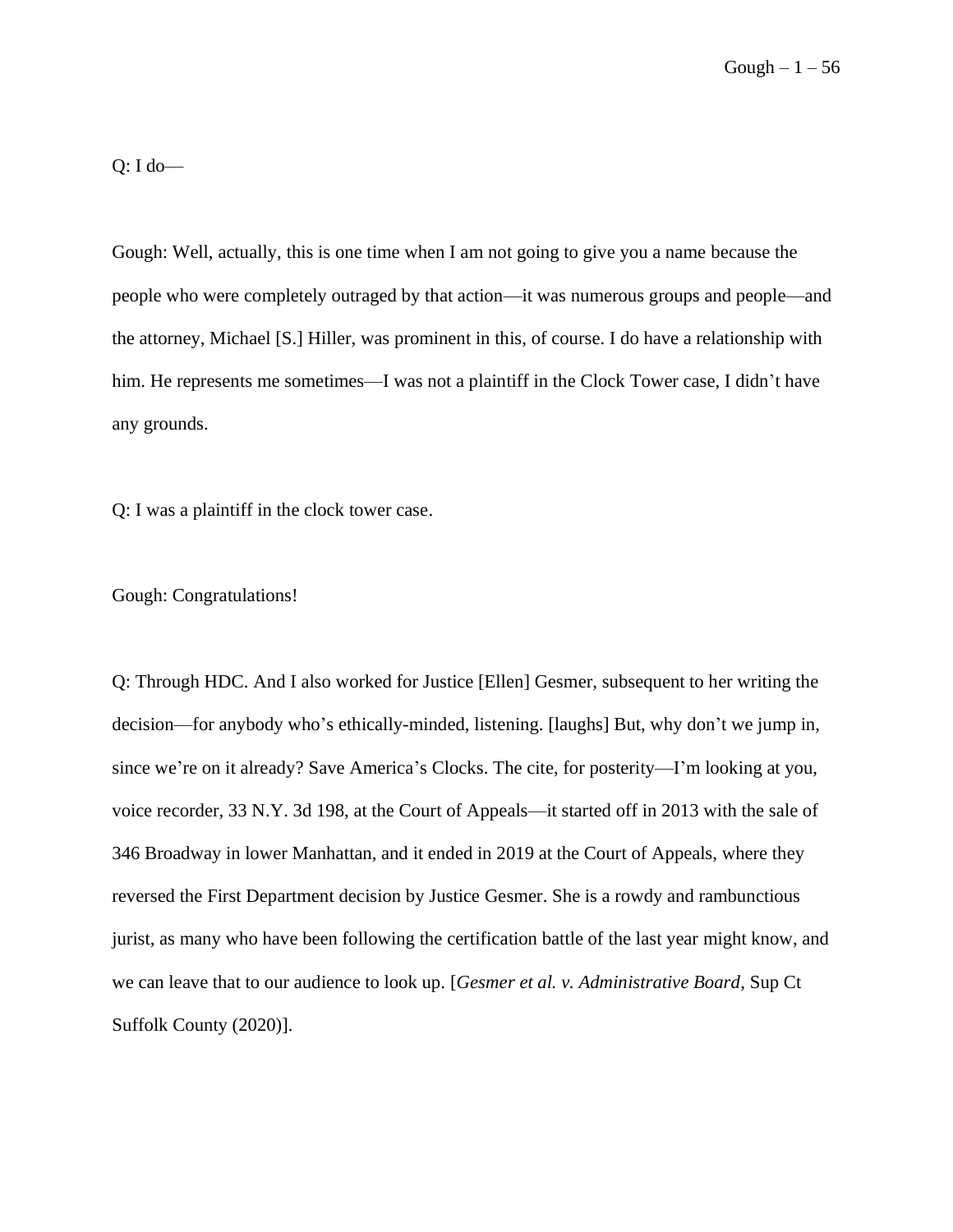Q: I do—

Gough: Well, actually, this is one time when I am not going to give you a name because the people who were completely outraged by that action—it was numerous groups and people—and the attorney, Michael [S.] Hiller, was prominent in this, of course. I do have a relationship with him. He represents me sometimes—I was not a plaintiff in the Clock Tower case, I didn't have any grounds.

Q: I was a plaintiff in the clock tower case.

Gough: Congratulations!

Q: Through HDC. And I also worked for Justice [Ellen] Gesmer, subsequent to her writing the decision—for anybody who's ethically-minded, listening. [laughs] But, why don't we jump in, since we're on it already? Save America's Clocks. The cite, for posterity—I'm looking at you, voice recorder, 33 N.Y. 3d 198, at the Court of Appeals—it started off in 2013 with the sale of 346 Broadway in lower Manhattan, and it ended in 2019 at the Court of Appeals, where they reversed the First Department decision by Justice Gesmer. She is a rowdy and rambunctious jurist, as many who have been following the certification battle of the last year might know, and we can leave that to our audience to look up. [*Gesmer et al. v. Administrative Board*, Sup Ct Suffolk County (2020)].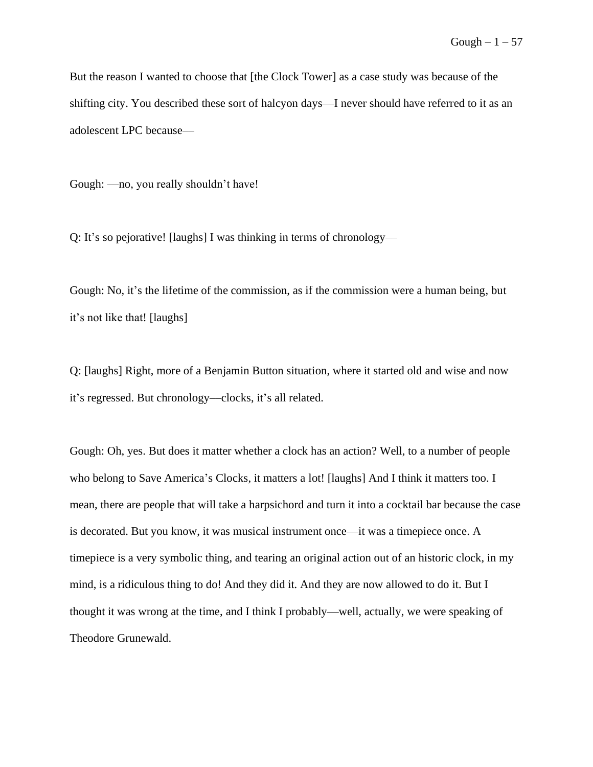But the reason I wanted to choose that [the Clock Tower] as a case study was because of the shifting city. You described these sort of halcyon days—I never should have referred to it as an adolescent LPC because—

Gough: —no, you really shouldn't have!

Q: It's so pejorative! [laughs] I was thinking in terms of chronology—

Gough: No, it's the lifetime of the commission, as if the commission were a human being, but it's not like that! [laughs]

Q: [laughs] Right, more of a Benjamin Button situation, where it started old and wise and now it's regressed. But chronology—clocks, it's all related.

Gough: Oh, yes. But does it matter whether a clock has an action? Well, to a number of people who belong to Save America's Clocks, it matters a lot! [laughs] And I think it matters too. I mean, there are people that will take a harpsichord and turn it into a cocktail bar because the case is decorated. But you know, it was musical instrument once—it was a timepiece once. A timepiece is a very symbolic thing, and tearing an original action out of an historic clock, in my mind, is a ridiculous thing to do! And they did it. And they are now allowed to do it. But I thought it was wrong at the time, and I think I probably—well, actually, we were speaking of Theodore Grunewald.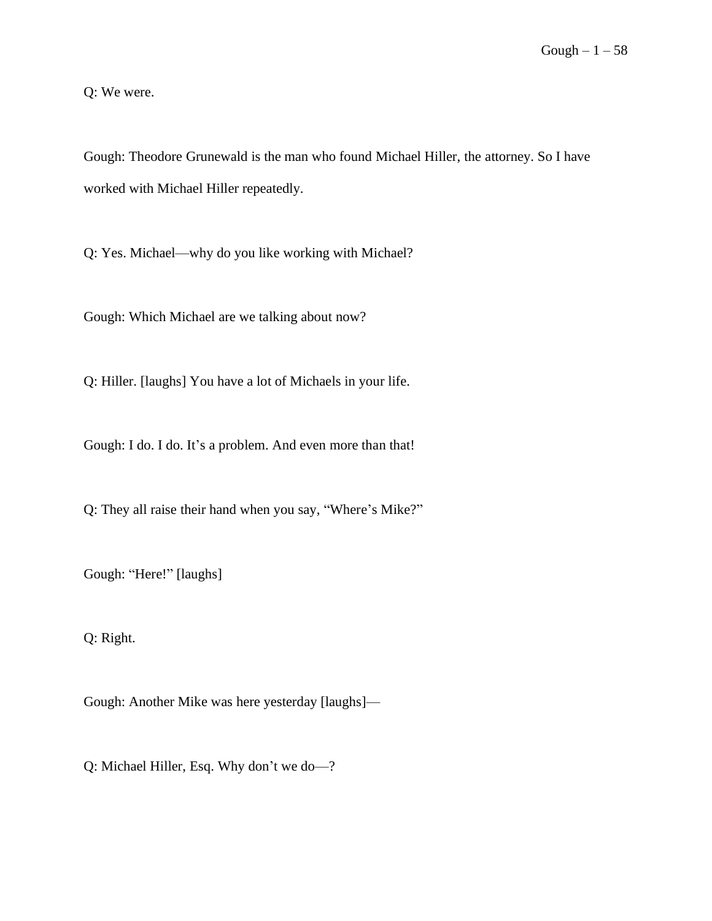Q: We were.

Gough: Theodore Grunewald is the man who found Michael Hiller, the attorney. So I have worked with Michael Hiller repeatedly.

Q: Yes. Michael—why do you like working with Michael?

Gough: Which Michael are we talking about now?

Q: Hiller. [laughs] You have a lot of Michaels in your life.

Gough: I do. I do. It's a problem. And even more than that!

Q: They all raise their hand when you say, "Where's Mike?"

Gough: "Here!" [laughs]

Q: Right.

Gough: Another Mike was here yesterday [laughs]—

Q: Michael Hiller, Esq. Why don't we do—?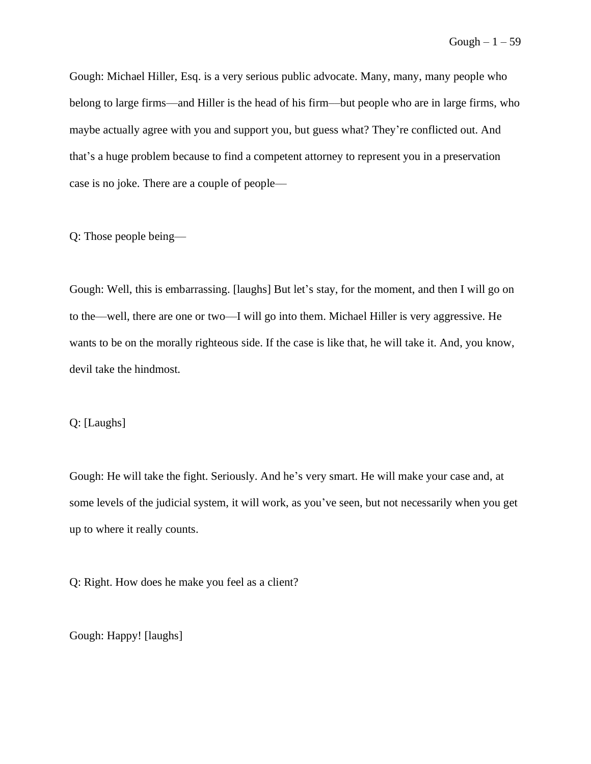Gough: Michael Hiller, Esq. is a very serious public advocate. Many, many, many people who belong to large firms—and Hiller is the head of his firm—but people who are in large firms, who maybe actually agree with you and support you, but guess what? They're conflicted out. And that's a huge problem because to find a competent attorney to represent you in a preservation case is no joke. There are a couple of people—

Q: Those people being—

Gough: Well, this is embarrassing. [laughs] But let's stay, for the moment, and then I will go on to the—well, there are one or two—I will go into them. Michael Hiller is very aggressive. He wants to be on the morally righteous side. If the case is like that, he will take it. And, you know, devil take the hindmost.

Q: [Laughs]

Gough: He will take the fight. Seriously. And he's very smart. He will make your case and, at some levels of the judicial system, it will work, as you've seen, but not necessarily when you get up to where it really counts.

Q: Right. How does he make you feel as a client?

Gough: Happy! [laughs]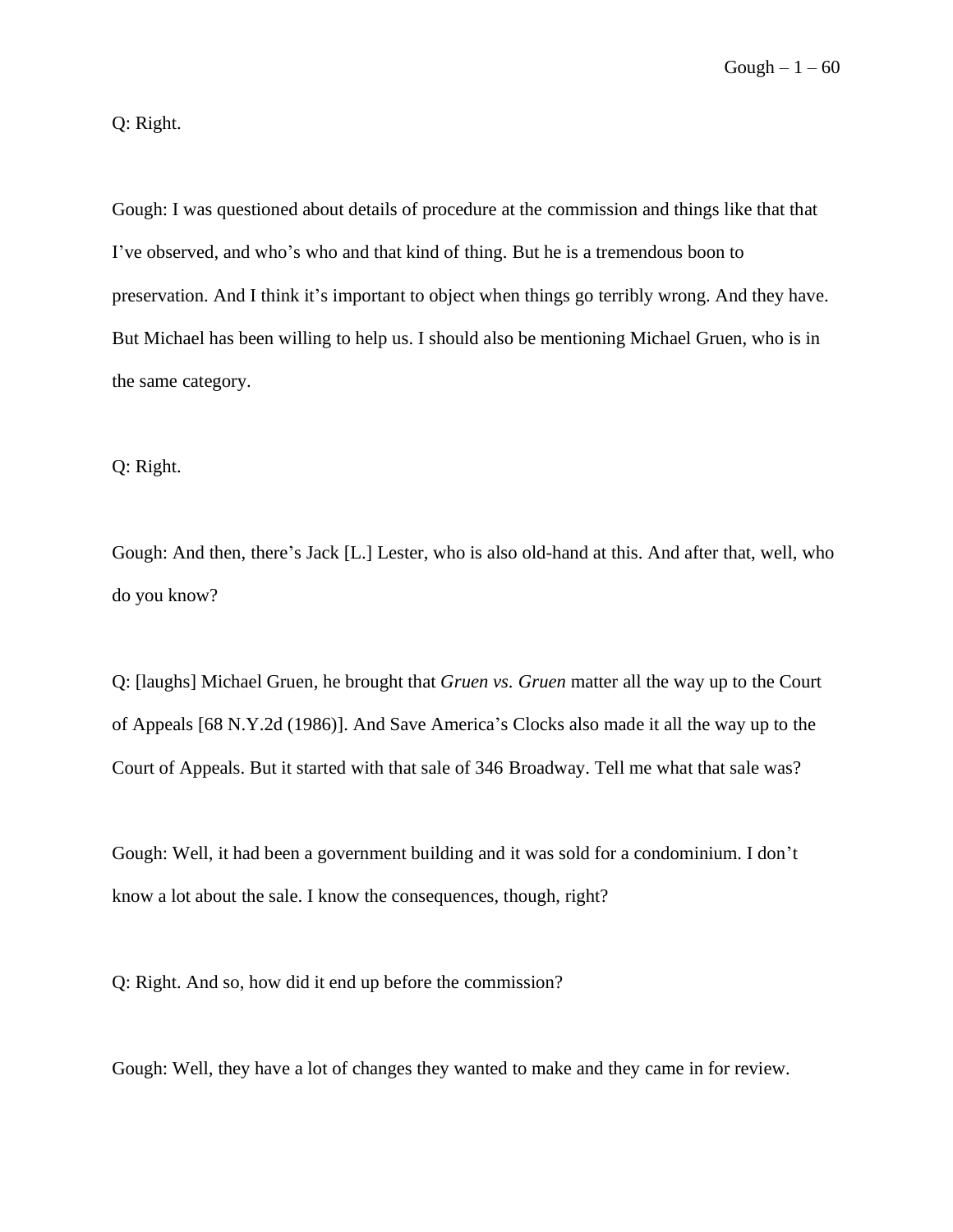Q: Right.

Gough: I was questioned about details of procedure at the commission and things like that that I've observed, and who's who and that kind of thing. But he is a tremendous boon to preservation. And I think it's important to object when things go terribly wrong. And they have. But Michael has been willing to help us. I should also be mentioning Michael Gruen, who is in the same category.

Q: Right.

Gough: And then, there's Jack [L.] Lester, who is also old-hand at this. And after that, well, who do you know?

Q: [laughs] Michael Gruen, he brought that *Gruen vs. Gruen* matter all the way up to the Court of Appeals [68 N.Y.2d (1986)]. And Save America's Clocks also made it all the way up to the Court of Appeals. But it started with that sale of 346 Broadway. Tell me what that sale was?

Gough: Well, it had been a government building and it was sold for a condominium. I don't know a lot about the sale. I know the consequences, though, right?

Q: Right. And so, how did it end up before the commission?

Gough: Well, they have a lot of changes they wanted to make and they came in for review.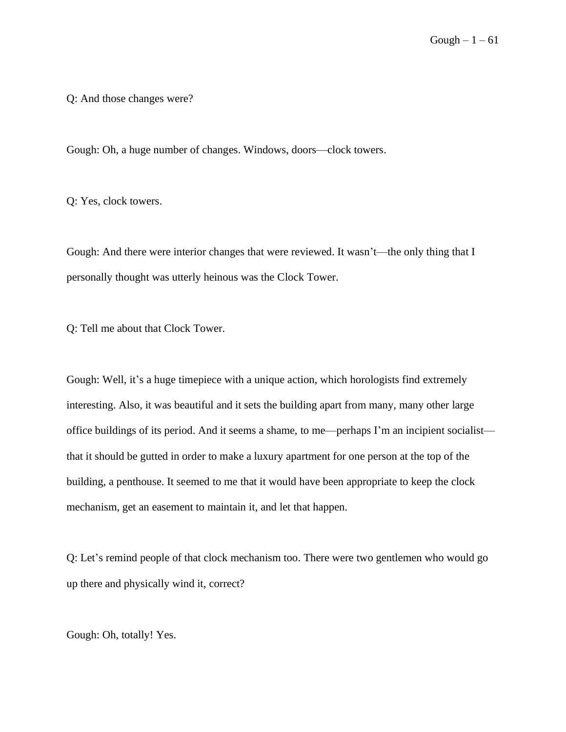Q: And those changes were?

Gough: Oh, a huge number of changes. Windows, doors—clock towers.

Q: Yes, clock towers.

Gough: And there were interior changes that were reviewed. It wasn't—the only thing that I personally thought was utterly heinous was the Clock Tower.

Q: Tell me about that Clock Tower.

Gough: Well, it's a huge timepiece with a unique action, which horologists find extremely interesting. Also, it was beautiful and it sets the building apart from many, many other large office buildings of its period. And it seems a shame, to me—perhaps I'm an incipient socialist—that it should be gutted in order to make a luxury apartment for one person at the top of the building, a penthouse. It seemed to me that it would have been appropriate to keep the clock mechanism, get an easement to maintain it, and let that happen.

Q: Let's remind people of that clock mechanism too. There were two gentlemen who would go up there and physically wind it, correct?

Gough: Oh, totally! Yes.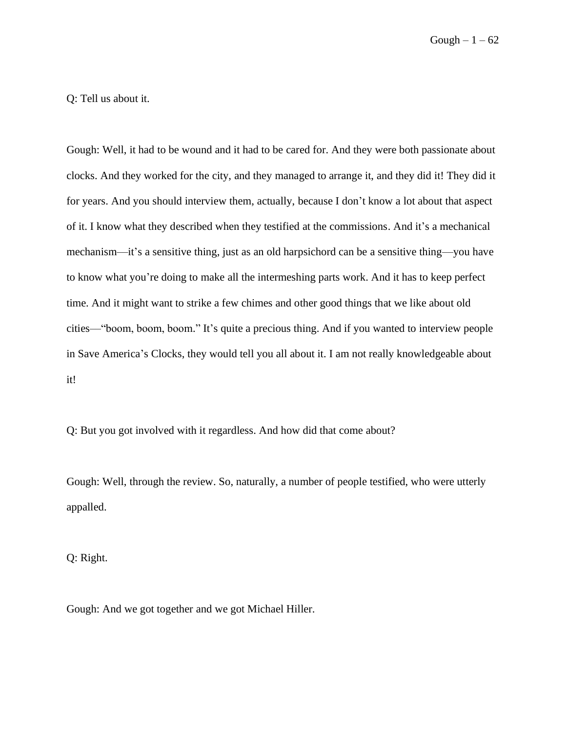Q: Tell us about it.

Gough: Well, it had to be wound and it had to be cared for. And they were both passionate about clocks. And they worked for the city, and they managed to arrange it, and they did it! They did it for years. And you should interview them, actually, because I don't know a lot about that aspect of it. I know what they described when they testified at the commissions. And it's a mechanical mechanism—it's a sensitive thing, just as an old harpsichord can be a sensitive thing—you have to know what you're doing to make all the intermeshing parts work. And it has to keep perfect time. And it might want to strike a few chimes and other good things that we like about old cities—"boom, boom, boom." It's quite a precious thing. And if you wanted to interview people in Save America's Clocks, they would tell you all about it. I am not really knowledgeable about it!

Q: But you got involved with it regardless. And how did that come about?

Gough: Well, through the review. So, naturally, a number of people testified, who were utterly appalled.

Q: Right.

Gough: And we got together and we got Michael Hiller.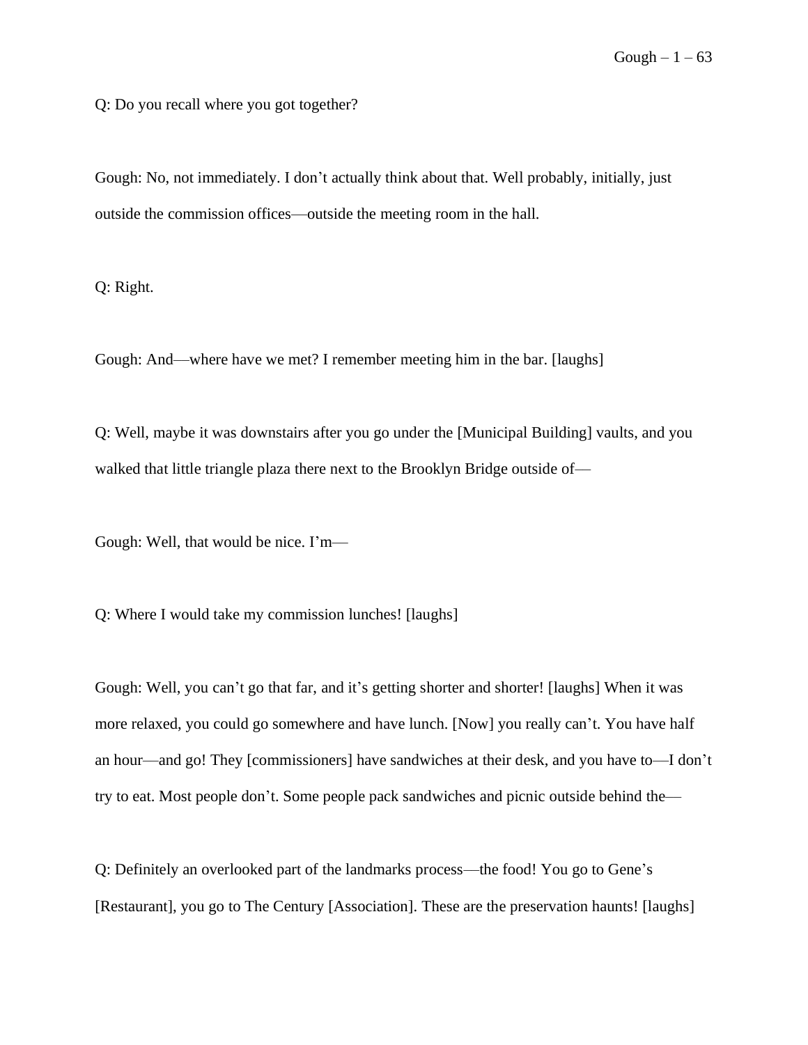Q: Do you recall where you got together?

Gough: No, not immediately. I don’t actually think about that. Well probably, initially, just outside the commission offices—outside the meeting room in the hall.

Q: Right.

Gough: And—where have we met? I remember meeting him in the bar. [laughs]

Q: Well, maybe it was downstairs after you go under the [Municipal Building] vaults, and you walked that little triangle plaza there next to the Brooklyn Bridge outside of—

Gough: Well, that would be nice. I’m—

Q: Where I would take my commission lunches! [laughs]

Gough: Well, you can’t go that far, and it’s getting shorter and shorter! [laughs] When it was more relaxed, you could go somewhere and have lunch. [Now] you really can’t. You have half an hour—and go! They [commissioners] have sandwiches at their desk, and you have to—I don’t try to eat. Most people don’t. Some people pack sandwiches and picnic outside behind the—

Q: Definitely an overlooked part of the landmarks process—the food! You go to Gene’s [Restaurant], you go to The Century [Association]. These are the preservation haunts! [laughs]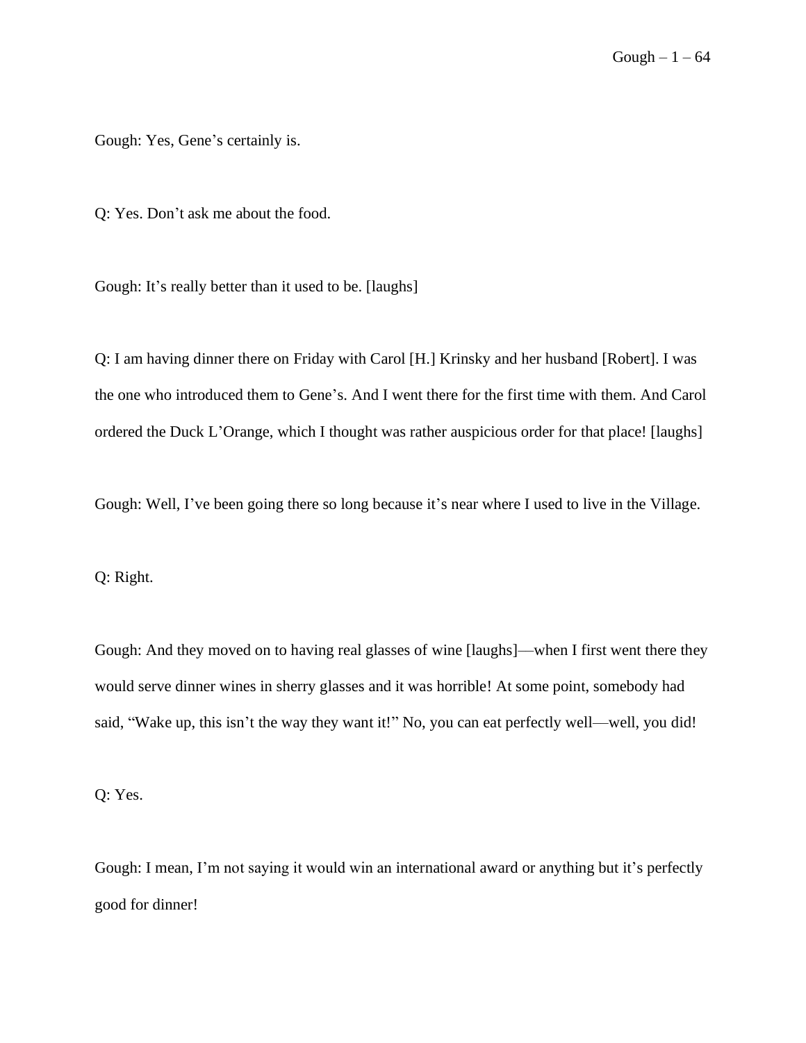Gough: Yes, Gene's certainly is.

Q: Yes. Don't ask me about the food.

Gough: It's really better than it used to be. [laughs]

Q: I am having dinner there on Friday with Carol [H.] Krinsky and her husband [Robert]. I was the one who introduced them to Gene's. And I went there for the first time with them. And Carol ordered the Duck L'Orange, which I thought was rather auspicious order for that place! [laughs]

Gough: Well, I've been going there so long because it's near where I used to live in the Village.

Q: Right.

Gough: And they moved on to having real glasses of wine [laughs]—when I first went there they would serve dinner wines in sherry glasses and it was horrible! At some point, somebody had said, "Wake up, this isn't the way they want it!" No, you can eat perfectly well—well, you did!

Q: Yes.

Gough: I mean, I'm not saying it would win an international award or anything but it's perfectly good for dinner!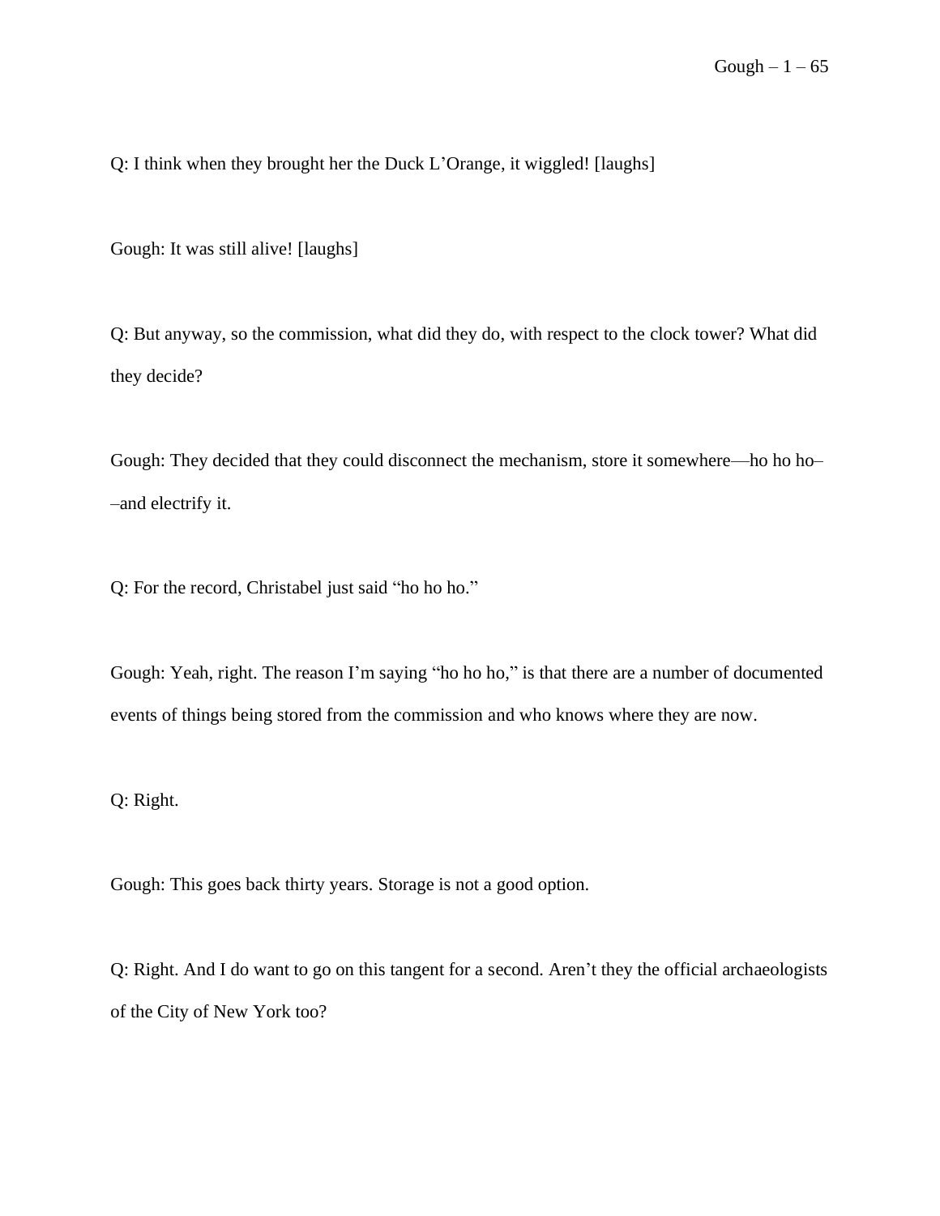Q: I think when they brought her the Duck L'Orange, it wiggled! [laughs]

Gough: It was still alive! [laughs]

Q: But anyway, so the commission, what did they do, with respect to the clock tower? What did they decide?

Gough: They decided that they could disconnect the mechanism, store it somewhere—ho ho ho––and electrify it.

Q: For the record, Christabel just said "ho ho ho."

Gough: Yeah, right. The reason I'm saying "ho ho ho," is that there are a number of documented events of things being stored from the commission and who knows where they are now.

Q: Right.

Gough: This goes back thirty years. Storage is not a good option.

Q: Right. And I do want to go on this tangent for a second. Aren't they the official archaeologists of the City of New York too?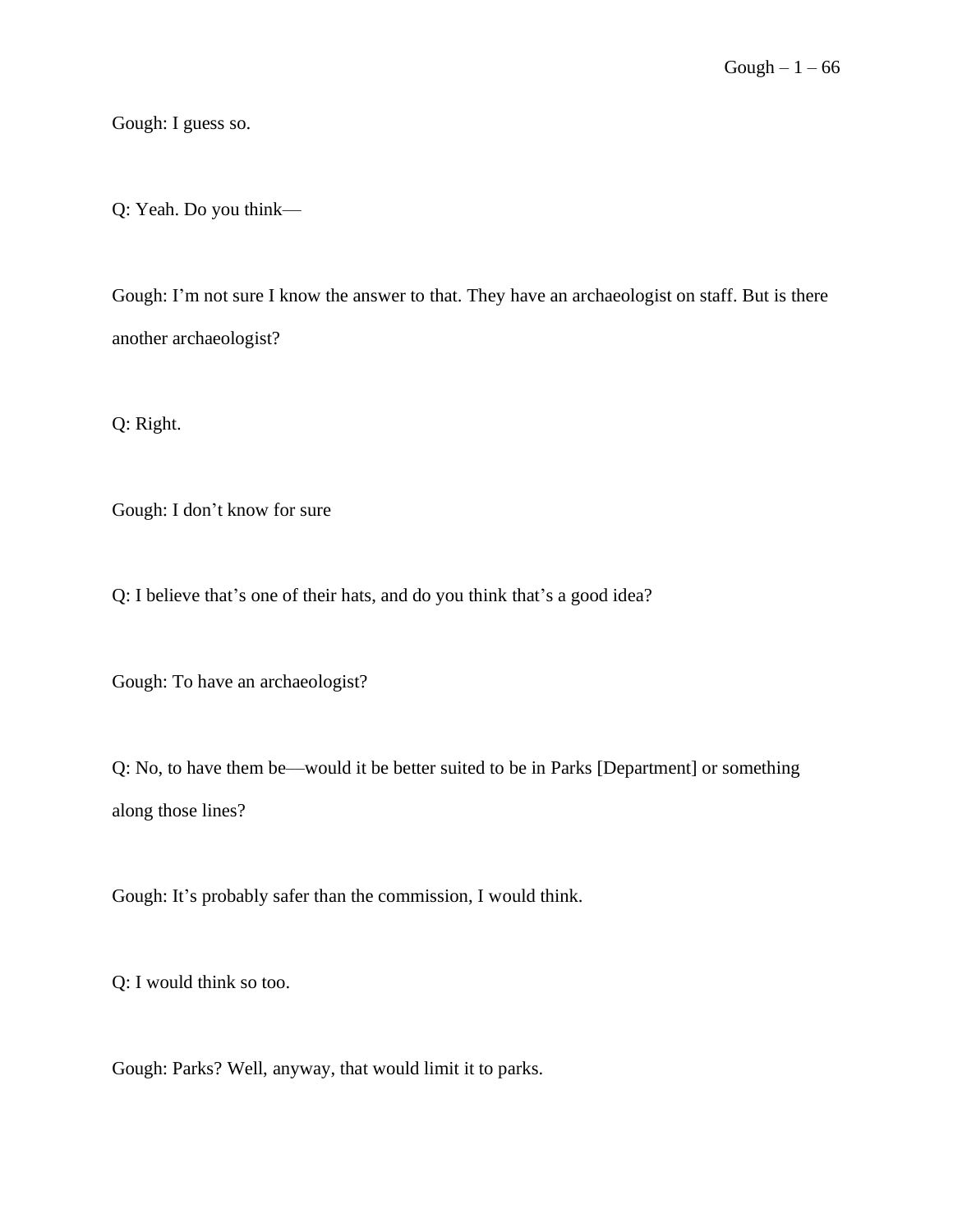Gough: I guess so.

Q: Yeah. Do you think—

Gough: I'm not sure I know the answer to that. They have an archaeologist on staff. But is there another archaeologist?

Q: Right.

Gough: I don't know for sure

Q: I believe that's one of their hats, and do you think that's a good idea?

Gough: To have an archaeologist?

Q: No, to have them be—would it be better suited to be in Parks [Department] or something along those lines?

Gough: It's probably safer than the commission, I would think.

Q: I would think so too.

Gough: Parks? Well, anyway, that would limit it to parks.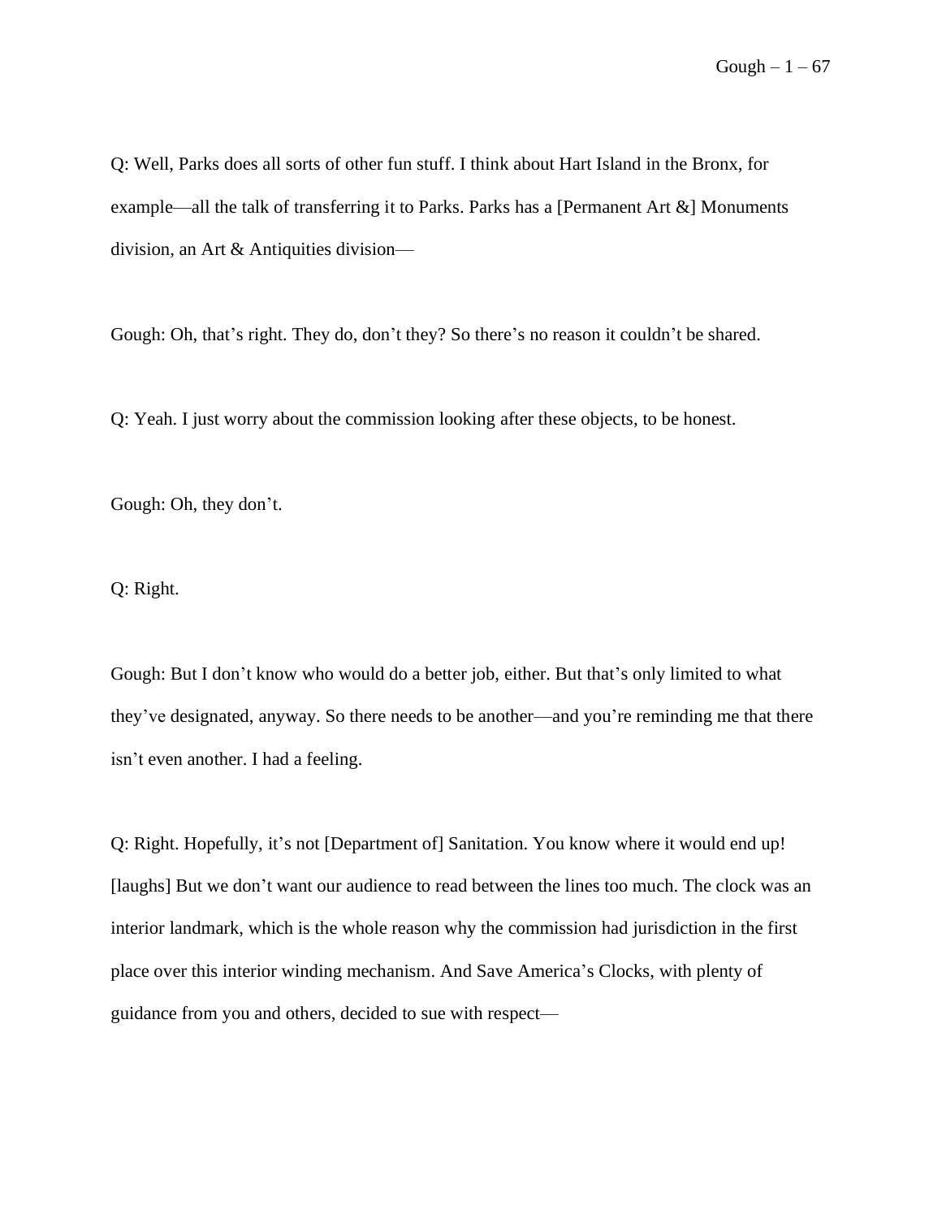Q: Well, Parks does all sorts of other fun stuff. I think about Hart Island in the Bronx, for example—all the talk of transferring it to Parks. Parks has a [Permanent Art &] Monuments division, an Art & Antiquities division—

Gough: Oh, that's right. They do, don't they? So there's no reason it couldn't be shared.

Q: Yeah. I just worry about the commission looking after these objects, to be honest.

Gough: Oh, they don't.

Q: Right.

Gough: But I don't know who would do a better job, either. But that's only limited to what they've designated, anyway. So there needs to be another—and you're reminding me that there isn't even another. I had a feeling.

Q: Right. Hopefully, it's not [Department of] Sanitation. You know where it would end up! [laughs] But we don't want our audience to read between the lines too much. The clock was an interior landmark, which is the whole reason why the commission had jurisdiction in the first place over this interior winding mechanism. And Save America's Clocks, with plenty of guidance from you and others, decided to sue with respect—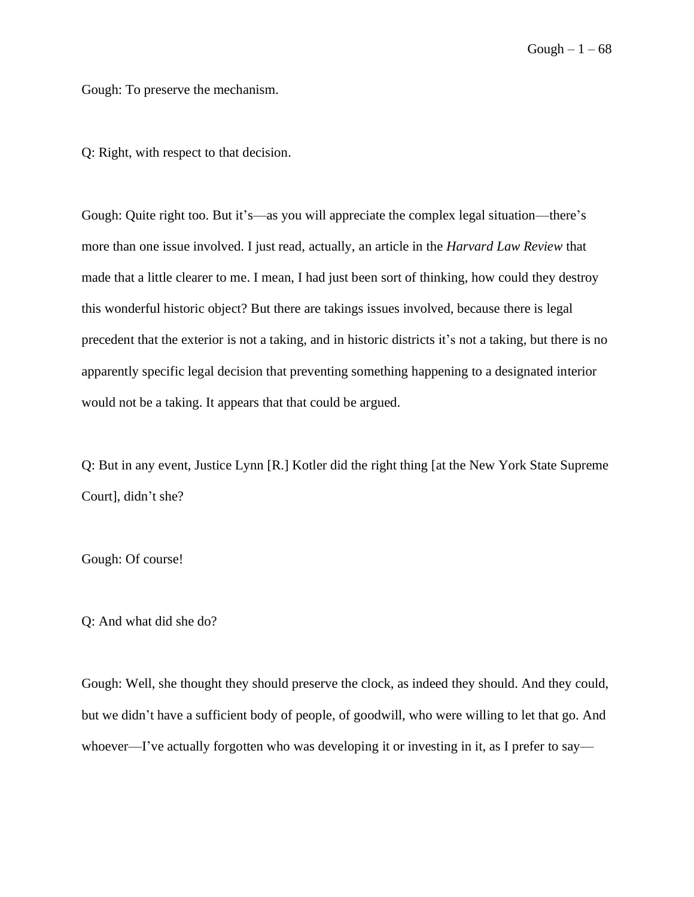Gough: To preserve the mechanism.

Q: Right, with respect to that decision.

Gough: Quite right too. But it's—as you will appreciate the complex legal situation—there's more than one issue involved. I just read, actually, an article in the *Harvard Law Review* that made that a little clearer to me. I mean, I had just been sort of thinking, how could they destroy this wonderful historic object? But there are takings issues involved, because there is legal precedent that the exterior is not a taking, and in historic districts it's not a taking, but there is no apparently specific legal decision that preventing something happening to a designated interior would not be a taking. It appears that that could be argued.

Q: But in any event, Justice Lynn [R.] Kotler did the right thing [at the New York State Supreme Court], didn't she?

Gough: Of course!

Q: And what did she do?

Gough: Well, she thought they should preserve the clock, as indeed they should. And they could, but we didn't have a sufficient body of people, of goodwill, who were willing to let that go. And whoever—I've actually forgotten who was developing it or investing in it, as I prefer to say—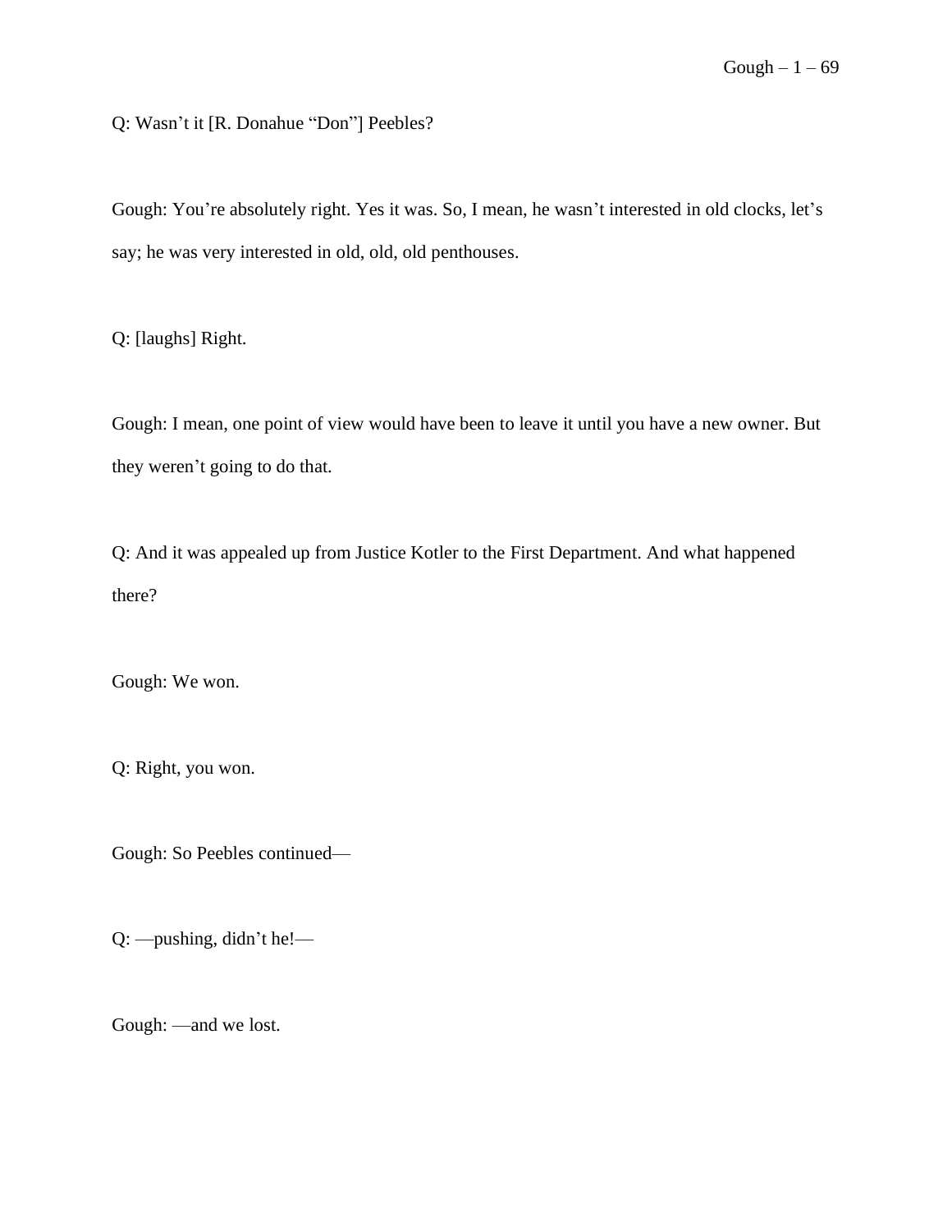Q: Wasn't it [R. Donahue "Don"] Peebles?

Gough: You're absolutely right. Yes it was. So, I mean, he wasn't interested in old clocks, let's say; he was very interested in old, old, old penthouses.

Q: [laughs] Right.

Gough: I mean, one point of view would have been to leave it until you have a new owner. But they weren't going to do that.

Q: And it was appealed up from Justice Kotler to the First Department. And what happened there?

Gough: We won.

Q: Right, you won.

Gough: So Peebles continued—

Q: —pushing, didn't he!—

Gough: —and we lost.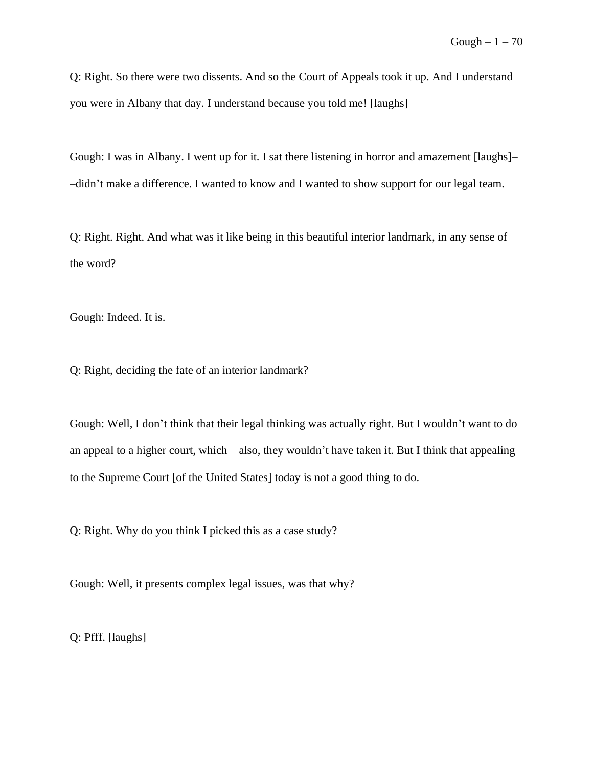Q: Right. So there were two dissents. And so the Court of Appeals took it up. And I understand you were in Albany that day. I understand because you told me! [laughs]

Gough: I was in Albany. I went up for it. I sat there listening in horror and amazement [laughs]––didn't make a difference. I wanted to know and I wanted to show support for our legal team.

Q: Right. Right. And what was it like being in this beautiful interior landmark, in any sense of the word?

Gough: Indeed. It is.

Q: Right, deciding the fate of an interior landmark?

Gough: Well, I don't think that their legal thinking was actually right. But I wouldn't want to do an appeal to a higher court, which—also, they wouldn't have taken it. But I think that appealing to the Supreme Court [of the United States] today is not a good thing to do.

Q: Right. Why do you think I picked this as a case study?

Gough: Well, it presents complex legal issues, was that why?

Q: Pfff. [laughs]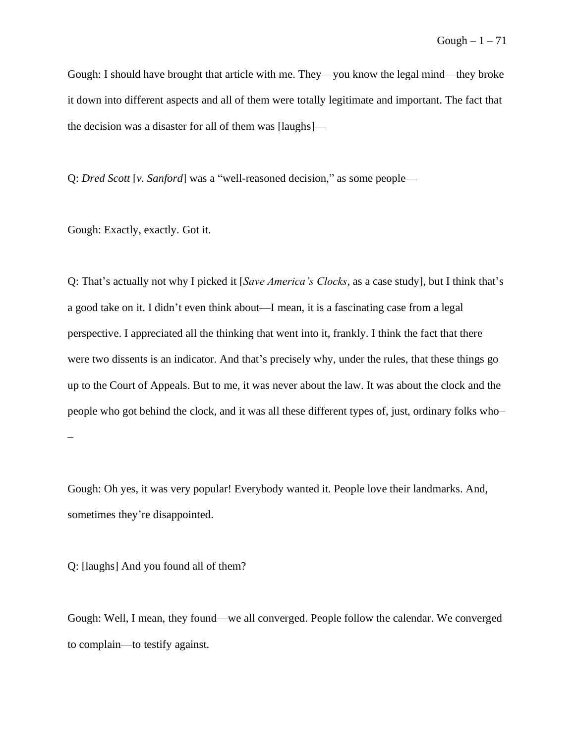Gough: I should have brought that article with me. They—you know the legal mind—they broke it down into different aspects and all of them were totally legitimate and important. The fact that the decision was a disaster for all of them was [laughs]—

Q: *Dred Scott* [*v. Sanford*] was a "well-reasoned decision," as some people—

Gough: Exactly, exactly. Got it.

Q: That's actually not why I picked it [*Save America's Clocks*, as a case study], but I think that's a good take on it. I didn't even think about—I mean, it is a fascinating case from a legal perspective. I appreciated all the thinking that went into it, frankly. I think the fact that there were two dissents is an indicator. And that's precisely why, under the rules, that these things go up to the Court of Appeals. But to me, it was never about the law. It was about the clock and the people who got behind the clock, and it was all these different types of, just, ordinary folks who––

Gough: Oh yes, it was very popular! Everybody wanted it. People love their landmarks. And, sometimes they're disappointed.

Q: [laughs] And you found all of them?

Gough: Well, I mean, they found—we all converged. People follow the calendar. We converged to complain—to testify against.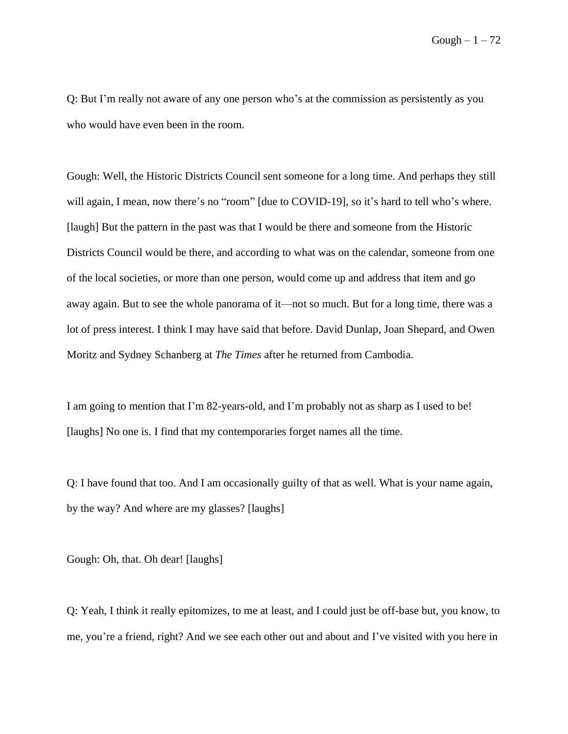Q: But I'm really not aware of any one person who's at the commission as persistently as you who would have even been in the room.

Gough: Well, the Historic Districts Council sent someone for a long time. And perhaps they still will again, I mean, now there's no "room" [due to COVID-19], so it's hard to tell who's where. [laugh] But the pattern in the past was that I would be there and someone from the Historic Districts Council would be there, and according to what was on the calendar, someone from one of the local societies, or more than one person, would come up and address that item and go away again. But to see the whole panorama of it—not so much. But for a long time, there was a lot of press interest. I think I may have said that before. David Dunlap, Joan Shepard, and Owen Moritz and Sydney Schanberg at *The Times* after he returned from Cambodia.

I am going to mention that I'm 82-years-old, and I'm probably not as sharp as I used to be! [laughs] No one is. I find that my contemporaries forget names all the time.

Q: I have found that too. And I am occasionally guilty of that as well. What is your name again, by the way? And where are my glasses? [laughs]

Gough: Oh, that. Oh dear! [laughs]

Q: Yeah, I think it really epitomizes, to me at least, and I could just be off-base but, you know, to me, you're a friend, right? And we see each other out and about and I've visited with you here in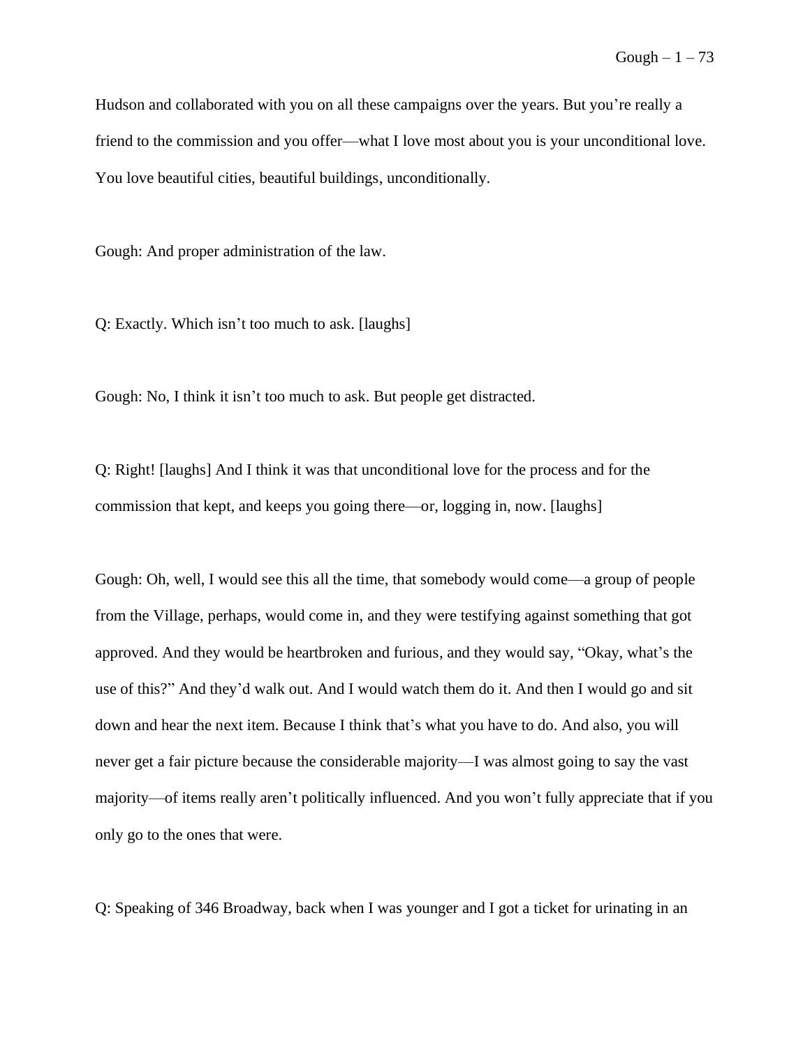Hudson and collaborated with you on all these campaigns over the years. But you're really a friend to the commission and you offer—what I love most about you is your unconditional love. You love beautiful cities, beautiful buildings, unconditionally.

Gough: And proper administration of the law.

Q: Exactly. Which isn't too much to ask. [laughs]

Gough: No, I think it isn't too much to ask. But people get distracted.

Q: Right! [laughs] And I think it was that unconditional love for the process and for the commission that kept, and keeps you going there—or, logging in, now. [laughs]

Gough: Oh, well, I would see this all the time, that somebody would come—a group of people from the Village, perhaps, would come in, and they were testifying against something that got approved. And they would be heartbroken and furious, and they would say, "Okay, what's the use of this?" And they'd walk out. And I would watch them do it. And then I would go and sit down and hear the next item. Because I think that's what you have to do. And also, you will never get a fair picture because the considerable majority—I was almost going to say the vast majority—of items really aren't politically influenced. And you won't fully appreciate that if you only go to the ones that were.

Q: Speaking of 346 Broadway, back when I was younger and I got a ticket for urinating in an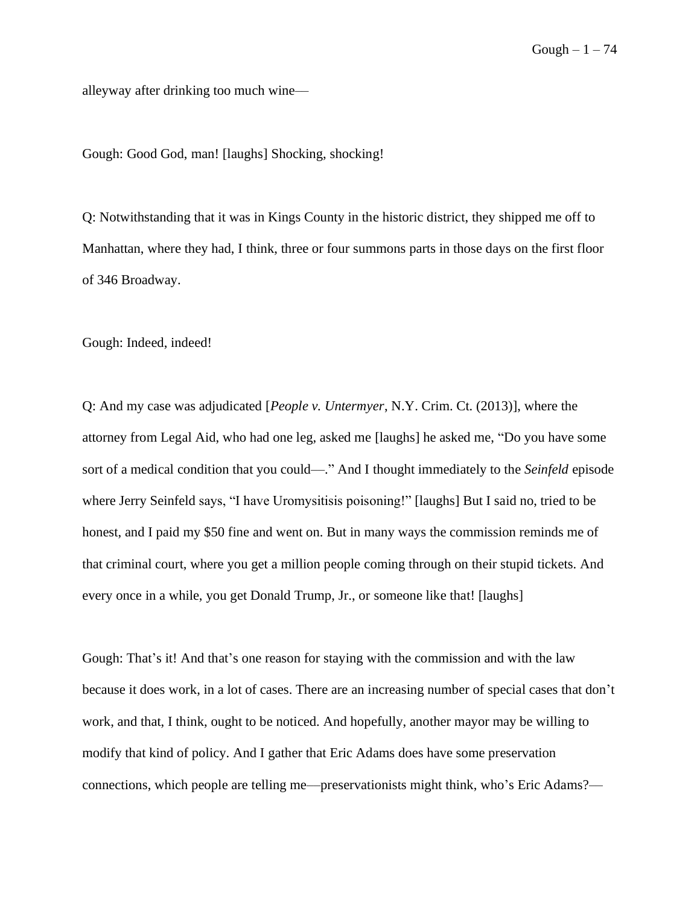alleyway after drinking too much wine—

Gough: Good God, man! [laughs] Shocking, shocking!

Q: Notwithstanding that it was in Kings County in the historic district, they shipped me off to Manhattan, where they had, I think, three or four summons parts in those days on the first floor of 346 Broadway.

Gough: Indeed, indeed!

Q: And my case was adjudicated [*People v. Untermyer*, N.Y. Crim. Ct. (2013)], where the attorney from Legal Aid, who had one leg, asked me [laughs] he asked me, "Do you have some sort of a medical condition that you could—." And I thought immediately to the *Seinfeld* episode where Jerry Seinfeld says, "I have Uromysitisis poisoning!" [laughs] But I said no, tried to be honest, and I paid my $50 fine and went on. But in many ways the commission reminds me of that criminal court, where you get a million people coming through on their stupid tickets. And every once in a while, you get Donald Trump, Jr., or someone like that! [laughs]

Gough: That's it! And that's one reason for staying with the commission and with the law because it does work, in a lot of cases. There are an increasing number of special cases that don't work, and that, I think, ought to be noticed. And hopefully, another mayor may be willing to modify that kind of policy. And I gather that Eric Adams does have some preservation connections, which people are telling me—preservationists might think, who's Eric Adams?—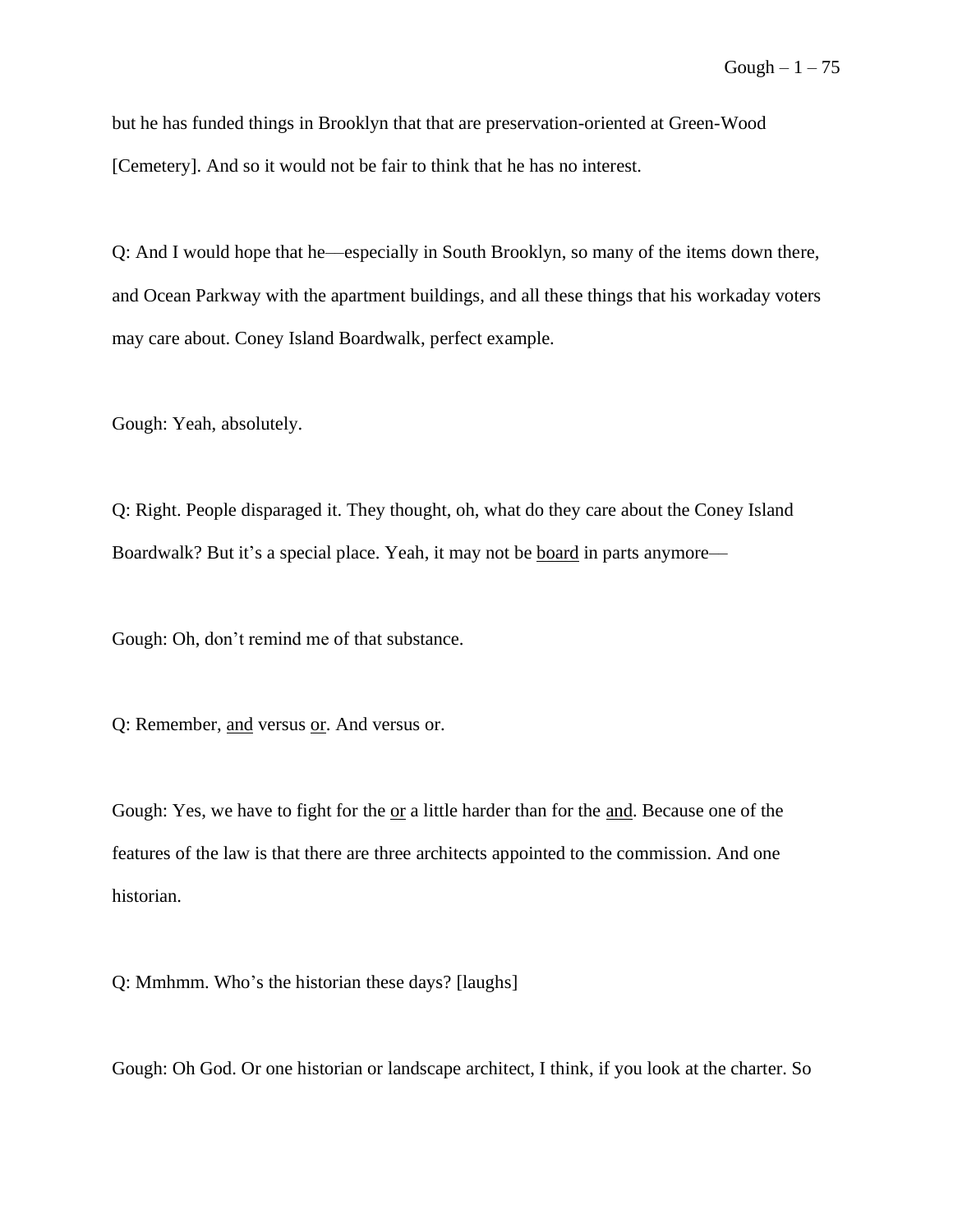but he has funded things in Brooklyn that that are preservation-oriented at Green-Wood [Cemetery]. And so it would not be fair to think that he has no interest.

Q: And I would hope that he—especially in South Brooklyn, so many of the items down there, and Ocean Parkway with the apartment buildings, and all these things that his workaday voters may care about. Coney Island Boardwalk, perfect example.

Gough: Yeah, absolutely.

Q: Right. People disparaged it. They thought, oh, what do they care about the Coney Island Boardwalk? But it's a special place. Yeah, it may not be <u>board</u> in parts anymore—

Gough: Oh, don't remind me of that substance.

Q: Remember, <u>and</u> versus <u>or</u>. And versus or.

Gough: Yes, we have to fight for the <u>or</u> a little harder than for the <u>and</u>. Because one of the features of the law is that there are three architects appointed to the commission. And one historian.

Q: Mmhmm. Who's the historian these days? [laughs]

Gough: Oh God. Or one historian or landscape architect, I think, if you look at the charter. So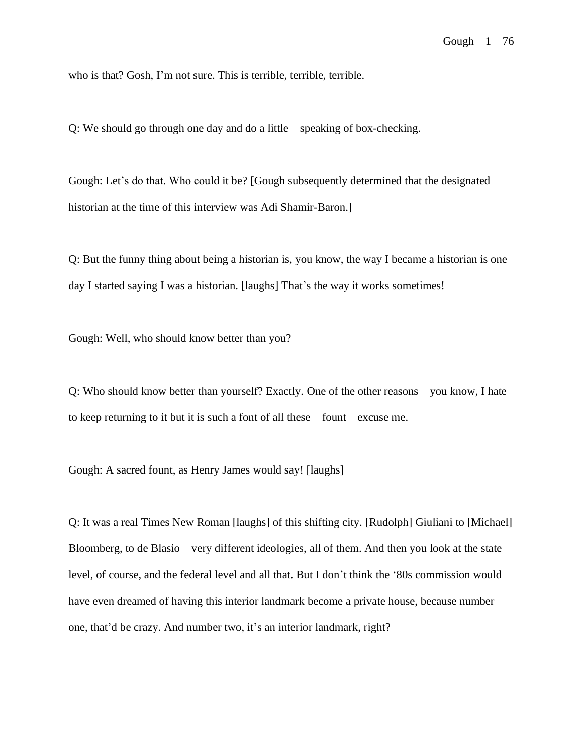who is that? Gosh, I’m not sure. This is terrible, terrible, terrible.

Q: We should go through one day and do a little—speaking of box-checking.

Gough: Let’s do that. Who could it be? [Gough subsequently determined that the designated historian at the time of this interview was Adi Shamir-Baron.]

Q: But the funny thing about being a historian is, you know, the way I became a historian is one day I started saying I was a historian. [laughs] That’s the way it works sometimes!

Gough: Well, who should know better than you?

Q: Who should know better than yourself? Exactly. One of the other reasons—you know, I hate to keep returning to it but it is such a font of all these—fount—excuse me.

Gough: A sacred fount, as Henry James would say! [laughs]

Q: It was a real Times New Roman [laughs] of this shifting city. [Rudolph] Giuliani to [Michael] Bloomberg, to de Blasio—very different ideologies, all of them. And then you look at the state level, of course, and the federal level and all that. But I don’t think the ‘80s commission would have even dreamed of having this interior landmark become a private house, because number one, that’d be crazy. And number two, it’s an interior landmark, right?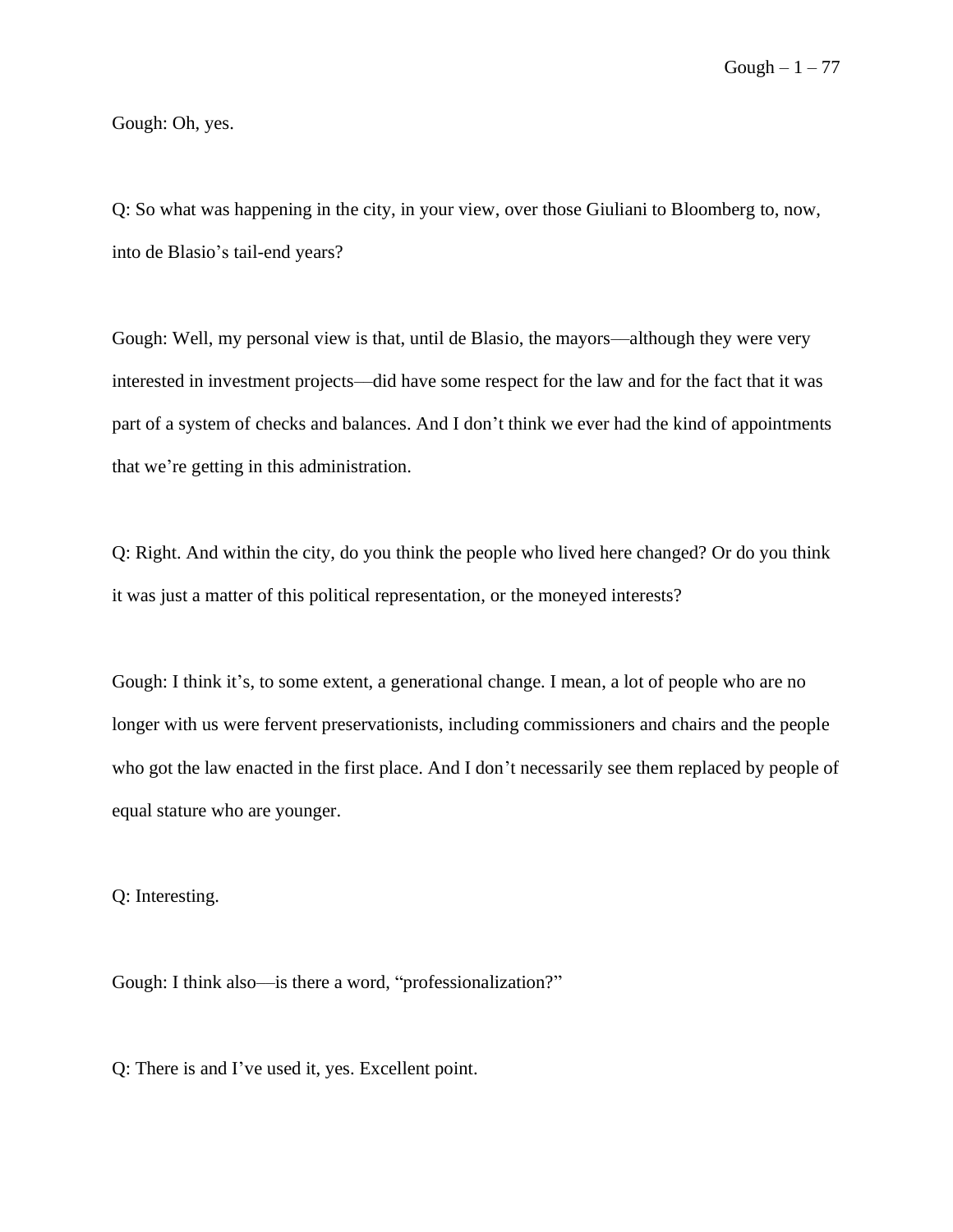Gough: Oh, yes.

Q: So what was happening in the city, in your view, over those Giuliani to Bloomberg to, now, into de Blasio's tail-end years?

Gough: Well, my personal view is that, until de Blasio, the mayors—although they were very interested in investment projects—did have some respect for the law and for the fact that it was part of a system of checks and balances. And I don't think we ever had the kind of appointments that we're getting in this administration.

Q: Right. And within the city, do you think the people who lived here changed? Or do you think it was just a matter of this political representation, or the moneyed interests?

Gough: I think it's, to some extent, a generational change. I mean, a lot of people who are no longer with us were fervent preservationists, including commissioners and chairs and the people who got the law enacted in the first place. And I don't necessarily see them replaced by people of equal stature who are younger.

Q: Interesting.

Gough: I think also—is there a word, "professionalization?"

Q: There is and I've used it, yes. Excellent point.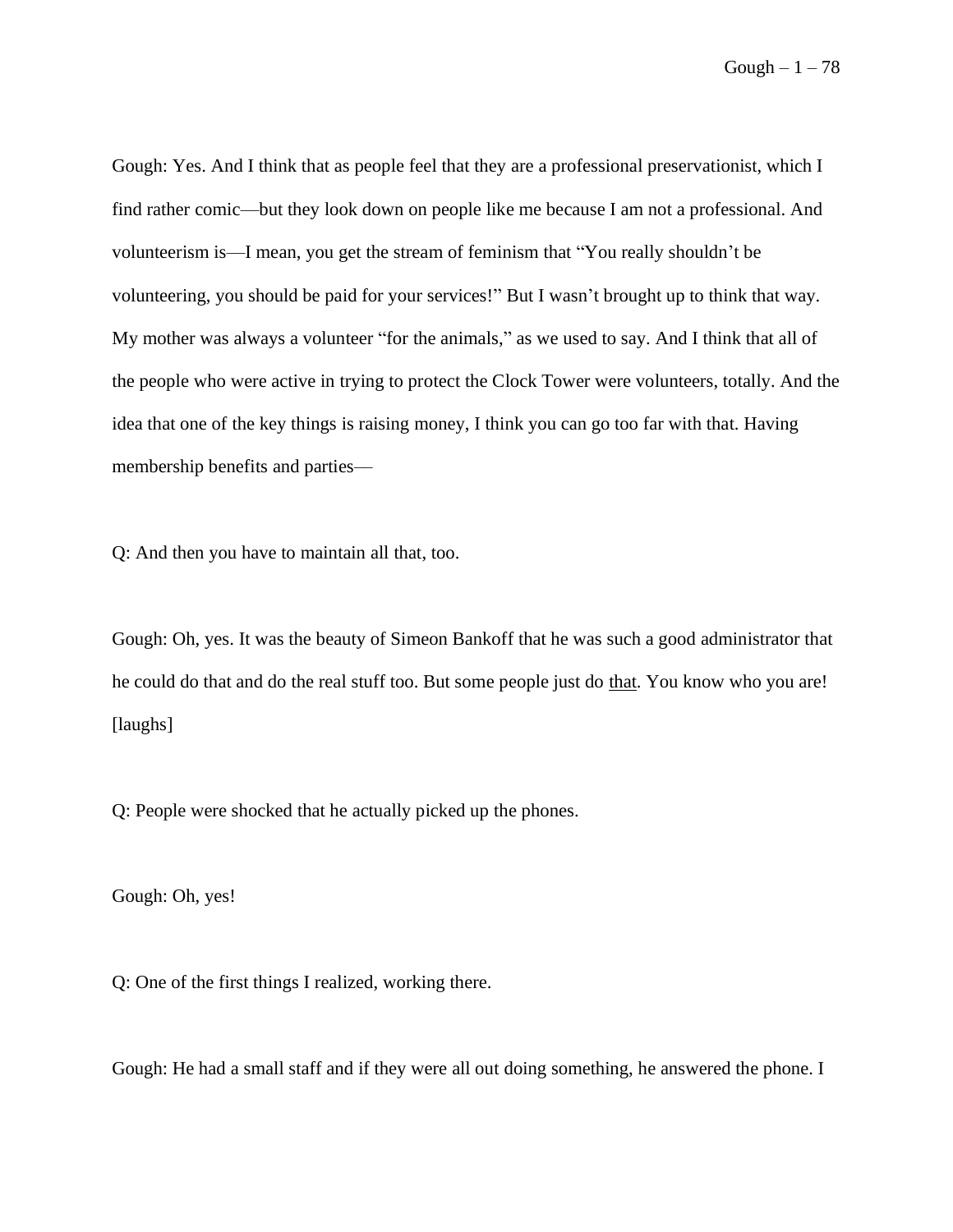Gough: Yes. And I think that as people feel that they are a professional preservationist, which I find rather comic—but they look down on people like me because I am not a professional. And volunteerism is—I mean, you get the stream of feminism that "You really shouldn't be volunteering, you should be paid for your services!" But I wasn't brought up to think that way. My mother was always a volunteer "for the animals," as we used to say. And I think that all of the people who were active in trying to protect the Clock Tower were volunteers, totally. And the idea that one of the key things is raising money, I think you can go too far with that. Having membership benefits and parties—

Q: And then you have to maintain all that, too.

Gough: Oh, yes. It was the beauty of Simeon Bankoff that he was such a good administrator that he could do that and do the real stuff too. But some people just do <u>that</u>. You know who you are! [laughs]

Q: People were shocked that he actually picked up the phones.

Gough: Oh, yes!

Q: One of the first things I realized, working there.

Gough: He had a small staff and if they were all out doing something, he answered the phone. I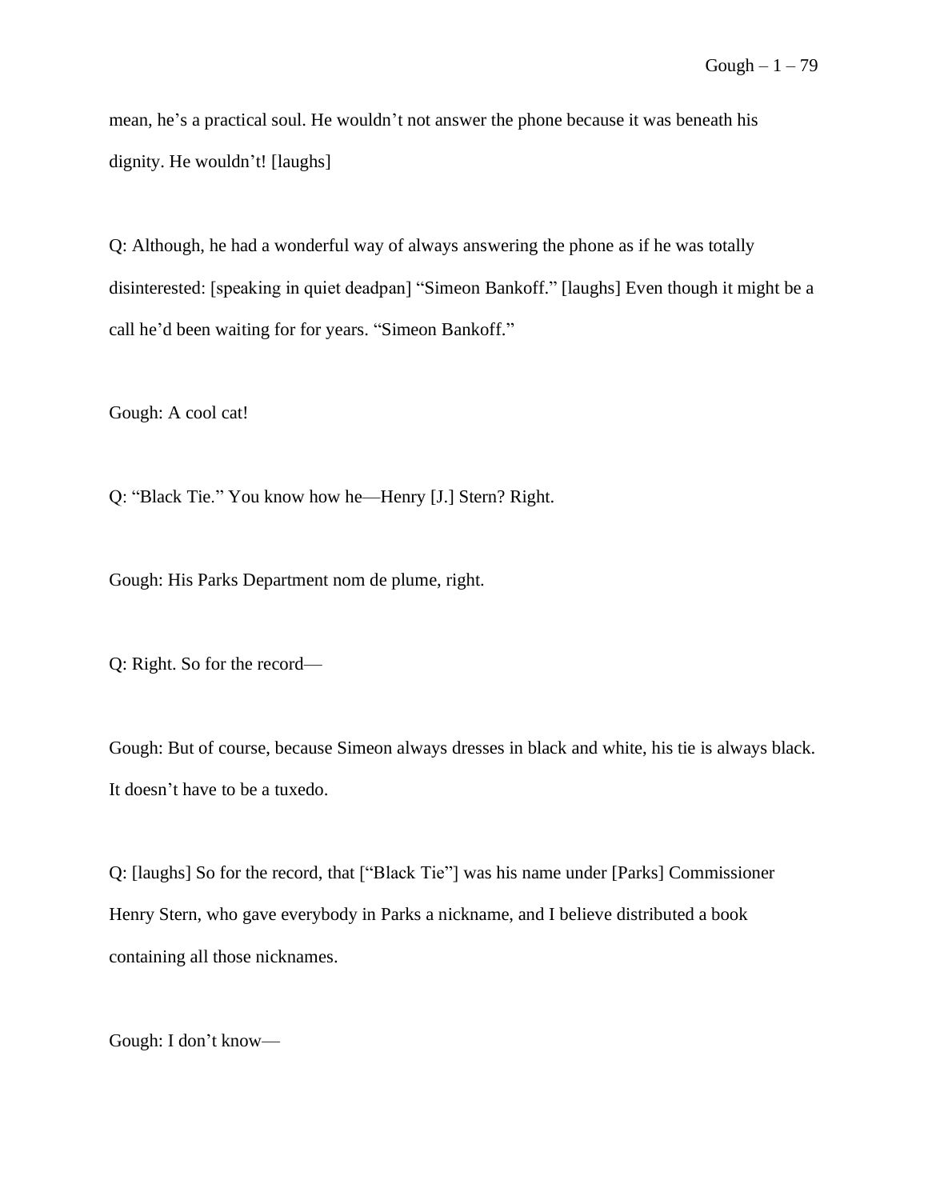mean, he's a practical soul. He wouldn't not answer the phone because it was beneath his dignity. He wouldn't! [laughs]

Q: Although, he had a wonderful way of always answering the phone as if he was totally disinterested: [speaking in quiet deadpan] "Simeon Bankoff." [laughs] Even though it might be a call he'd been waiting for for years. "Simeon Bankoff."

Gough: A cool cat!

Q: "Black Tie." You know how he—Henry [J.] Stern? Right.

Gough: His Parks Department nom de plume, right.

Q: Right. So for the record—

Gough: But of course, because Simeon always dresses in black and white, his tie is always black. It doesn't have to be a tuxedo.

Q: [laughs] So for the record, that ["Black Tie"] was his name under [Parks] Commissioner Henry Stern, who gave everybody in Parks a nickname, and I believe distributed a book containing all those nicknames.

Gough: I don't know—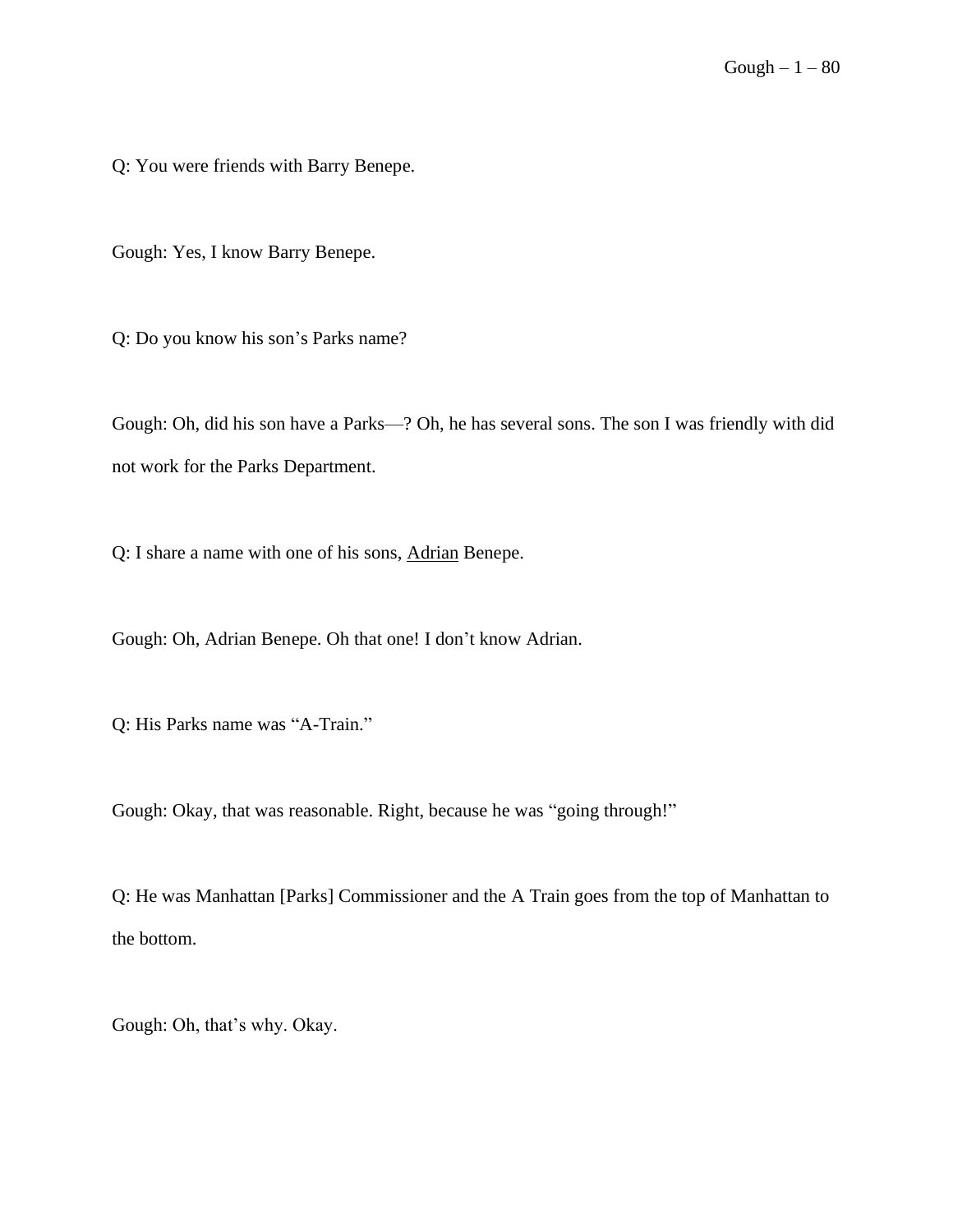Q: You were friends with Barry Benepe.

Gough: Yes, I know Barry Benepe.

Q: Do you know his son's Parks name?

Gough: Oh, did his son have a Parks—? Oh, he has several sons. The son I was friendly with did not work for the Parks Department.

Q: I share a name with one of his sons, <u>Adrian</u> Benepe.

Gough: Oh, Adrian Benepe. Oh that one! I don't know Adrian.

Q: His Parks name was "A-Train."

Gough: Okay, that was reasonable. Right, because he was "going through!"

Q: He was Manhattan [Parks] Commissioner and the A Train goes from the top of Manhattan to the bottom.

Gough: Oh, that's why. Okay.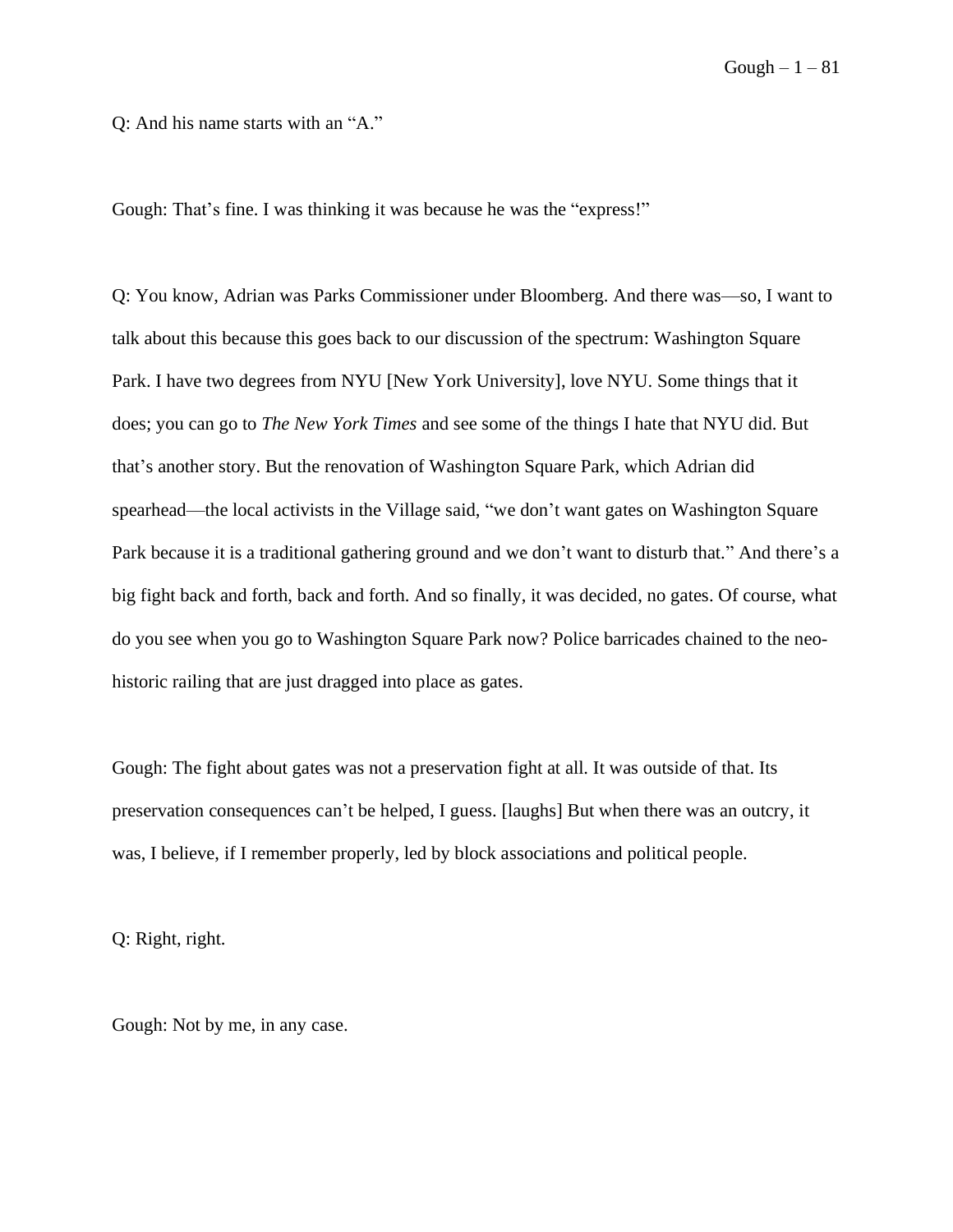Q: And his name starts with an "A."

Gough: That's fine. I was thinking it was because he was the "express!"

Q: You know, Adrian was Parks Commissioner under Bloomberg. And there was—so, I want to talk about this because this goes back to our discussion of the spectrum: Washington Square Park. I have two degrees from NYU [New York University], love NYU. Some things that it does; you can go to *The New York Times* and see some of the things I hate that NYU did. But that's another story. But the renovation of Washington Square Park, which Adrian did spearhead—the local activists in the Village said, "we don't want gates on Washington Square Park because it is a traditional gathering ground and we don't want to disturb that." And there's a big fight back and forth, back and forth. And so finally, it was decided, no gates. Of course, what do you see when you go to Washington Square Park now? Police barricades chained to the neo-historic railing that are just dragged into place as gates.

Gough: The fight about gates was not a preservation fight at all. It was outside of that. Its preservation consequences can't be helped, I guess. [laughs] But when there was an outcry, it was, I believe, if I remember properly, led by block associations and political people.

Q: Right, right.

Gough: Not by me, in any case.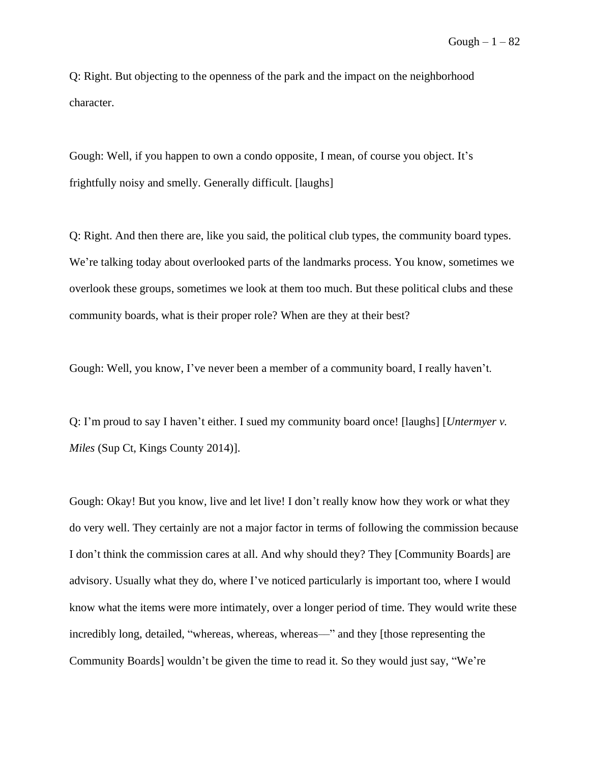Q: Right. But objecting to the openness of the park and the impact on the neighborhood character.

Gough: Well, if you happen to own a condo opposite, I mean, of course you object. It's frightfully noisy and smelly. Generally difficult. [laughs]

Q: Right. And then there are, like you said, the political club types, the community board types. We're talking today about overlooked parts of the landmarks process. You know, sometimes we overlook these groups, sometimes we look at them too much. But these political clubs and these community boards, what is their proper role? When are they at their best?

Gough: Well, you know, I've never been a member of a community board, I really haven't.

Q: I'm proud to say I haven't either. I sued my community board once! [laughs] [*Untermyer v. Miles* (Sup Ct, Kings County 2014)].

Gough: Okay! But you know, live and let live! I don't really know how they work or what they do very well. They certainly are not a major factor in terms of following the commission because I don't think the commission cares at all. And why should they? They [Community Boards] are advisory. Usually what they do, where I've noticed particularly is important too, where I would know what the items were more intimately, over a longer period of time. They would write these incredibly long, detailed, "whereas, whereas, whereas—" and they [those representing the Community Boards] wouldn't be given the time to read it. So they would just say, "We're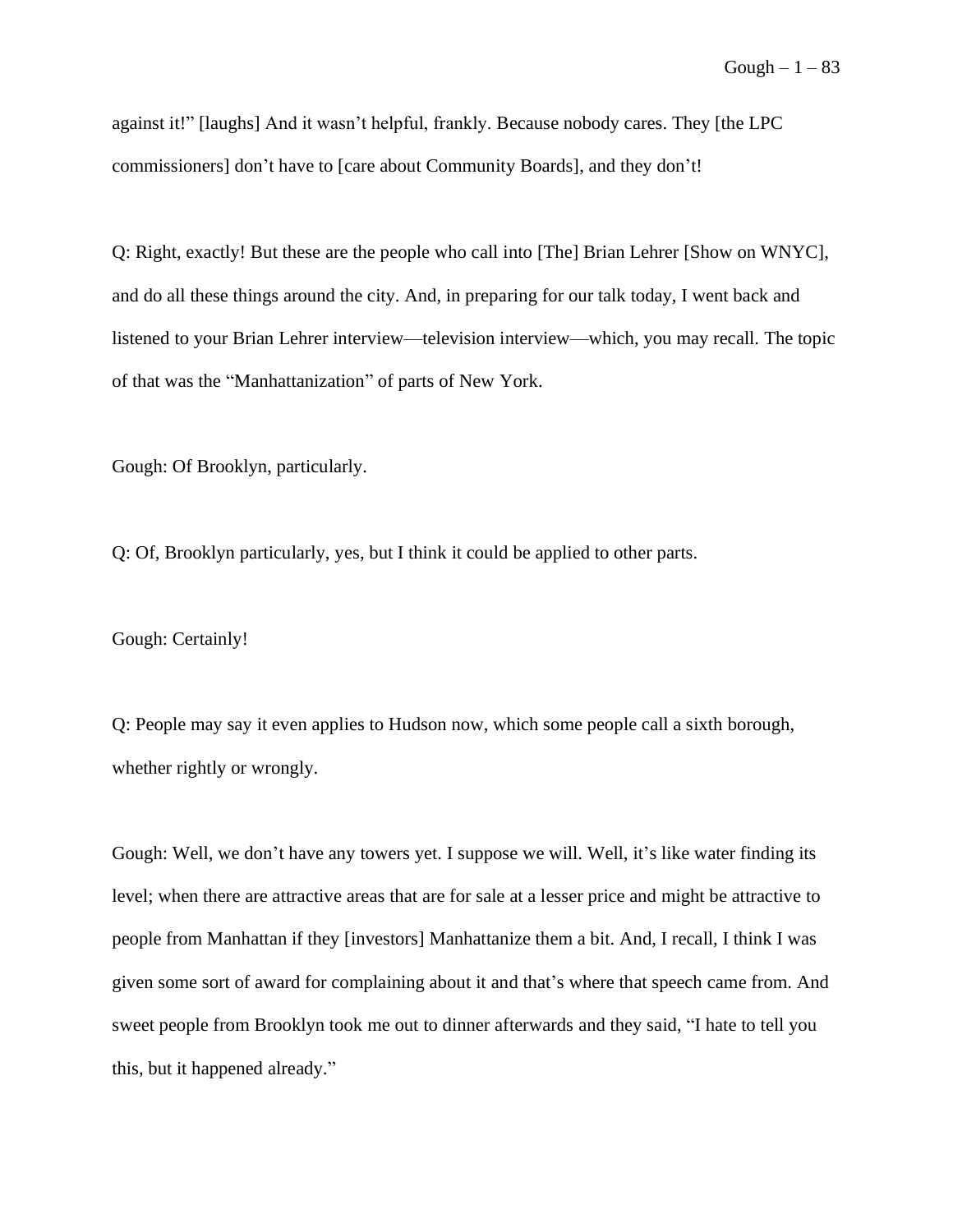against it!" [laughs] And it wasn't helpful, frankly. Because nobody cares. They [the LPC commissioners] don't have to [care about Community Boards], and they don't!

Q: Right, exactly! But these are the people who call into [The] Brian Lehrer [Show on WNYC], and do all these things around the city. And, in preparing for our talk today, I went back and listened to your Brian Lehrer interview—television interview—which, you may recall. The topic of that was the "Manhattanization" of parts of New York.

Gough: Of Brooklyn, particularly.

Q: Of, Brooklyn particularly, yes, but I think it could be applied to other parts.

Gough: Certainly!

Q: People may say it even applies to Hudson now, which some people call a sixth borough, whether rightly or wrongly.

Gough: Well, we don't have any towers yet. I suppose we will. Well, it's like water finding its level; when there are attractive areas that are for sale at a lesser price and might be attractive to people from Manhattan if they [investors] Manhattanize them a bit. And, I recall, I think I was given some sort of award for complaining about it and that's where that speech came from. And sweet people from Brooklyn took me out to dinner afterwards and they said, "I hate to tell you this, but it happened already."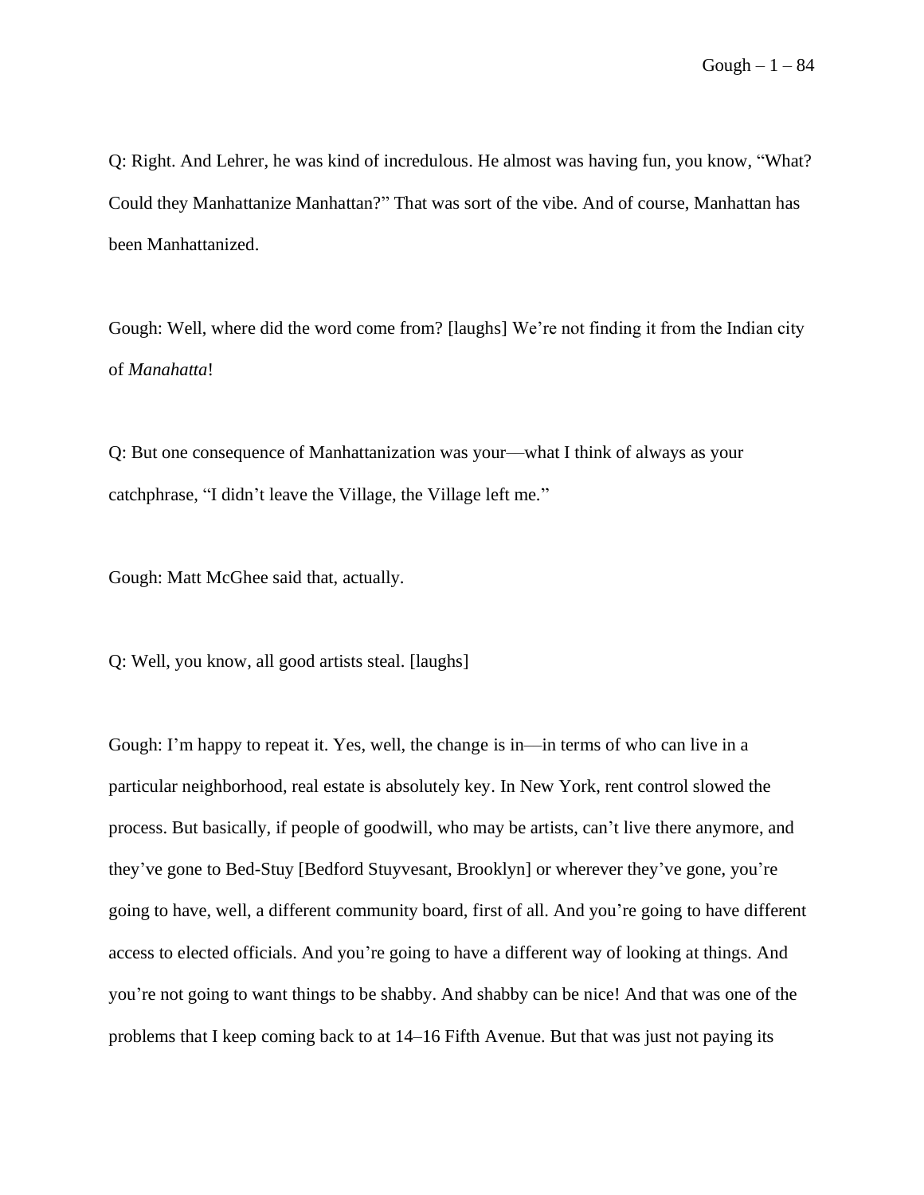Q: Right. And Lehrer, he was kind of incredulous. He almost was having fun, you know, "What? Could they Manhattanize Manhattan?" That was sort of the vibe. And of course, Manhattan has been Manhattanized.

Gough: Well, where did the word come from? [laughs] We're not finding it from the Indian city of *Manahatta*!

Q: But one consequence of Manhattanization was your—what I think of always as your catchphrase, "I didn't leave the Village, the Village left me."

Gough: Matt McGhee said that, actually.

Q: Well, you know, all good artists steal. [laughs]

Gough: I'm happy to repeat it. Yes, well, the change is in—in terms of who can live in a particular neighborhood, real estate is absolutely key. In New York, rent control slowed the process. But basically, if people of goodwill, who may be artists, can't live there anymore, and they've gone to Bed-Stuy [Bedford Stuyvesant, Brooklyn] or wherever they've gone, you're going to have, well, a different community board, first of all. And you're going to have different access to elected officials. And you're going to have a different way of looking at things. And you're not going to want things to be shabby. And shabby can be nice! And that was one of the problems that I keep coming back to at 14–16 Fifth Avenue. But that was just not paying its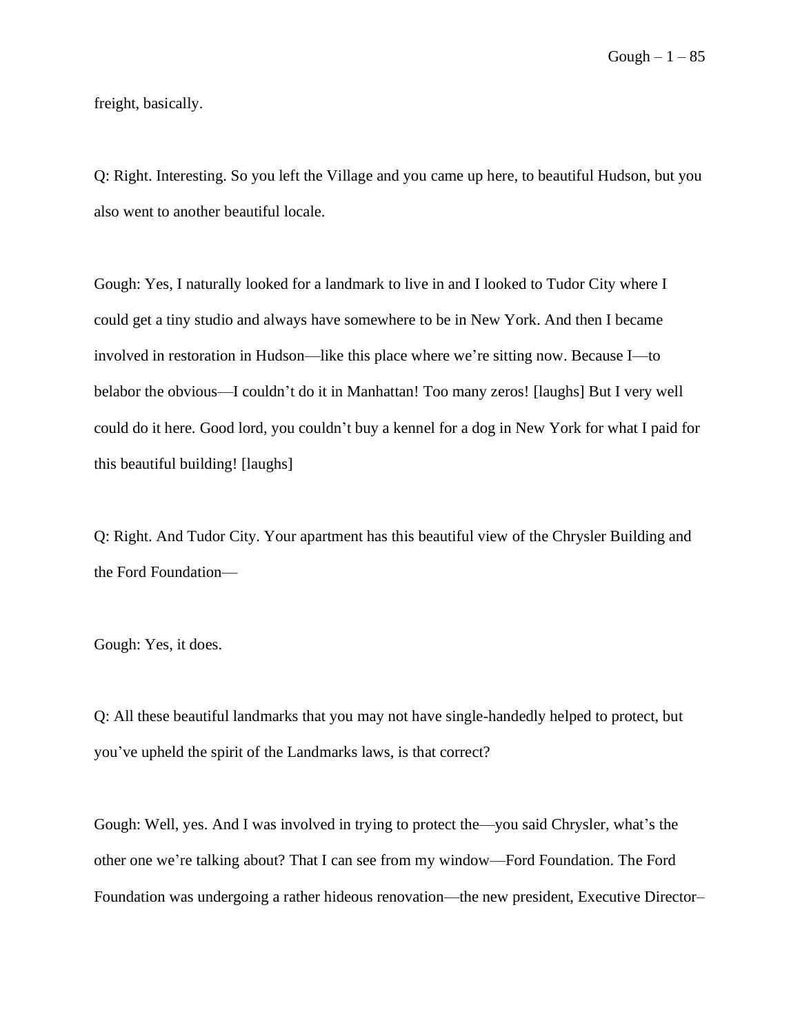freight, basically.

Q: Right. Interesting. So you left the Village and you came up here, to beautiful Hudson, but you also went to another beautiful locale.

Gough: Yes, I naturally looked for a landmark to live in and I looked to Tudor City where I could get a tiny studio and always have somewhere to be in New York. And then I became involved in restoration in Hudson—like this place where we're sitting now. Because I—to belabor the obvious—I couldn't do it in Manhattan! Too many zeros! [laughs] But I very well could do it here. Good lord, you couldn't buy a kennel for a dog in New York for what I paid for this beautiful building! [laughs]

Q: Right. And Tudor City. Your apartment has this beautiful view of the Chrysler Building and the Ford Foundation—

Gough: Yes, it does.

Q: All these beautiful landmarks that you may not have single-handedly helped to protect, but you've upheld the spirit of the Landmarks laws, is that correct?

Gough: Well, yes. And I was involved in trying to protect the—you said Chrysler, what's the other one we're talking about? That I can see from my window—Ford Foundation. The Ford Foundation was undergoing a rather hideous renovation—the new president, Executive Director–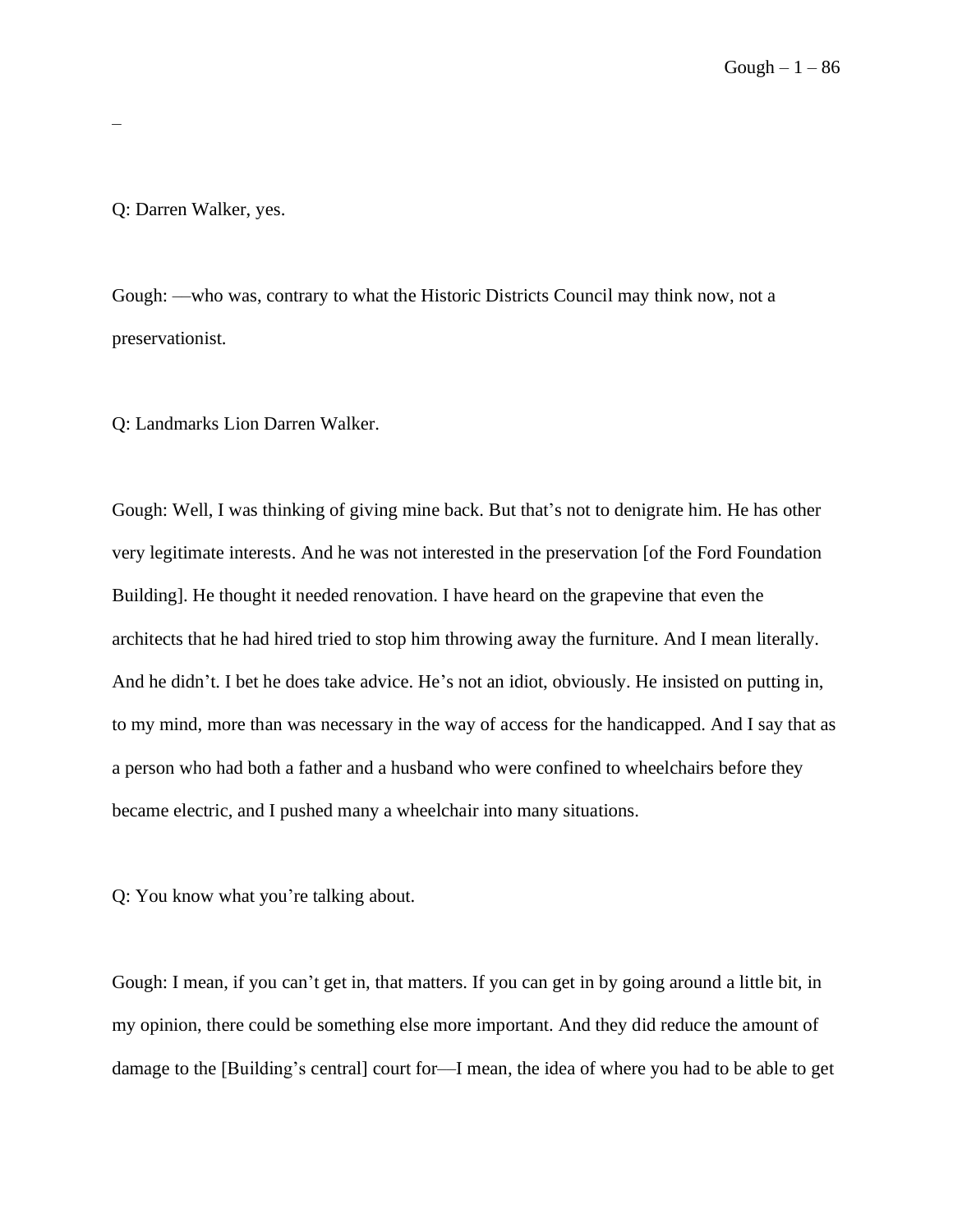–

Q: Darren Walker, yes.

Gough: —who was, contrary to what the Historic Districts Council may think now, not a preservationist.

Q: Landmarks Lion Darren Walker.

Gough: Well, I was thinking of giving mine back. But that's not to denigrate him. He has other very legitimate interests. And he was not interested in the preservation [of the Ford Foundation Building]. He thought it needed renovation. I have heard on the grapevine that even the architects that he had hired tried to stop him throwing away the furniture. And I mean literally. And he didn't. I bet he does take advice. He's not an idiot, obviously. He insisted on putting in, to my mind, more than was necessary in the way of access for the handicapped. And I say that as a person who had both a father and a husband who were confined to wheelchairs before they became electric, and I pushed many a wheelchair into many situations.

Q: You know what you're talking about.

Gough: I mean, if you can't get in, that matters. If you can get in by going around a little bit, in my opinion, there could be something else more important. And they did reduce the amount of damage to the [Building's central] court for—I mean, the idea of where you had to be able to get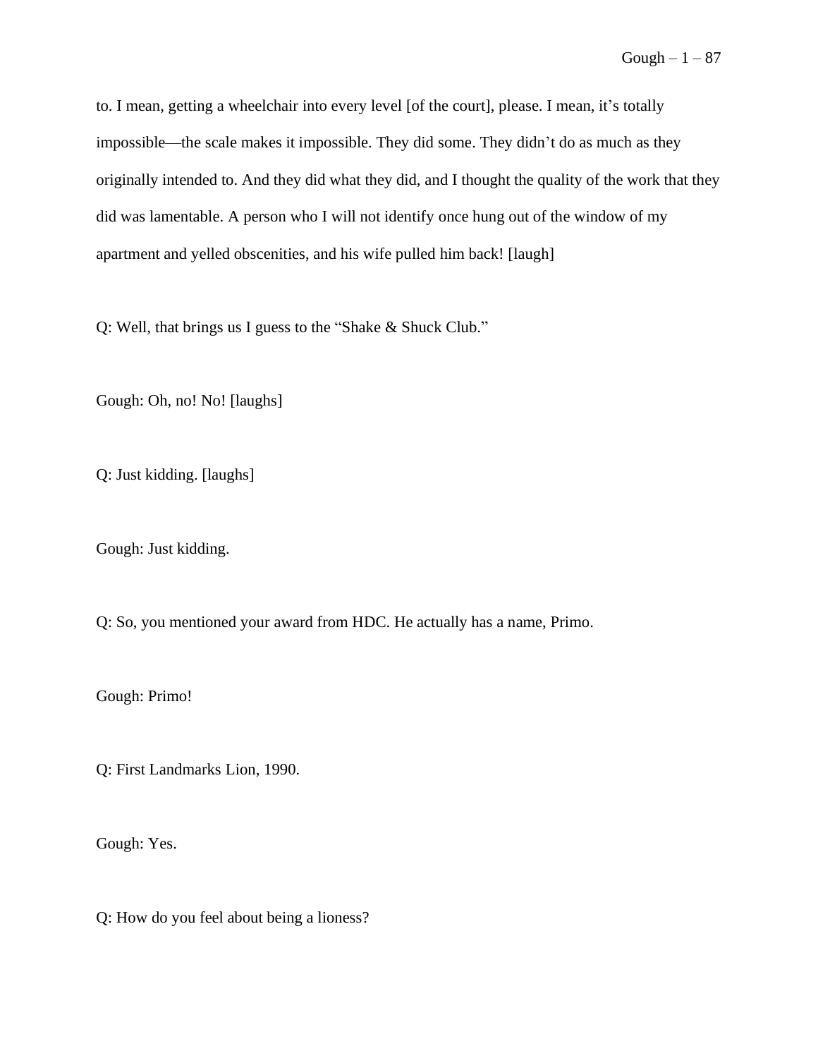to. I mean, getting a wheelchair into every level [of the court], please. I mean, it's totally impossible—the scale makes it impossible. They did some. They didn't do as much as they originally intended to. And they did what they did, and I thought the quality of the work that they did was lamentable. A person who I will not identify once hung out of the window of my apartment and yelled obscenities, and his wife pulled him back! [laugh]

Q: Well, that brings us I guess to the "Shake & Shuck Club."

Gough: Oh, no! No! [laughs]

Q: Just kidding. [laughs]

Gough: Just kidding.

Q: So, you mentioned your award from HDC. He actually has a name, Primo.

Gough: Primo!

Q: First Landmarks Lion, 1990.

Gough: Yes.

Q: How do you feel about being a lioness?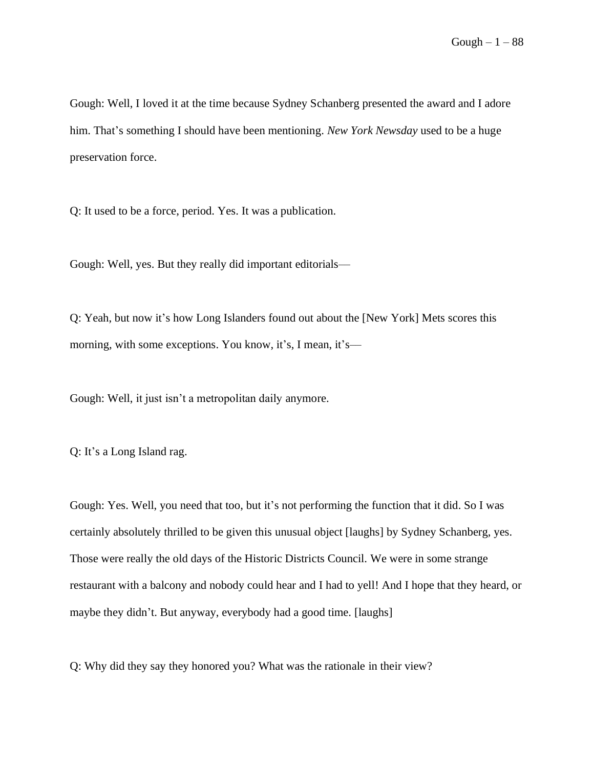Gough: Well, I loved it at the time because Sydney Schanberg presented the award and I adore him. That's something I should have been mentioning. *New York Newsday* used to be a huge preservation force.

Q: It used to be a force, period. Yes. It was a publication.

Gough: Well, yes. But they really did important editorials—

Q: Yeah, but now it's how Long Islanders found out about the [New York] Mets scores this morning, with some exceptions. You know, it's, I mean, it's—

Gough: Well, it just isn't a metropolitan daily anymore.

Q: It's a Long Island rag.

Gough: Yes. Well, you need that too, but it's not performing the function that it did. So I was certainly absolutely thrilled to be given this unusual object [laughs] by Sydney Schanberg, yes. Those were really the old days of the Historic Districts Council. We were in some strange restaurant with a balcony and nobody could hear and I had to yell! And I hope that they heard, or maybe they didn't. But anyway, everybody had a good time. [laughs]

Q: Why did they say they honored you? What was the rationale in their view?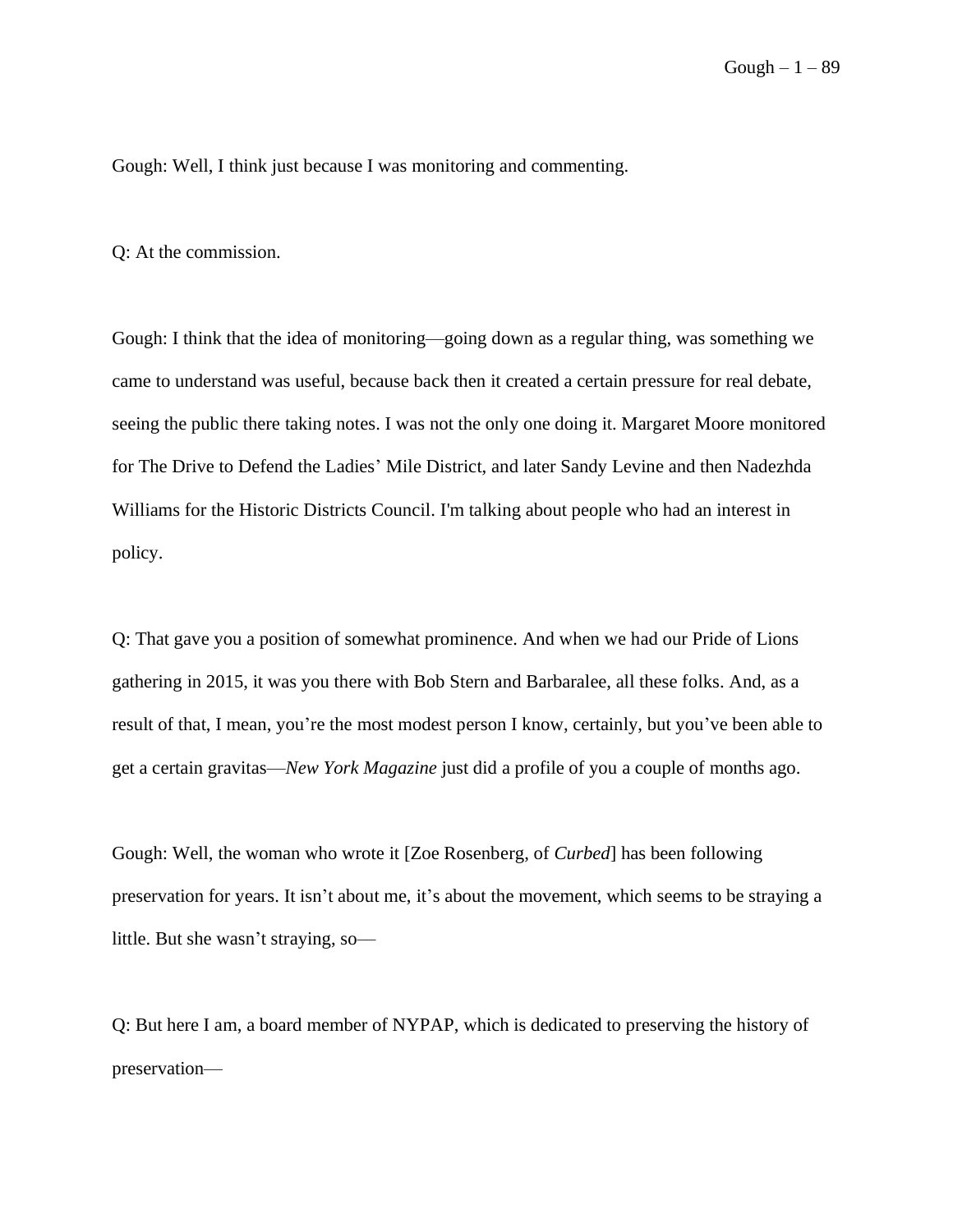Gough: Well, I think just because I was monitoring and commenting.

Q: At the commission.

Gough: I think that the idea of monitoring—going down as a regular thing, was something we came to understand was useful, because back then it created a certain pressure for real debate, seeing the public there taking notes. I was not the only one doing it. Margaret Moore monitored for The Drive to Defend the Ladies' Mile District, and later Sandy Levine and then Nadezhda Williams for the Historic Districts Council. I'm talking about people who had an interest in policy.

Q: That gave you a position of somewhat prominence. And when we had our Pride of Lions gathering in 2015, it was you there with Bob Stern and Barbaralee, all these folks. And, as a result of that, I mean, you're the most modest person I know, certainly, but you've been able to get a certain gravitas—*New York Magazine* just did a profile of you a couple of months ago.

Gough: Well, the woman who wrote it [Zoe Rosenberg, of *Curbed*] has been following preservation for years. It isn't about me, it's about the movement, which seems to be straying a little. But she wasn't straying, so—

Q: But here I am, a board member of NYPAP, which is dedicated to preserving the history of preservation—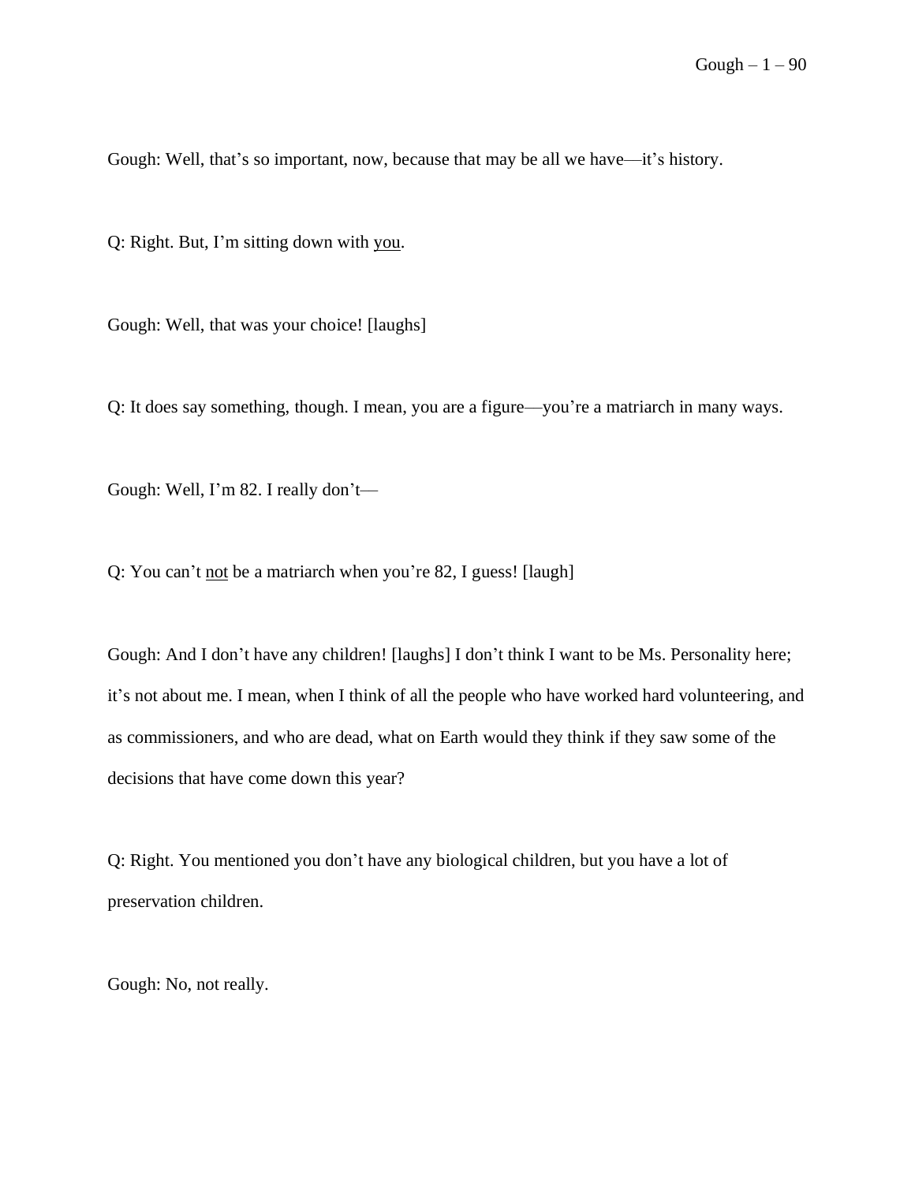Gough: Well, that's so important, now, because that may be all we have—it's history.

Q: Right. But, I'm sitting down with <u>you</u>.

Gough: Well, that was your choice! [laughs]

Q: It does say something, though. I mean, you are a figure—you're a matriarch in many ways.

Gough: Well, I'm 82. I really don't—

Q: You can't <u>not</u> be a matriarch when you're 82, I guess! [laugh]

Gough: And I don't have any children! [laughs] I don't think I want to be Ms. Personality here; it's not about me. I mean, when I think of all the people who have worked hard volunteering, and as commissioners, and who are dead, what on Earth would they think if they saw some of the decisions that have come down this year?

Q: Right. You mentioned you don't have any biological children, but you have a lot of preservation children.

Gough: No, not really.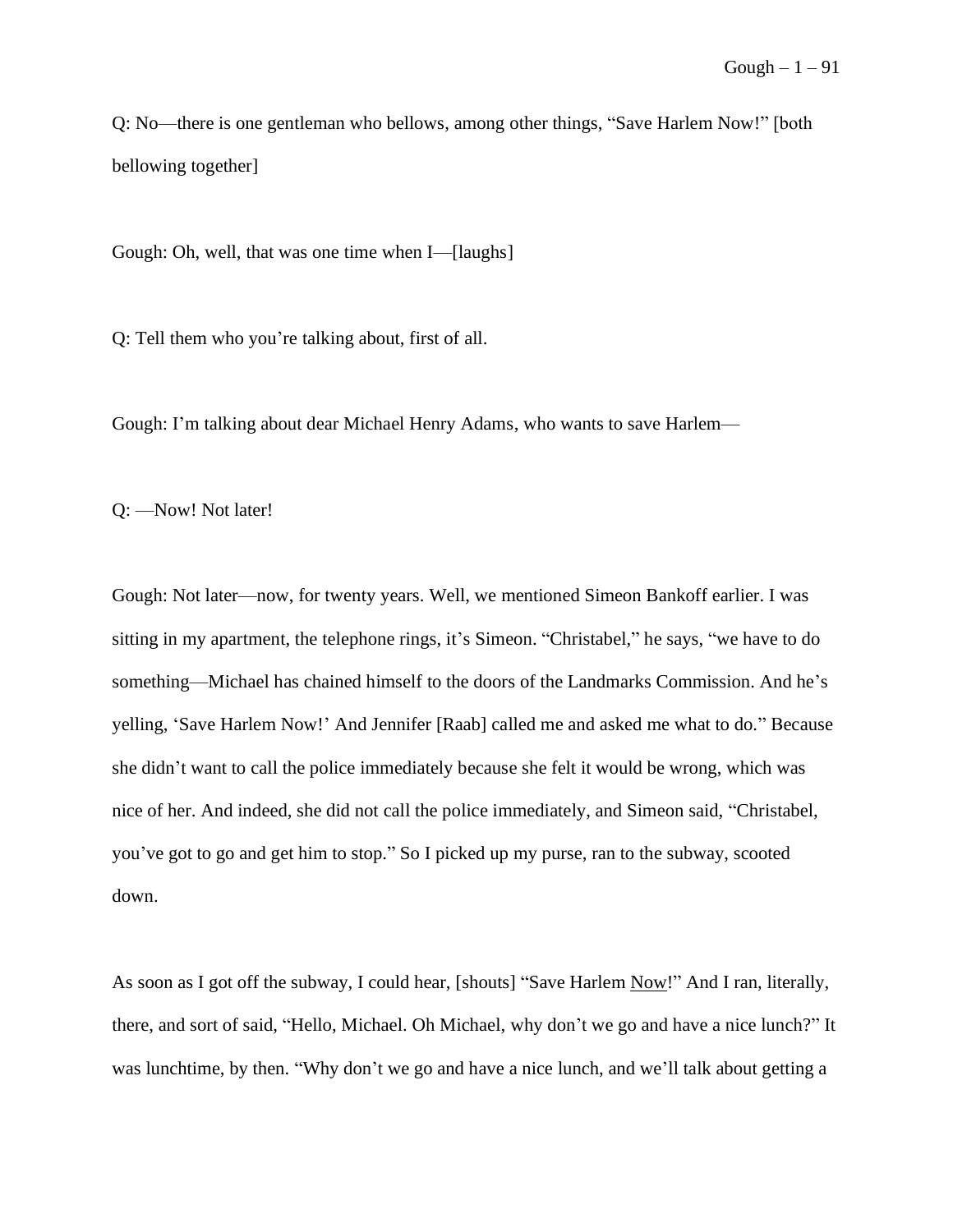Q: No—there is one gentleman who bellows, among other things, "Save Harlem Now!" [both bellowing together]

Gough: Oh, well, that was one time when I—[laughs]

Q: Tell them who you're talking about, first of all.

Gough: I'm talking about dear Michael Henry Adams, who wants to save Harlem—

Q: —Now! Not later!

Gough: Not later—now, for twenty years. Well, we mentioned Simeon Bankoff earlier. I was sitting in my apartment, the telephone rings, it's Simeon. "Christabel," he says, "we have to do something—Michael has chained himself to the doors of the Landmarks Commission. And he's yelling, 'Save Harlem Now!' And Jennifer [Raab] called me and asked me what to do." Because she didn't want to call the police immediately because she felt it would be wrong, which was nice of her. And indeed, she did not call the police immediately, and Simeon said, "Christabel, you've got to go and get him to stop." So I picked up my purse, ran to the subway, scooted down.

As soon as I got off the subway, I could hear, [shouts] "Save Harlem <u>Now</u>!" And I ran, literally, there, and sort of said, "Hello, Michael. Oh Michael, why don't we go and have a nice lunch?" It was lunchtime, by then. "Why don't we go and have a nice lunch, and we'll talk about getting a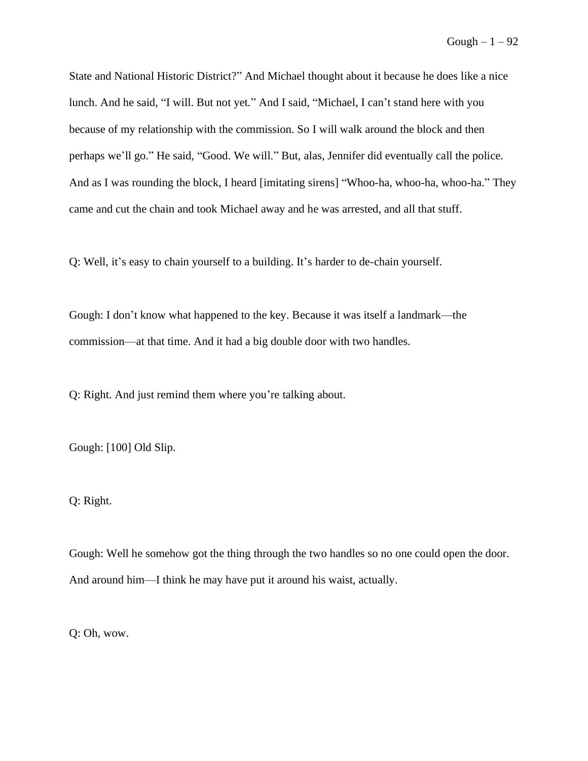State and National Historic District?" And Michael thought about it because he does like a nice lunch. And he said, "I will. But not yet." And I said, "Michael, I can't stand here with you because of my relationship with the commission. So I will walk around the block and then perhaps we'll go." He said, "Good. We will." But, alas, Jennifer did eventually call the police. And as I was rounding the block, I heard [imitating sirens] "Whoo-ha, whoo-ha, whoo-ha." They came and cut the chain and took Michael away and he was arrested, and all that stuff.

Q: Well, it's easy to chain yourself to a building. It's harder to de-chain yourself.

Gough: I don't know what happened to the key. Because it was itself a landmark—the commission—at that time. And it had a big double door with two handles.

Q: Right. And just remind them where you're talking about.

Gough: [100] Old Slip.

Q: Right.

Gough: Well he somehow got the thing through the two handles so no one could open the door. And around him—I think he may have put it around his waist, actually.

Q: Oh, wow.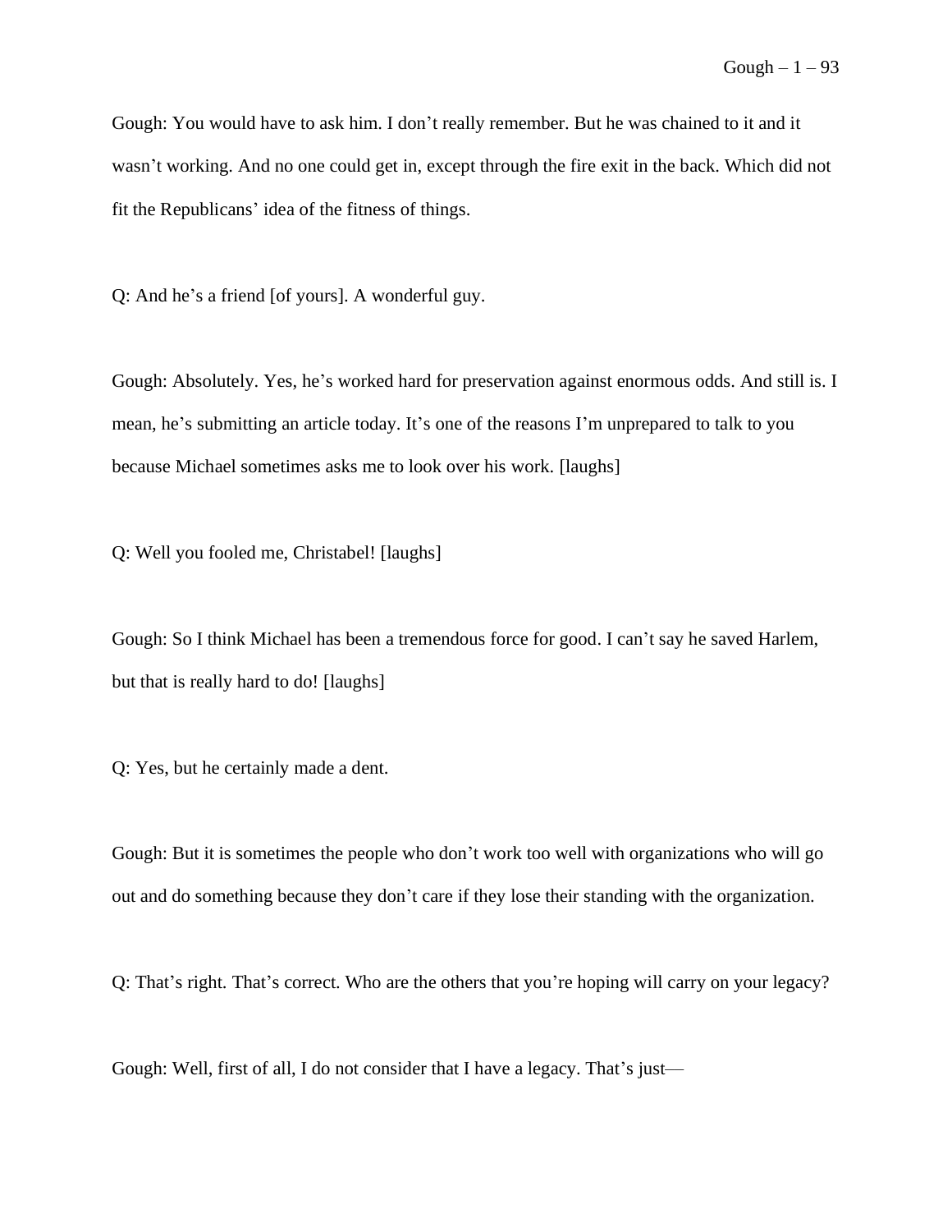Gough: You would have to ask him. I don't really remember. But he was chained to it and it wasn't working. And no one could get in, except through the fire exit in the back. Which did not fit the Republicans' idea of the fitness of things.

Q: And he's a friend [of yours]. A wonderful guy.

Gough: Absolutely. Yes, he's worked hard for preservation against enormous odds. And still is. I mean, he's submitting an article today. It's one of the reasons I'm unprepared to talk to you because Michael sometimes asks me to look over his work. [laughs]

Q: Well you fooled me, Christabel! [laughs]

Gough: So I think Michael has been a tremendous force for good. I can't say he saved Harlem, but that is really hard to do! [laughs]

Q: Yes, but he certainly made a dent.

Gough: But it is sometimes the people who don't work too well with organizations who will go out and do something because they don't care if they lose their standing with the organization.

Q: That's right. That's correct. Who are the others that you're hoping will carry on your legacy?

Gough: Well, first of all, I do not consider that I have a legacy. That's just—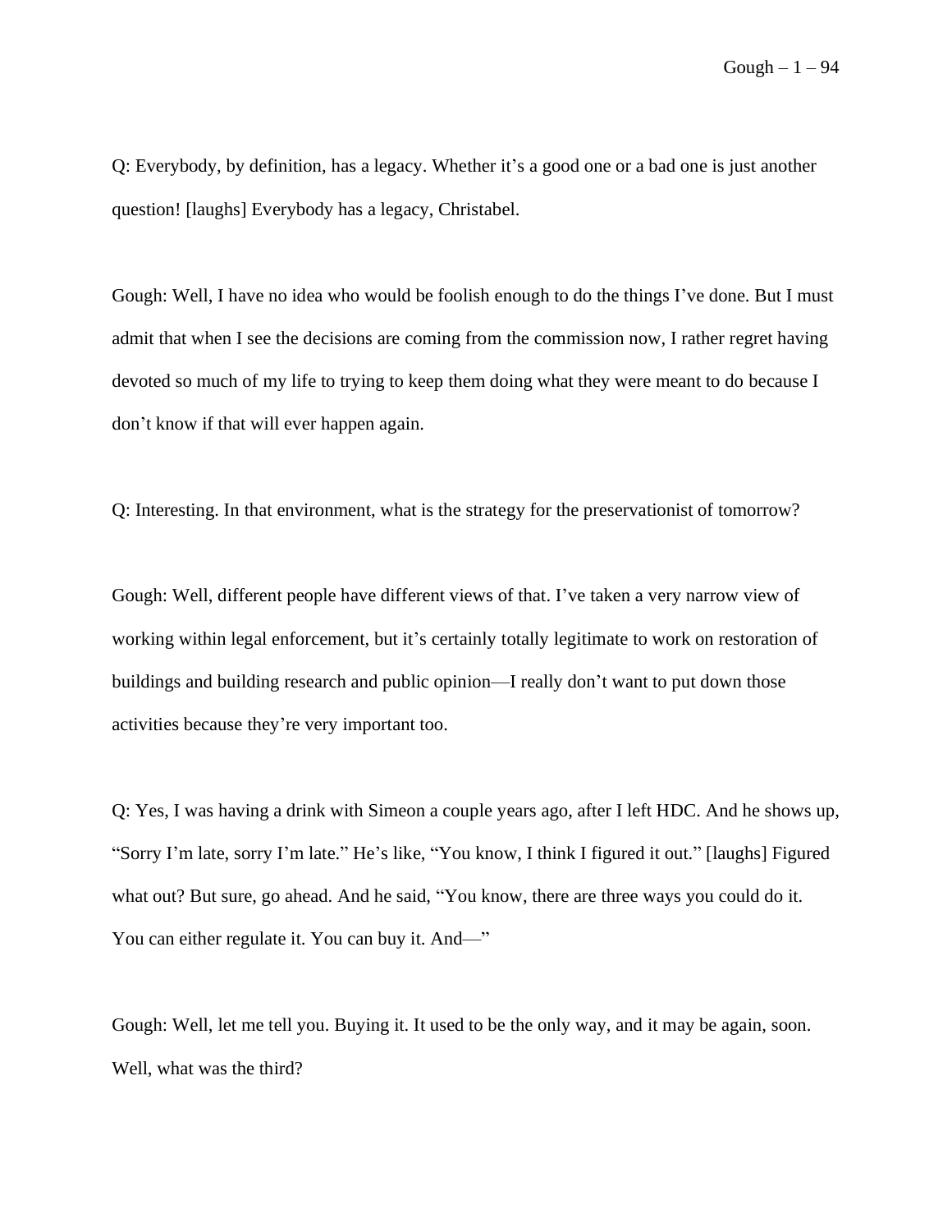Q: Everybody, by definition, has a legacy. Whether it's a good one or a bad one is just another question! [laughs] Everybody has a legacy, Christabel.

Gough: Well, I have no idea who would be foolish enough to do the things I've done. But I must admit that when I see the decisions are coming from the commission now, I rather regret having devoted so much of my life to trying to keep them doing what they were meant to do because I don't know if that will ever happen again.

Q: Interesting. In that environment, what is the strategy for the preservationist of tomorrow?

Gough: Well, different people have different views of that. I've taken a very narrow view of working within legal enforcement, but it's certainly totally legitimate to work on restoration of buildings and building research and public opinion—I really don't want to put down those activities because they're very important too.

Q: Yes, I was having a drink with Simeon a couple years ago, after I left HDC. And he shows up, "Sorry I'm late, sorry I'm late." He's like, "You know, I think I figured it out." [laughs] Figured what out? But sure, go ahead. And he said, "You know, there are three ways you could do it. You can either regulate it. You can buy it. And—"

Gough: Well, let me tell you. Buying it. It used to be the only way, and it may be again, soon. Well, what was the third?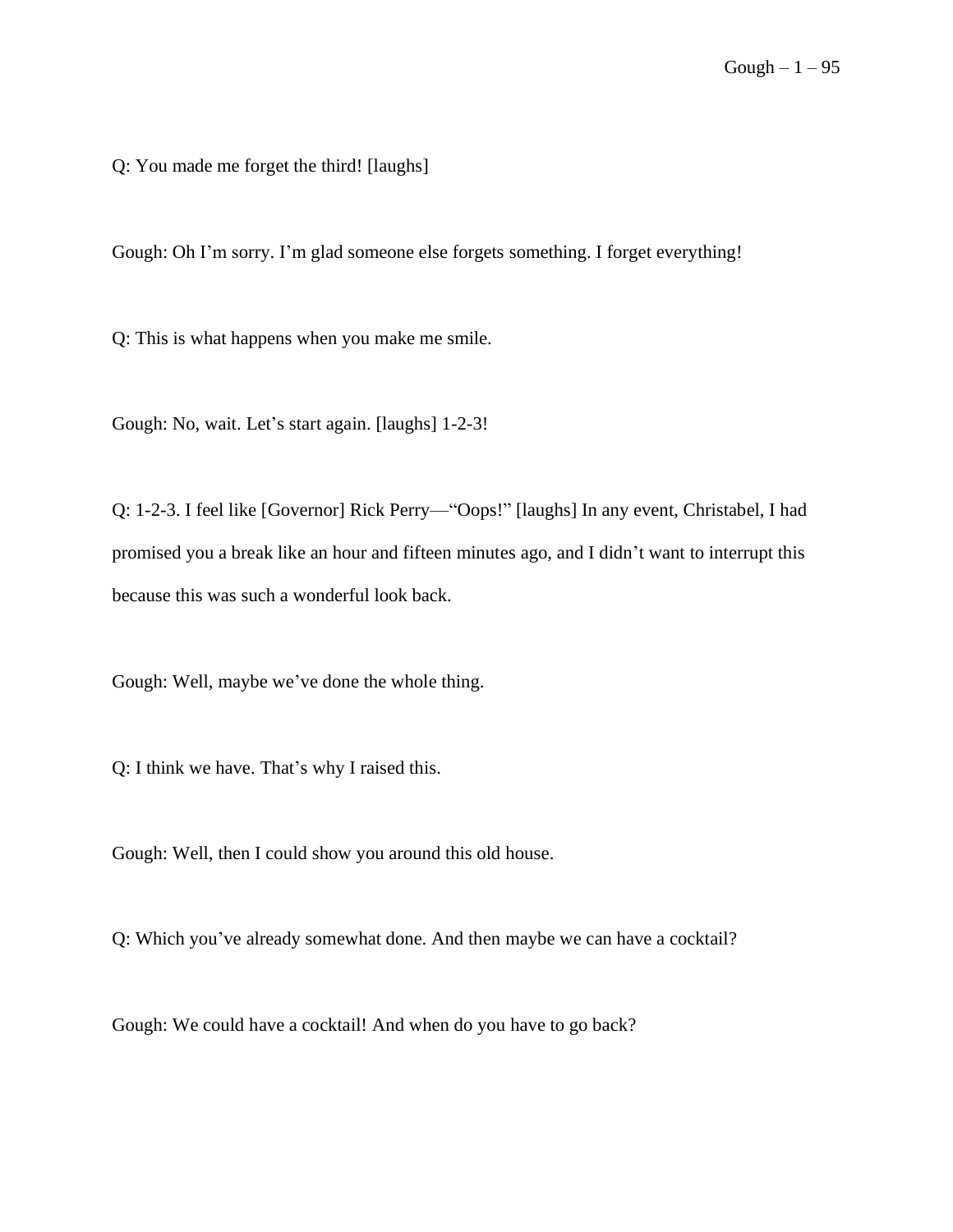Q: You made me forget the third! [laughs]

Gough: Oh I'm sorry. I'm glad someone else forgets something. I forget everything!

Q: This is what happens when you make me smile.

Gough: No, wait. Let's start again. [laughs] 1-2-3!

Q: 1-2-3. I feel like [Governor] Rick Perry—"Oops!" [laughs] In any event, Christabel, I had promised you a break like an hour and fifteen minutes ago, and I didn't want to interrupt this because this was such a wonderful look back.

Gough: Well, maybe we've done the whole thing.

Q: I think we have. That's why I raised this.

Gough: Well, then I could show you around this old house.

Q: Which you've already somewhat done. And then maybe we can have a cocktail?

Gough: We could have a cocktail! And when do you have to go back?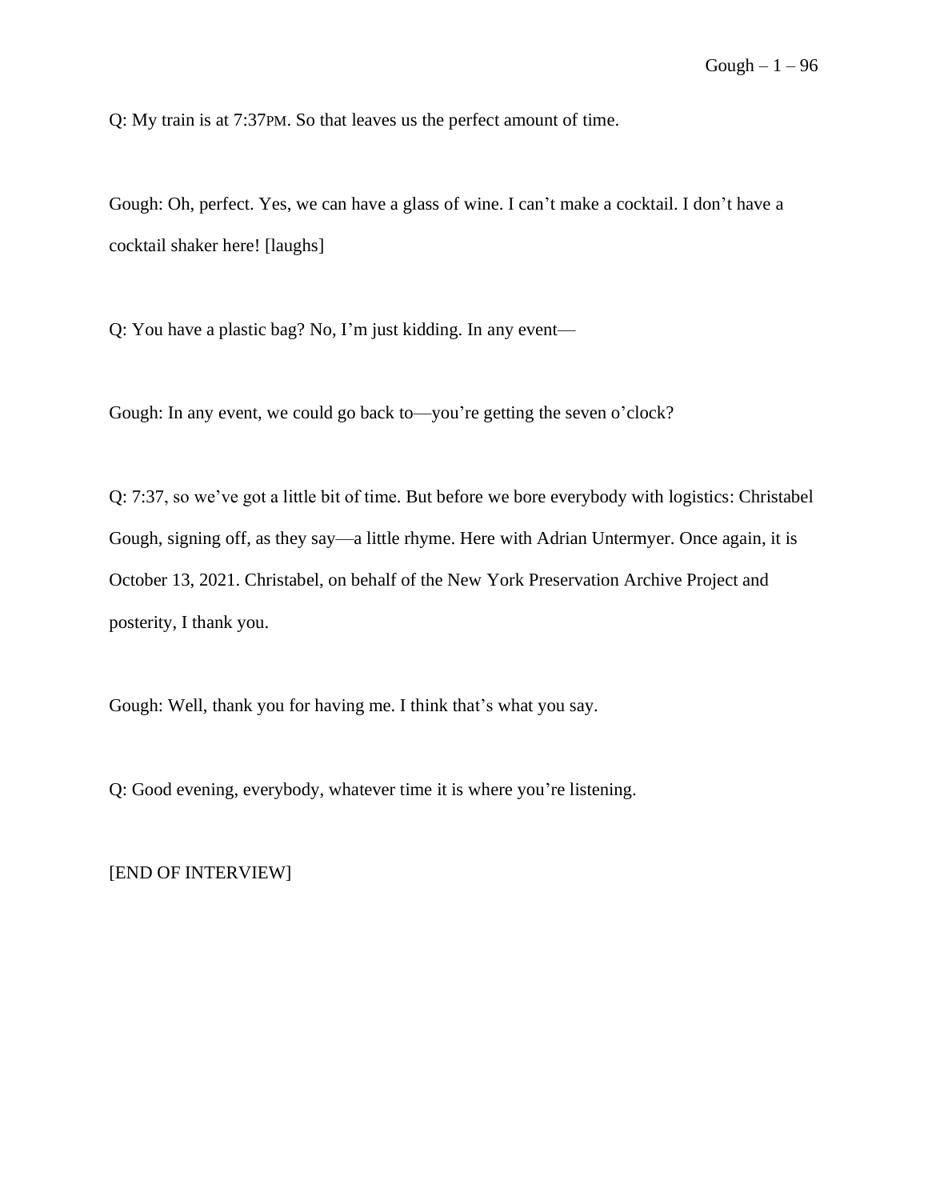Q: My train is at 7:37PM. So that leaves us the perfect amount of time.

Gough: Oh, perfect. Yes, we can have a glass of wine. I can't make a cocktail. I don't have a cocktail shaker here! [laughs]

Q: You have a plastic bag? No, I'm just kidding. In any event—

Gough: In any event, we could go back to—you're getting the seven o'clock?

Q: 7:37, so we've got a little bit of time. But before we bore everybody with logistics: Christabel Gough, signing off, as they say—a little rhyme. Here with Adrian Untermyer. Once again, it is October 13, 2021. Christabel, on behalf of the New York Preservation Archive Project and posterity, I thank you.

Gough: Well, thank you for having me. I think that's what you say.

Q: Good evening, everybody, whatever time it is where you're listening.

[END OF INTERVIEW]